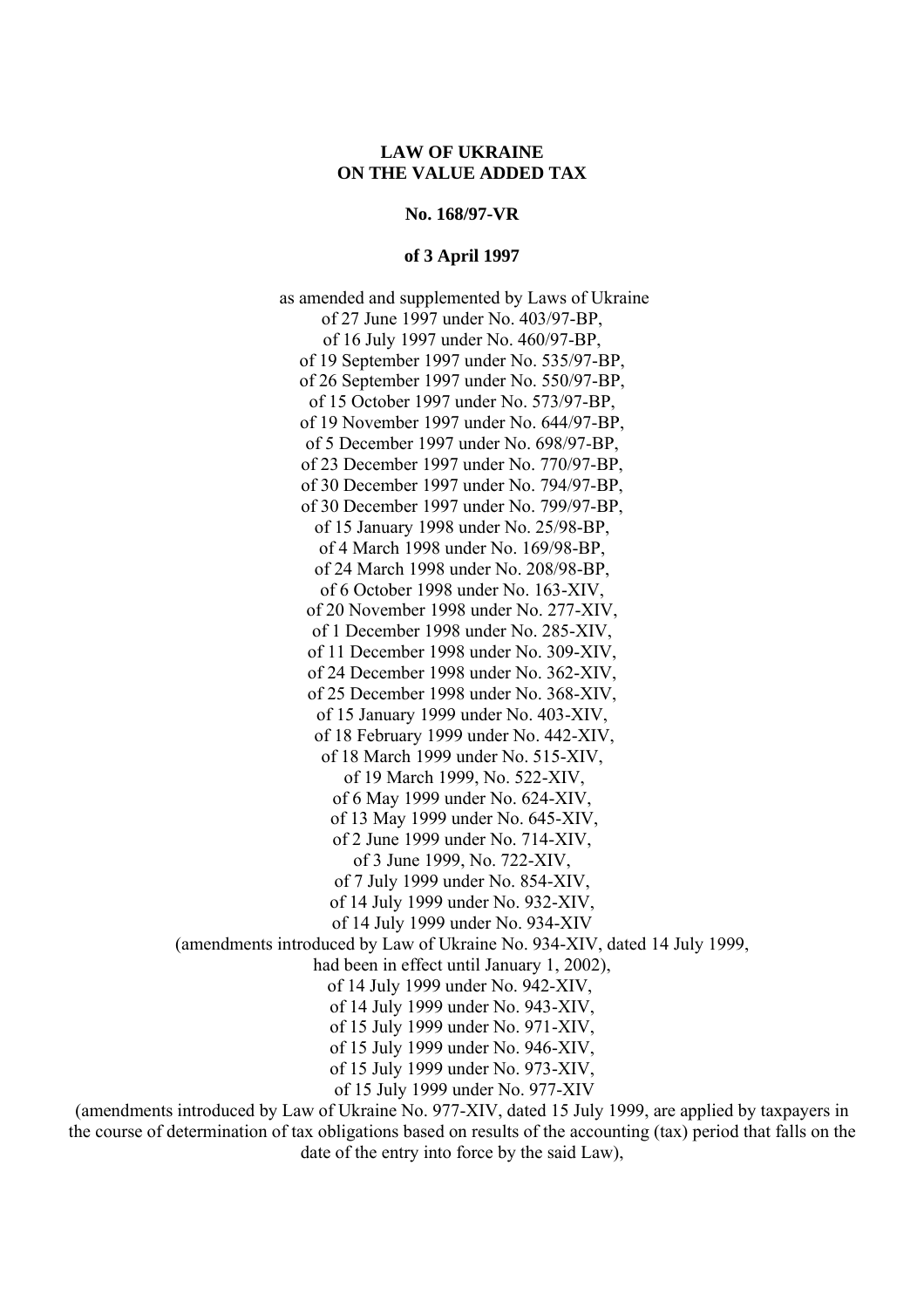**LAW OF UKRAINE**
**ON THE VALUE ADDED TAX**

**No. 168/97-VR**

**of 3 April 1997**

as amended and supplemented by Laws of Ukraine
of 27 June 1997 under No. 403/97-BP,
of 16 July 1997 under No. 460/97-BP,
of 19 September 1997 under No. 535/97-BP,
of 26 September 1997 under No. 550/97-BP,
of 15 October 1997 under No. 573/97-BP,
of 19 November 1997 under No. 644/97-BP,
of 5 December 1997 under No. 698/97-BP,
of 23 December 1997 under No. 770/97-BP,
of 30 December 1997 under No. 794/97-BP,
of 30 December 1997 under No. 799/97-BP,
of 15 January 1998 under No. 25/98-BP,
of 4 March 1998 under No. 169/98-BP,
of 24 March 1998 under No. 208/98-BP,
of 6 October 1998 under No. 163-XIV,
of 20 November 1998 under No. 277-XIV,
of 1 December 1998 under No. 285-XIV,
of 11 December 1998 under No. 309-XIV,
of 24 December 1998 under No. 362-XIV,
of 25 December 1998 under No. 368-XIV,
of 15 January 1999 under No. 403-XIV,
of 18 February 1999 under No. 442-XIV,
of 18 March 1999 under No. 515-XIV,
of 19 March 1999, No. 522-XIV,
of 6 May 1999 under No. 624-XIV,
of 13 May 1999 under No. 645-XIV,
of 2 June 1999 under No. 714-XIV,
of 3 June 1999, No. 722-XIV,
of 7 July 1999 under No. 854-XIV,
of 14 July 1999 under No. 932-XIV,
of 14 July 1999 under No. 934-XIV
(amendments introduced by Law of Ukraine No. 934-XIV, dated 14 July 1999,
had been in effect until January 1, 2002),
of 14 July 1999 under No. 942-XIV,
of 14 July 1999 under No. 943-XIV,
of 15 July 1999 under No. 971-XIV,
of 15 July 1999 under No. 946-XIV,
of 15 July 1999 under No. 973-XIV,
of 15 July 1999 under No. 977-XIV
(amendments introduced by Law of Ukraine No. 977-XIV, dated 15 July 1999, are applied by taxpayers in the course of determination of tax obligations based on results of the accounting (tax) period that falls on the date of the entry into force by the said Law),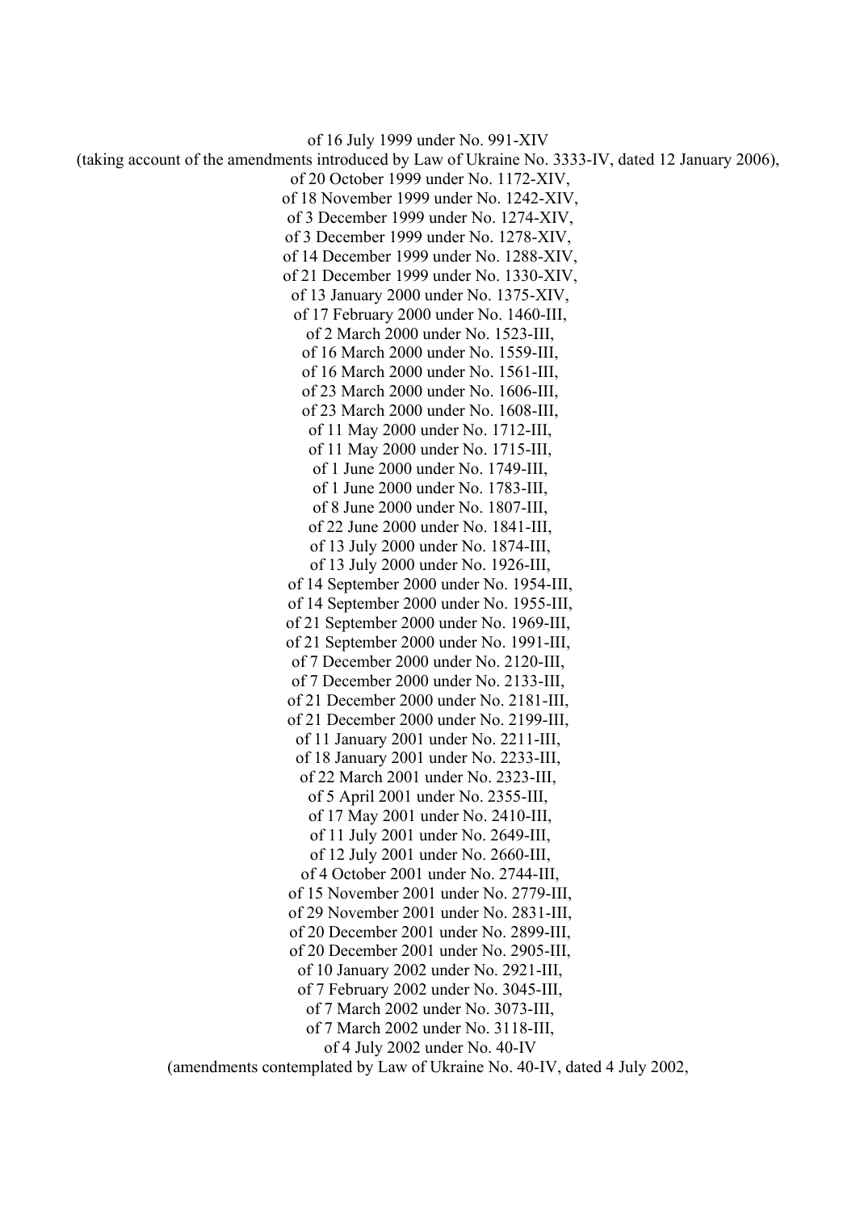of 16 July 1999 under No. 991-XIV
(taking account of the amendments introduced by Law of Ukraine No. 3333-IV, dated 12 January 2006),
of 20 October 1999 under No. 1172-XIV,
of 18 November 1999 under No. 1242-XIV,
of 3 December 1999 under No. 1274-XIV,
of 3 December 1999 under No. 1278-XIV,
of 14 December 1999 under No. 1288-XIV,
of 21 December 1999 under No. 1330-XIV,
of 13 January 2000 under No. 1375-XIV,
of 17 February 2000 under No. 1460-III,
of 2 March 2000 under No. 1523-III,
of 16 March 2000 under No. 1559-III,
of 16 March 2000 under No. 1561-III,
of 23 March 2000 under No. 1606-III,
of 23 March 2000 under No. 1608-III,
of 11 May 2000 under No. 1712-III,
of 11 May 2000 under No. 1715-III,
of 1 June 2000 under No. 1749-III,
of 1 June 2000 under No. 1783-III,
of 8 June 2000 under No. 1807-III,
of 22 June 2000 under No. 1841-III,
of 13 July 2000 under No. 1874-III,
of 13 July 2000 under No. 1926-III,
of 14 September 2000 under No. 1954-III,
of 14 September 2000 under No. 1955-III,
of 21 September 2000 under No. 1969-III,
of 21 September 2000 under No. 1991-III,
of 7 December 2000 under No. 2120-III,
of 7 December 2000 under No. 2133-III,
of 21 December 2000 under No. 2181-III,
of 21 December 2000 under No. 2199-III,
of 11 January 2001 under No. 2211-III,
of 18 January 2001 under No. 2233-III,
of 22 March 2001 under No. 2323-III,
of 5 April 2001 under No. 2355-III,
of 17 May 2001 under No. 2410-III,
of 11 July 2001 under No. 2649-III,
of 12 July 2001 under No. 2660-III,
of 4 October 2001 under No. 2744-III,
of 15 November 2001 under No. 2779-III,
of 29 November 2001 under No. 2831-III,
of 20 December 2001 under No. 2899-III,
of 20 December 2001 under No. 2905-III,
of 10 January 2002 under No. 2921-III,
of 7 February 2002 under No. 3045-III,
of 7 March 2002 under No. 3073-III,
of 7 March 2002 under No. 3118-III,
of 4 July 2002 under No. 40-IV
(amendments contemplated by Law of Ukraine No. 40-IV, dated 4 July 2002,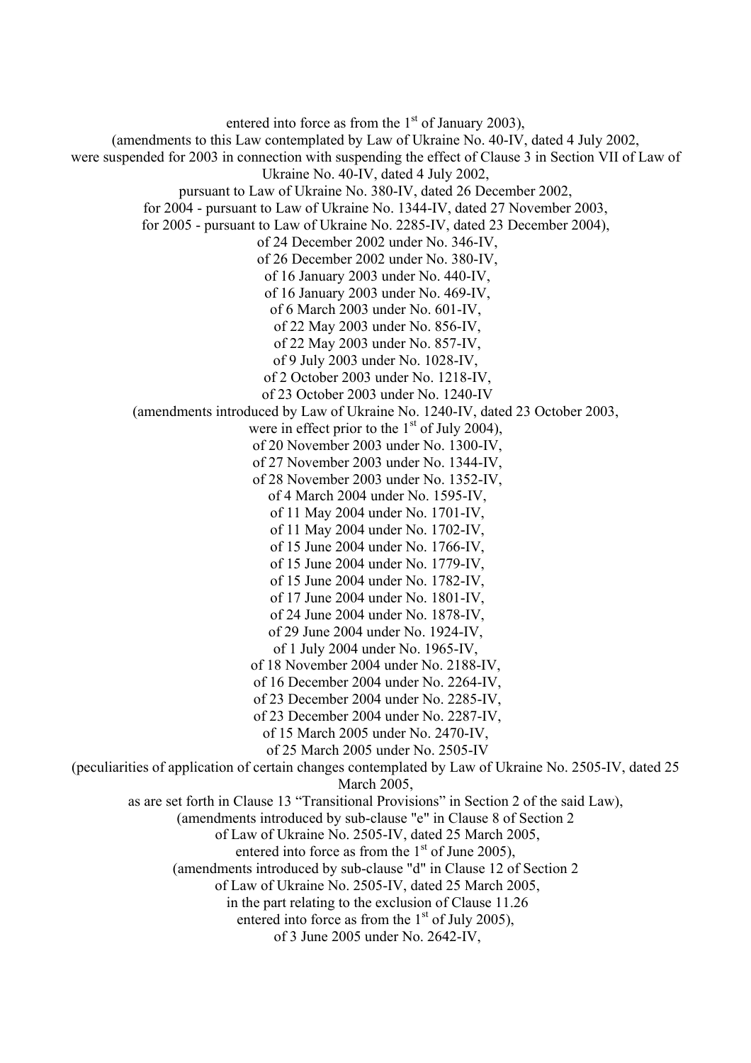entered into force as from the 1st of January 2003),
(amendments to this Law contemplated by Law of Ukraine No. 40-IV, dated 4 July 2002,
were suspended for 2003 in connection with suspending the effect of Clause 3 in Section VII of Law of Ukraine No. 40-IV, dated 4 July 2002,
pursuant to Law of Ukraine No. 380-IV, dated 26 December 2002,
for 2004 - pursuant to Law of Ukraine No. 1344-IV, dated 27 November 2003,
for 2005 - pursuant to Law of Ukraine No. 2285-IV, dated 23 December 2004),
of 24 December 2002 under No. 346-IV,
of 26 December 2002 under No. 380-IV,
of 16 January 2003 under No. 440-IV,
of 16 January 2003 under No. 469-IV,
of 6 March 2003 under No. 601-IV,
of 22 May 2003 under No. 856-IV,
of 22 May 2003 under No. 857-IV,
of 9 July 2003 under No. 1028-IV,
of 2 October 2003 under No. 1218-IV,
of 23 October 2003 under No. 1240-IV
(amendments introduced by Law of Ukraine No. 1240-IV, dated 23 October 2003,
were in effect prior to the 1st of July 2004),
of 20 November 2003 under No. 1300-IV,
of 27 November 2003 under No. 1344-IV,
of 28 November 2003 under No. 1352-IV,
of 4 March 2004 under No. 1595-IV,
of 11 May 2004 under No. 1701-IV,
of 11 May 2004 under No. 1702-IV,
of 15 June 2004 under No. 1766-IV,
of 15 June 2004 under No. 1779-IV,
of 15 June 2004 under No. 1782-IV,
of 17 June 2004 under No. 1801-IV,
of 24 June 2004 under No. 1878-IV,
of 29 June 2004 under No. 1924-IV,
of 1 July 2004 under No. 1965-IV,
of 18 November 2004 under No. 2188-IV,
of 16 December 2004 under No. 2264-IV,
of 23 December 2004 under No. 2285-IV,
of 23 December 2004 under No. 2287-IV,
of 15 March 2005 under No. 2470-IV,
of 25 March 2005 under No. 2505-IV
(peculiarities of application of certain changes contemplated by Law of Ukraine No. 2505-IV, dated 25 March 2005,
as are set forth in Clause 13 “Transitional Provisions” in Section 2 of the said Law),
(amendments introduced by sub-clause "e" in Clause 8 of Section 2
of Law of Ukraine No. 2505-IV, dated 25 March 2005,
entered into force as from the 1st of June 2005),
(amendments introduced by sub-clause "d" in Clause 12 of Section 2
of Law of Ukraine No. 2505-IV, dated 25 March 2005,
in the part relating to the exclusion of Clause 11.26
entered into force as from the 1st of July 2005),
of 3 June 2005 under No. 2642-IV,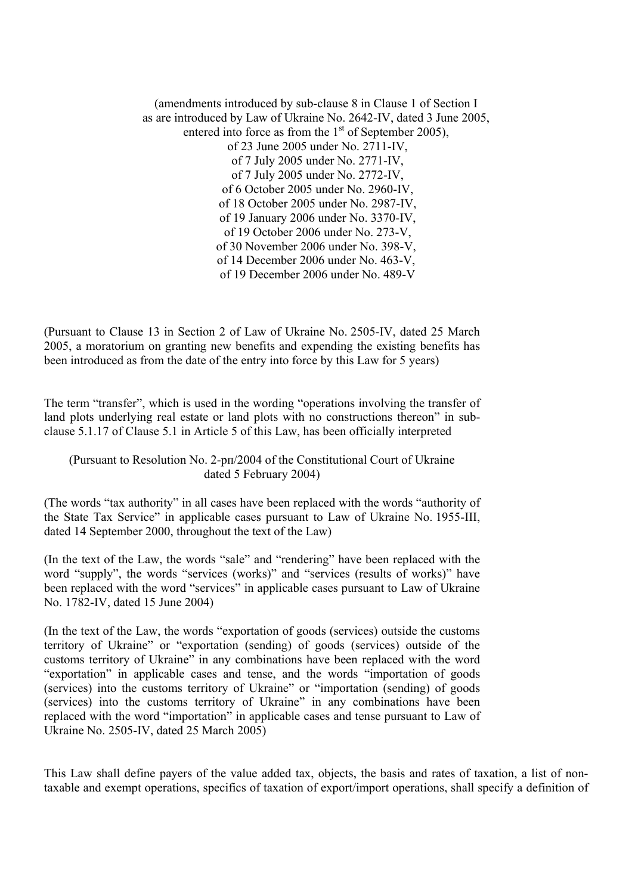(amendments introduced by sub-clause 8 in Clause 1 of Section I as are introduced by Law of Ukraine No. 2642-IV, dated 3 June 2005, entered into force as from the 1st of September 2005), of 23 June 2005 under No. 2711-IV, of 7 July 2005 under No. 2771-IV, of 7 July 2005 under No. 2772-IV, of 6 October 2005 under No. 2960-IV, of 18 October 2005 under No. 2987-IV, of 19 January 2006 under No. 3370-IV, of 19 October 2006 under No. 273-V, of 30 November 2006 under No. 398-V, of 14 December 2006 under No. 463-V, of 19 December 2006 under No. 489-V

(Pursuant to Clause 13 in Section 2 of Law of Ukraine No. 2505-IV, dated 25 March 2005, a moratorium on granting new benefits and expending the existing benefits has been introduced as from the date of the entry into force by this Law for 5 years)

The term "transfer", which is used in the wording "operations involving the transfer of land plots underlying real estate or land plots with no constructions thereon" in sub-clause 5.1.17 of Clause 5.1 in Article 5 of this Law, has been officially interpreted

(Pursuant to Resolution No. 2-рп/2004 of the Constitutional Court of Ukraine dated 5 February 2004)

(The words "tax authority" in all cases have been replaced with the words "authority of the State Tax Service" in applicable cases pursuant to Law of Ukraine No. 1955-III, dated 14 September 2000, throughout the text of the Law)

(In the text of the Law, the words "sale" and "rendering" have been replaced with the word "supply", the words "services (works)" and "services (results of works)" have been replaced with the word "services" in applicable cases pursuant to Law of Ukraine No. 1782-IV, dated 15 June 2004)

(In the text of the Law, the words "exportation of goods (services) outside the customs territory of Ukraine" or "exportation (sending) of goods (services) outside of the customs territory of Ukraine" in any combinations have been replaced with the word "exportation" in applicable cases and tense, and the words "importation of goods (services) into the customs territory of Ukraine" or "importation (sending) of goods (services) into the customs territory of Ukraine" in any combinations have been replaced with the word "importation" in applicable cases and tense pursuant to Law of Ukraine No. 2505-IV, dated 25 March 2005)

This Law shall define payers of the value added tax, objects, the basis and rates of taxation, a list of non-taxable and exempt operations, specifics of taxation of export/import operations, shall specify a definition of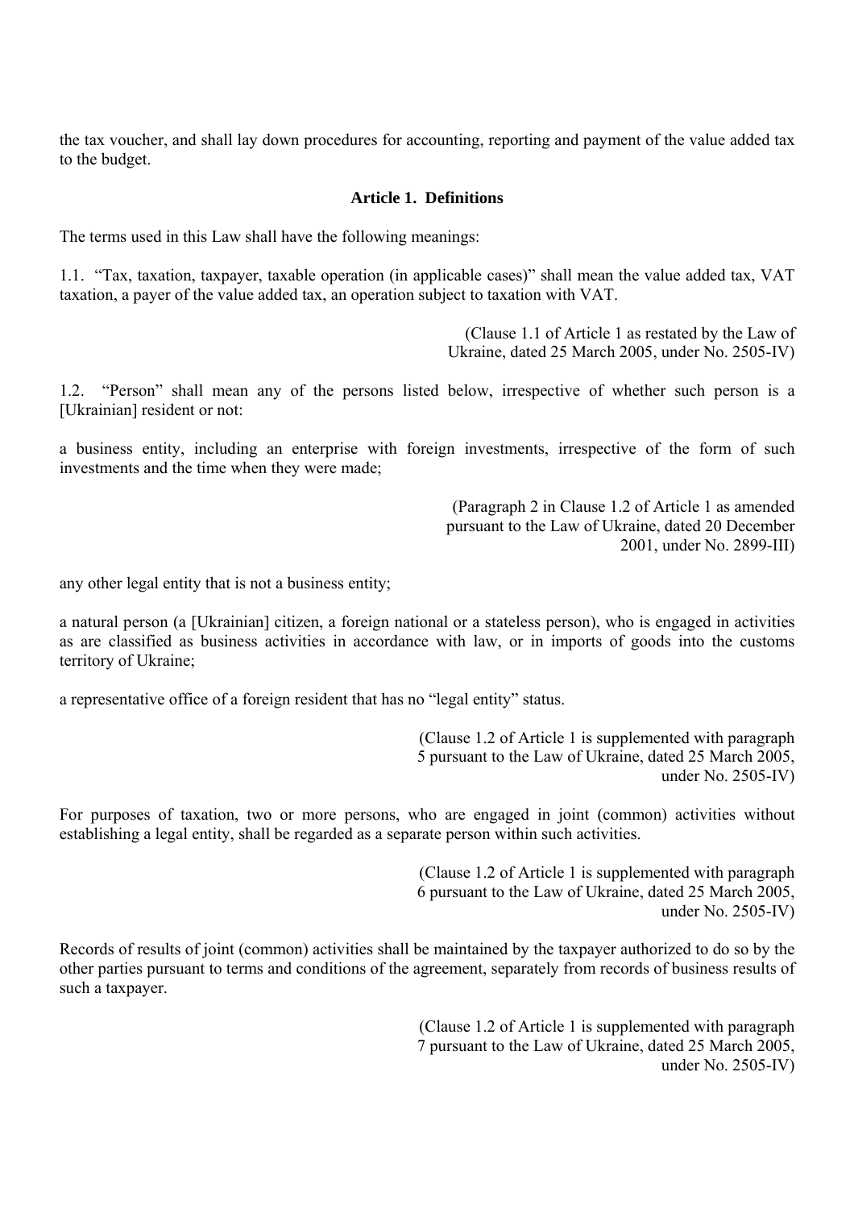the tax voucher, and shall lay down procedures for accounting, reporting and payment of the value added tax to the budget.

### Article 1. Definitions

The terms used in this Law shall have the following meanings:

1.1. "Tax, taxation, taxpayer, taxable operation (in applicable cases)" shall mean the value added tax, VAT taxation, a payer of the value added tax, an operation subject to taxation with VAT.

(Clause 1.1 of Article 1 as restated by the Law of Ukraine, dated 25 March 2005, under No. 2505-IV)

1.2. "Person" shall mean any of the persons listed below, irrespective of whether such person is a [Ukrainian] resident or not:

a business entity, including an enterprise with foreign investments, irrespective of the form of such investments and the time when they were made;

(Paragraph 2 in Clause 1.2 of Article 1 as amended pursuant to the Law of Ukraine, dated 20 December 2001, under No. 2899-III)

any other legal entity that is not a business entity;

a natural person (a [Ukrainian] citizen, a foreign national or a stateless person), who is engaged in activities as are classified as business activities in accordance with law, or in imports of goods into the customs territory of Ukraine;

a representative office of a foreign resident that has no "legal entity" status.

(Clause 1.2 of Article 1 is supplemented with paragraph 5 pursuant to the Law of Ukraine, dated 25 March 2005, under No. 2505-IV)

For purposes of taxation, two or more persons, who are engaged in joint (common) activities without establishing a legal entity, shall be regarded as a separate person within such activities.

(Clause 1.2 of Article 1 is supplemented with paragraph 6 pursuant to the Law of Ukraine, dated 25 March 2005, under No. 2505-IV)

Records of results of joint (common) activities shall be maintained by the taxpayer authorized to do so by the other parties pursuant to terms and conditions of the agreement, separately from records of business results of such a taxpayer.

(Clause 1.2 of Article 1 is supplemented with paragraph 7 pursuant to the Law of Ukraine, dated 25 March 2005, under No. 2505-IV)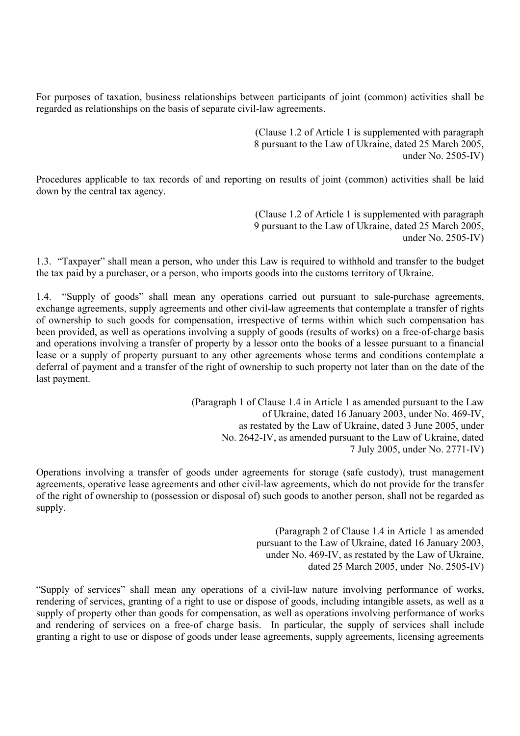For purposes of taxation, business relationships between participants of joint (common) activities shall be regarded as relationships on the basis of separate civil-law agreements.

(Clause 1.2 of Article 1 is supplemented with paragraph 8 pursuant to the Law of Ukraine, dated 25 March 2005, under No. 2505-IV)

Procedures applicable to tax records of and reporting on results of joint (common) activities shall be laid down by the central tax agency.

(Clause 1.2 of Article 1 is supplemented with paragraph 9 pursuant to the Law of Ukraine, dated 25 March 2005, under No. 2505-IV)

1.3. "Taxpayer" shall mean a person, who under this Law is required to withhold and transfer to the budget the tax paid by a purchaser, or a person, who imports goods into the customs territory of Ukraine.

1.4. "Supply of goods" shall mean any operations carried out pursuant to sale-purchase agreements, exchange agreements, supply agreements and other civil-law agreements that contemplate a transfer of rights of ownership to such goods for compensation, irrespective of terms within which such compensation has been provided, as well as operations involving a supply of goods (results of works) on a free-of-charge basis and operations involving a transfer of property by a lessor onto the books of a lessee pursuant to a financial lease or a supply of property pursuant to any other agreements whose terms and conditions contemplate a deferral of payment and a transfer of the right of ownership to such property not later than on the date of the last payment.

(Paragraph 1 of Clause 1.4 in Article 1 as amended pursuant to the Law of Ukraine, dated 16 January 2003, under No. 469-IV, as restated by the Law of Ukraine, dated 3 June 2005, under No. 2642-IV, as amended pursuant to the Law of Ukraine, dated 7 July 2005, under No. 2771-IV)

Operations involving a transfer of goods under agreements for storage (safe custody), trust management agreements, operative lease agreements and other civil-law agreements, which do not provide for the transfer of the right of ownership to (possession or disposal of) such goods to another person, shall not be regarded as supply.

(Paragraph 2 of Clause 1.4 in Article 1 as amended pursuant to the Law of Ukraine, dated 16 January 2003, under No. 469-IV, as restated by the Law of Ukraine, dated 25 March 2005, under No. 2505-IV)

"Supply of services" shall mean any operations of a civil-law nature involving performance of works, rendering of services, granting of a right to use or dispose of goods, including intangible assets, as well as a supply of property other than goods for compensation, as well as operations involving performance of works and rendering of services on a free-of charge basis. In particular, the supply of services shall include granting a right to use or dispose of goods under lease agreements, supply agreements, licensing agreements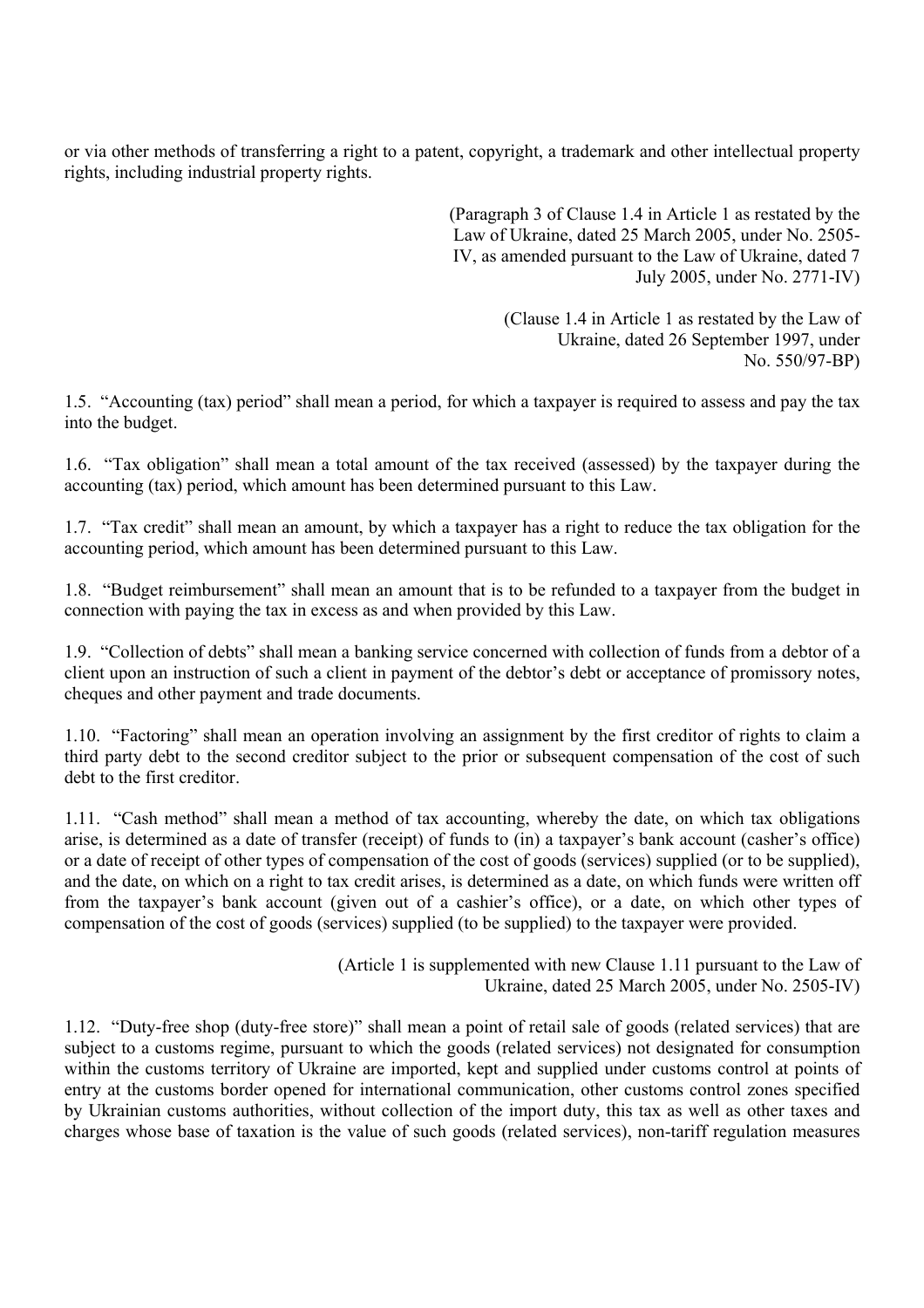or via other methods of transferring a right to a patent, copyright, a trademark and other intellectual property rights, including industrial property rights.

(Paragraph 3 of Clause 1.4 in Article 1 as restated by the Law of Ukraine, dated 25 March 2005, under No. 2505-IV, as amended pursuant to the Law of Ukraine, dated 7 July 2005, under No. 2771-IV)

(Clause 1.4 in Article 1 as restated by the Law of Ukraine, dated 26 September 1997, under No. 550/97-BP)

1.5. "Accounting (tax) period" shall mean a period, for which a taxpayer is required to assess and pay the tax into the budget.

1.6. "Tax obligation" shall mean a total amount of the tax received (assessed) by the taxpayer during the accounting (tax) period, which amount has been determined pursuant to this Law.

1.7. "Tax credit" shall mean an amount, by which a taxpayer has a right to reduce the tax obligation for the accounting period, which amount has been determined pursuant to this Law.

1.8. "Budget reimbursement" shall mean an amount that is to be refunded to a taxpayer from the budget in connection with paying the tax in excess as and when provided by this Law.

1.9. "Collection of debts" shall mean a banking service concerned with collection of funds from a debtor of a client upon an instruction of such a client in payment of the debtor's debt or acceptance of promissory notes, cheques and other payment and trade documents.

1.10. "Factoring" shall mean an operation involving an assignment by the first creditor of rights to claim a third party debt to the second creditor subject to the prior or subsequent compensation of the cost of such debt to the first creditor.

1.11. "Cash method" shall mean a method of tax accounting, whereby the date, on which tax obligations arise, is determined as a date of transfer (receipt) of funds to (in) a taxpayer's bank account (casher's office) or a date of receipt of other types of compensation of the cost of goods (services) supplied (or to be supplied), and the date, on which on a right to tax credit arises, is determined as a date, on which funds were written off from the taxpayer's bank account (given out of a cashier's office), or a date, on which other types of compensation of the cost of goods (services) supplied (to be supplied) to the taxpayer were provided.

(Article 1 is supplemented with new Clause 1.11 pursuant to the Law of Ukraine, dated 25 March 2005, under No. 2505-IV)

1.12. "Duty-free shop (duty-free store)" shall mean a point of retail sale of goods (related services) that are subject to a customs regime, pursuant to which the goods (related services) not designated for consumption within the customs territory of Ukraine are imported, kept and supplied under customs control at points of entry at the customs border opened for international communication, other customs control zones specified by Ukrainian customs authorities, without collection of the import duty, this tax as well as other taxes and charges whose base of taxation is the value of such goods (related services), non-tariff regulation measures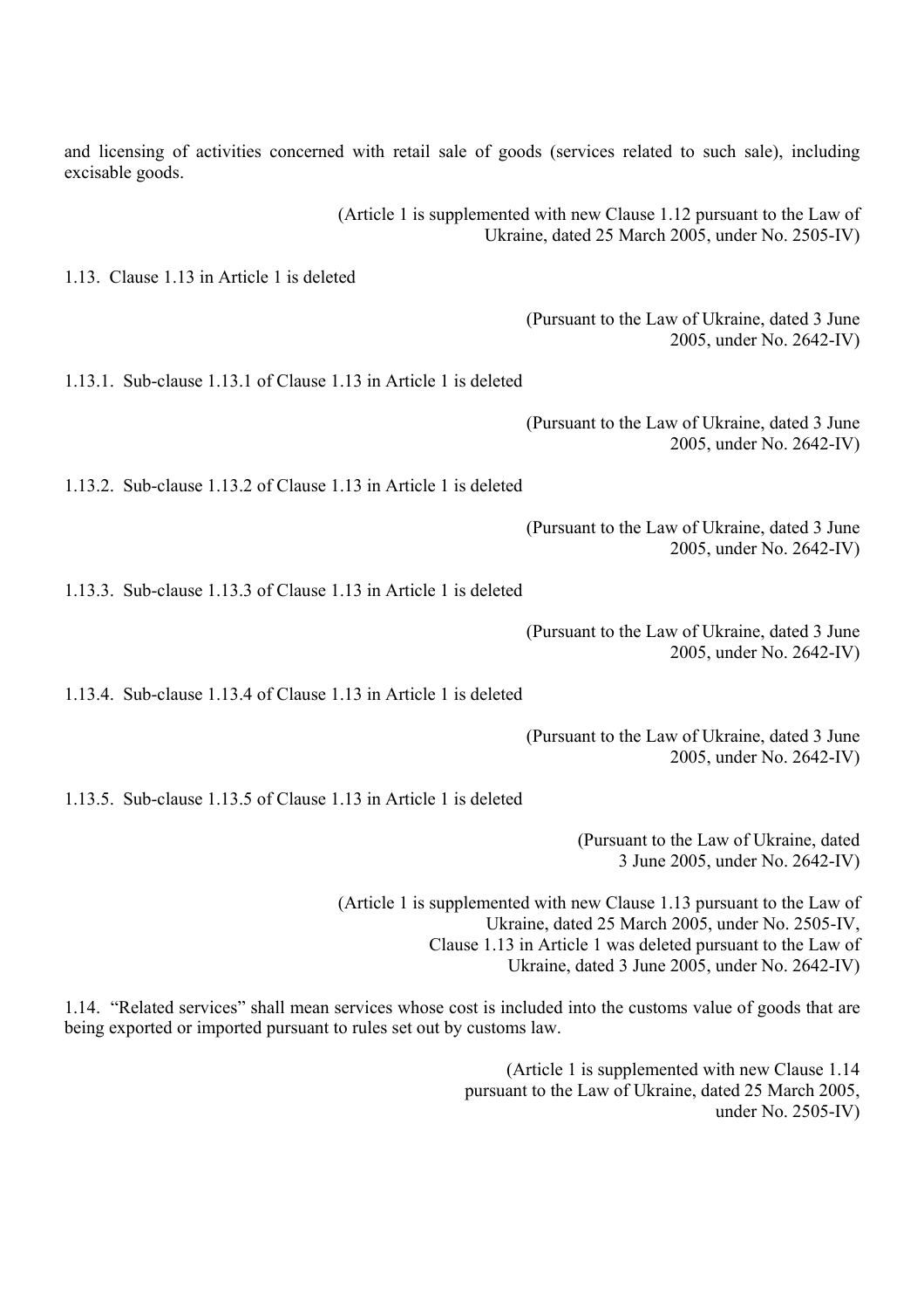and licensing of activities concerned with retail sale of goods (services related to such sale), including excisable goods.

(Article 1 is supplemented with new Clause 1.12 pursuant to the Law of Ukraine, dated 25 March 2005, under No. 2505-IV)

1.13. Clause 1.13 in Article 1 is deleted

(Pursuant to the Law of Ukraine, dated 3 June 2005, under No. 2642-IV)

1.13.1. Sub-clause 1.13.1 of Clause 1.13 in Article 1 is deleted

(Pursuant to the Law of Ukraine, dated 3 June 2005, under No. 2642-IV)

1.13.2. Sub-clause 1.13.2 of Clause 1.13 in Article 1 is deleted

(Pursuant to the Law of Ukraine, dated 3 June 2005, under No. 2642-IV)

1.13.3. Sub-clause 1.13.3 of Clause 1.13 in Article 1 is deleted

(Pursuant to the Law of Ukraine, dated 3 June 2005, under No. 2642-IV)

1.13.4. Sub-clause 1.13.4 of Clause 1.13 in Article 1 is deleted

(Pursuant to the Law of Ukraine, dated 3 June 2005, under No. 2642-IV)

1.13.5. Sub-clause 1.13.5 of Clause 1.13 in Article 1 is deleted

(Pursuant to the Law of Ukraine, dated 3 June 2005, under No. 2642-IV)

(Article 1 is supplemented with new Clause 1.13 pursuant to the Law of Ukraine, dated 25 March 2005, under No. 2505-IV, Clause 1.13 in Article 1 was deleted pursuant to the Law of Ukraine, dated 3 June 2005, under No. 2642-IV)

1.14. "Related services" shall mean services whose cost is included into the customs value of goods that are being exported or imported pursuant to rules set out by customs law.

(Article 1 is supplemented with new Clause 1.14 pursuant to the Law of Ukraine, dated 25 March 2005, under No. 2505-IV)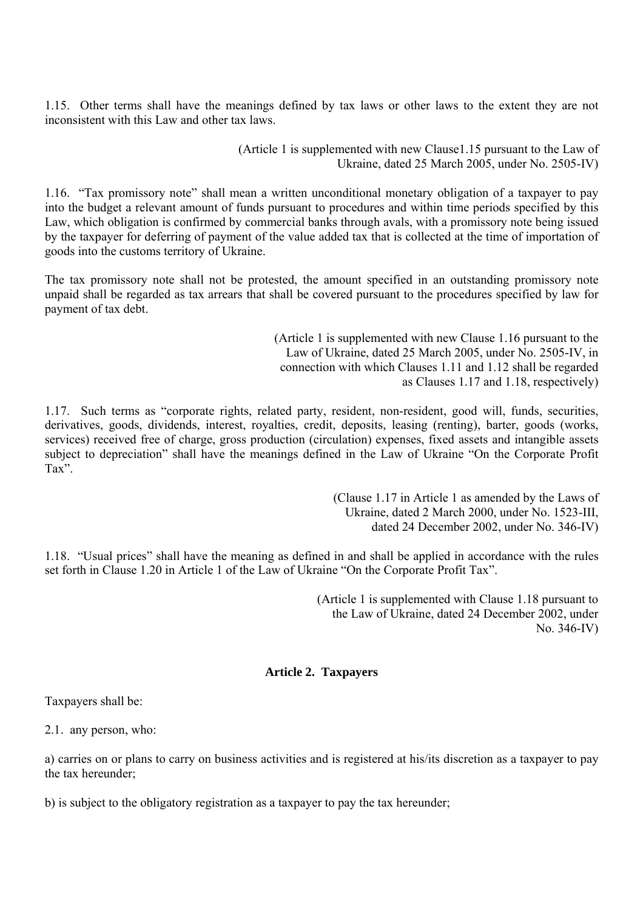1.15. Other terms shall have the meanings defined by tax laws or other laws to the extent they are not inconsistent with this Law and other tax laws.

(Article 1 is supplemented with new Clause1.15 pursuant to the Law of Ukraine, dated 25 March 2005, under No. 2505-IV)

1.16. "Tax promissory note" shall mean a written unconditional monetary obligation of a taxpayer to pay into the budget a relevant amount of funds pursuant to procedures and within time periods specified by this Law, which obligation is confirmed by commercial banks through avals, with a promissory note being issued by the taxpayer for deferring of payment of the value added tax that is collected at the time of importation of goods into the customs territory of Ukraine.

The tax promissory note shall not be protested, the amount specified in an outstanding promissory note unpaid shall be regarded as tax arrears that shall be covered pursuant to the procedures specified by law for payment of tax debt.

(Article 1 is supplemented with new Clause 1.16 pursuant to the Law of Ukraine, dated 25 March 2005, under No. 2505-IV, in connection with which Clauses 1.11 and 1.12 shall be regarded as Clauses 1.17 and 1.18, respectively)

1.17. Such terms as "corporate rights, related party, resident, non-resident, good will, funds, securities, derivatives, goods, dividends, interest, royalties, credit, deposits, leasing (renting), barter, goods (works, services) received free of charge, gross production (circulation) expenses, fixed assets and intangible assets subject to depreciation" shall have the meanings defined in the Law of Ukraine "On the Corporate Profit Tax".

(Clause 1.17 in Article 1 as amended by the Laws of Ukraine, dated 2 March 2000, under No. 1523-III, dated 24 December 2002, under No. 346-IV)

1.18. "Usual prices" shall have the meaning as defined in and shall be applied in accordance with the rules set forth in Clause 1.20 in Article 1 of the Law of Ukraine "On the Corporate Profit Tax".

(Article 1 is supplemented with Clause 1.18 pursuant to the Law of Ukraine, dated 24 December 2002, under No. 346-IV)

### Article 2. Taxpayers

Taxpayers shall be:

2.1. any person, who:

a) carries on or plans to carry on business activities and is registered at his/its discretion as a taxpayer to pay the tax hereunder;

b) is subject to the obligatory registration as a taxpayer to pay the tax hereunder;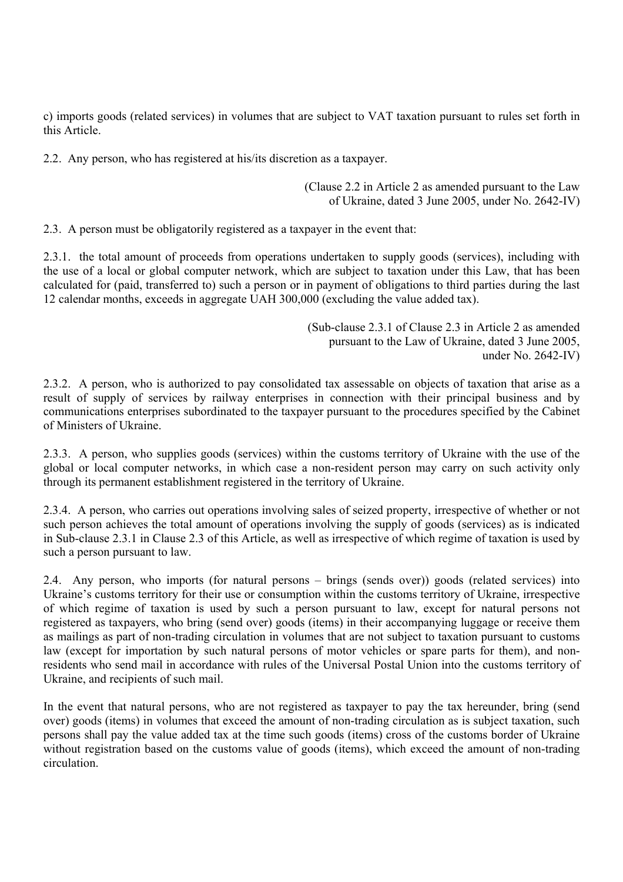c) imports goods (related services) in volumes that are subject to VAT taxation pursuant to rules set forth in this Article.

2.2. Any person, who has registered at his/its discretion as a taxpayer.

(Clause 2.2 in Article 2 as amended pursuant to the Law of Ukraine, dated 3 June 2005, under No. 2642-IV)

2.3. A person must be obligatorily registered as a taxpayer in the event that:

2.3.1. the total amount of proceeds from operations undertaken to supply goods (services), including with the use of a local or global computer network, which are subject to taxation under this Law, that has been calculated for (paid, transferred to) such a person or in payment of obligations to third parties during the last 12 calendar months, exceeds in aggregate UAH 300,000 (excluding the value added tax).

(Sub-clause 2.3.1 of Clause 2.3 in Article 2 as amended pursuant to the Law of Ukraine, dated 3 June 2005, under No. 2642-IV)

2.3.2. A person, who is authorized to pay consolidated tax assessable on objects of taxation that arise as a result of supply of services by railway enterprises in connection with their principal business and by communications enterprises subordinated to the taxpayer pursuant to the procedures specified by the Cabinet of Ministers of Ukraine.

2.3.3. A person, who supplies goods (services) within the customs territory of Ukraine with the use of the global or local computer networks, in which case a non-resident person may carry on such activity only through its permanent establishment registered in the territory of Ukraine.

2.3.4. A person, who carries out operations involving sales of seized property, irrespective of whether or not such person achieves the total amount of operations involving the supply of goods (services) as is indicated in Sub-clause 2.3.1 in Clause 2.3 of this Article, as well as irrespective of which regime of taxation is used by such a person pursuant to law.

2.4. Any person, who imports (for natural persons – brings (sends over)) goods (related services) into Ukraine's customs territory for their use or consumption within the customs territory of Ukraine, irrespective of which regime of taxation is used by such a person pursuant to law, except for natural persons not registered as taxpayers, who bring (send over) goods (items) in their accompanying luggage or receive them as mailings as part of non-trading circulation in volumes that are not subject to taxation pursuant to customs law (except for importation by such natural persons of motor vehicles or spare parts for them), and non-residents who send mail in accordance with rules of the Universal Postal Union into the customs territory of Ukraine, and recipients of such mail.

In the event that natural persons, who are not registered as taxpayer to pay the tax hereunder, bring (send over) goods (items) in volumes that exceed the amount of non-trading circulation as is subject taxation, such persons shall pay the value added tax at the time such goods (items) cross of the customs border of Ukraine without registration based on the customs value of goods (items), which exceed the amount of non-trading circulation.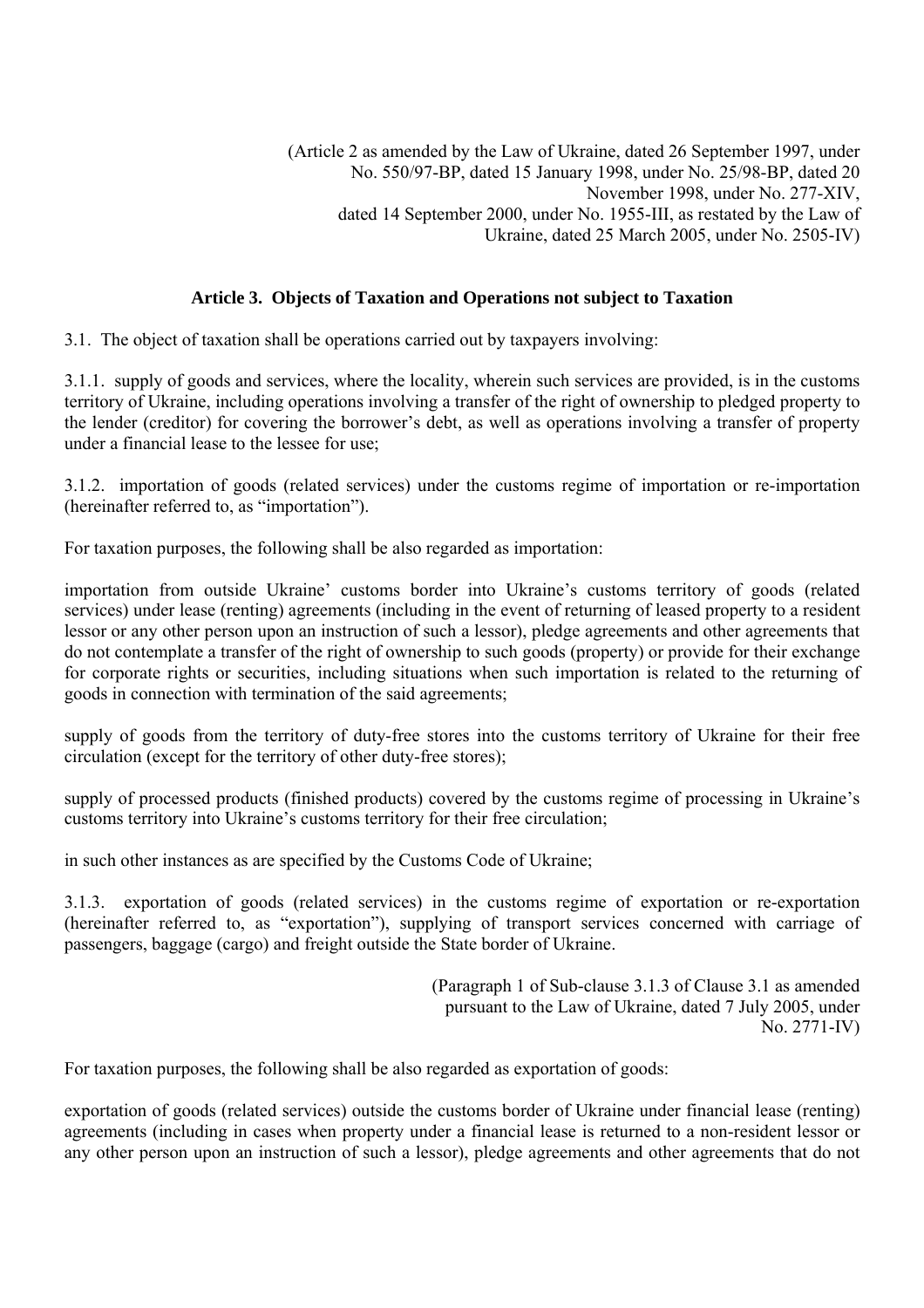(Article 2 as amended by the Law of Ukraine, dated 26 September 1997, under No. 550/97-BP, dated 15 January 1998, under No. 25/98-BP, dated 20 November 1998, under No. 277-XIV, dated 14 September 2000, under No. 1955-III, as restated by the Law of Ukraine, dated 25 March 2005, under No. 2505-IV)

### Article 3. Objects of Taxation and Operations not subject to Taxation

3.1. The object of taxation shall be operations carried out by taxpayers involving:

3.1.1. supply of goods and services, where the locality, wherein such services are provided, is in the customs territory of Ukraine, including operations involving a transfer of the right of ownership to pledged property to the lender (creditor) for covering the borrower's debt, as well as operations involving a transfer of property under a financial lease to the lessee for use;

3.1.2. importation of goods (related services) under the customs regime of importation or re-importation (hereinafter referred to, as "importation").

For taxation purposes, the following shall be also regarded as importation:

importation from outside Ukraine' customs border into Ukraine's customs territory of goods (related services) under lease (renting) agreements (including in the event of returning of leased property to a resident lessor or any other person upon an instruction of such a lessor), pledge agreements and other agreements that do not contemplate a transfer of the right of ownership to such goods (property) or provide for their exchange for corporate rights or securities, including situations when such importation is related to the returning of goods in connection with termination of the said agreements;

supply of goods from the territory of duty-free stores into the customs territory of Ukraine for their free circulation (except for the territory of other duty-free stores);

supply of processed products (finished products) covered by the customs regime of processing in Ukraine's customs territory into Ukraine's customs territory for their free circulation;

in such other instances as are specified by the Customs Code of Ukraine;

3.1.3. exportation of goods (related services) in the customs regime of exportation or re-exportation (hereinafter referred to, as "exportation"), supplying of transport services concerned with carriage of passengers, baggage (cargo) and freight outside the State border of Ukraine.

(Paragraph 1 of Sub-clause 3.1.3 of Clause 3.1 as amended pursuant to the Law of Ukraine, dated 7 July 2005, under No. 2771-IV)

For taxation purposes, the following shall be also regarded as exportation of goods:

exportation of goods (related services) outside the customs border of Ukraine under financial lease (renting) agreements (including in cases when property under a financial lease is returned to a non-resident lessor or any other person upon an instruction of such a lessor), pledge agreements and other agreements that do not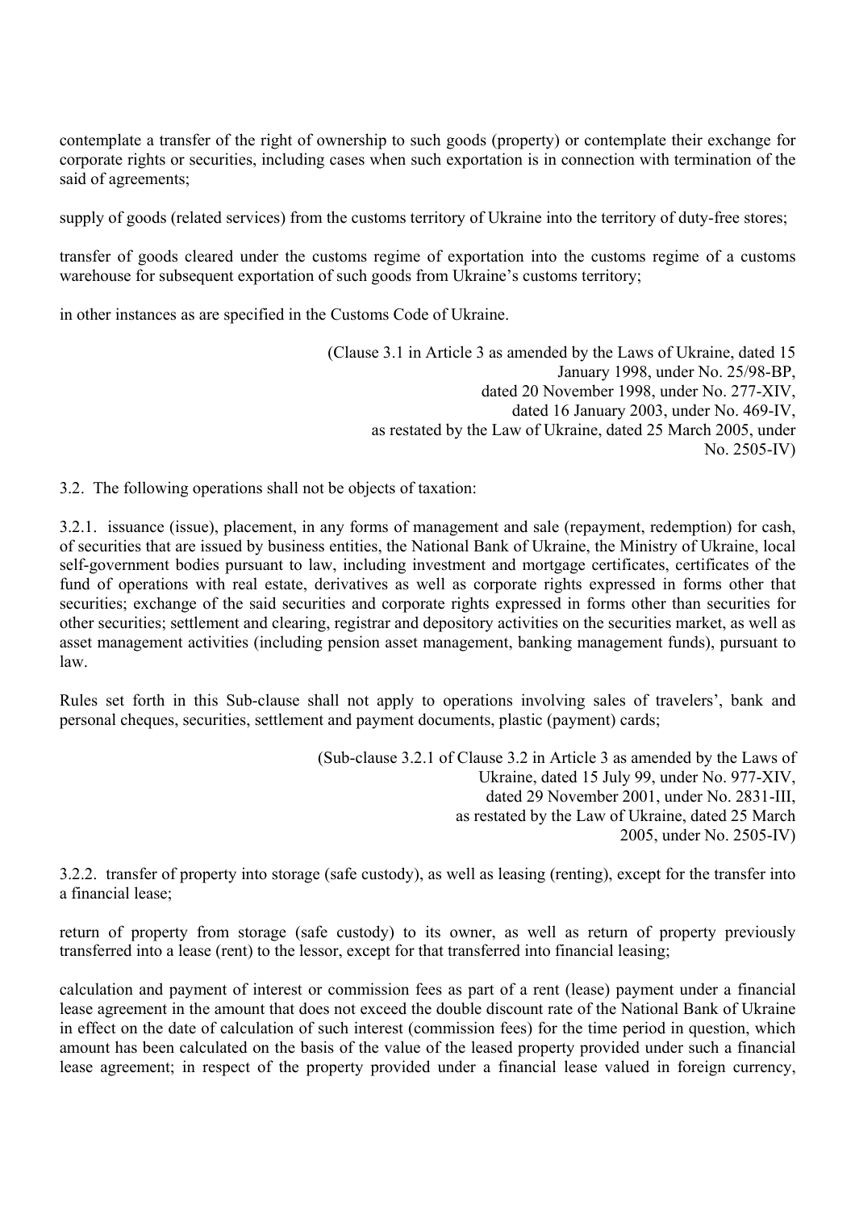contemplate a transfer of the right of ownership to such goods (property) or contemplate their exchange for corporate rights or securities, including cases when such exportation is in connection with termination of the said of agreements;

supply of goods (related services) from the customs territory of Ukraine into the territory of duty-free stores;

transfer of goods cleared under the customs regime of exportation into the customs regime of a customs warehouse for subsequent exportation of such goods from Ukraine's customs territory;

in other instances as are specified in the Customs Code of Ukraine.

(Clause 3.1 in Article 3 as amended by the Laws of Ukraine, dated 15 January 1998, under No. 25/98-BP, dated 20 November 1998, under No. 277-XIV, dated 16 January 2003, under No. 469-IV, as restated by the Law of Ukraine, dated 25 March 2005, under No. 2505-IV)

3.2. The following operations shall not be objects of taxation:

3.2.1. issuance (issue), placement, in any forms of management and sale (repayment, redemption) for cash, of securities that are issued by business entities, the National Bank of Ukraine, the Ministry of Ukraine, local self-government bodies pursuant to law, including investment and mortgage certificates, certificates of the fund of operations with real estate, derivatives as well as corporate rights expressed in forms other that securities; exchange of the said securities and corporate rights expressed in forms other than securities for other securities; settlement and clearing, registrar and depository activities on the securities market, as well as asset management activities (including pension asset management, banking management funds), pursuant to law.

Rules set forth in this Sub-clause shall not apply to operations involving sales of travelers', bank and personal cheques, securities, settlement and payment documents, plastic (payment) cards;

(Sub-clause 3.2.1 of Clause 3.2 in Article 3 as amended by the Laws of Ukraine, dated 15 July 99, under No. 977-XIV, dated 29 November 2001, under No. 2831-III, as restated by the Law of Ukraine, dated 25 March 2005, under No. 2505-IV)

3.2.2. transfer of property into storage (safe custody), as well as leasing (renting), except for the transfer into a financial lease;

return of property from storage (safe custody) to its owner, as well as return of property previously transferred into a lease (rent) to the lessor, except for that transferred into financial leasing;

calculation and payment of interest or commission fees as part of a rent (lease) payment under a financial lease agreement in the amount that does not exceed the double discount rate of the National Bank of Ukraine in effect on the date of calculation of such interest (commission fees) for the time period in question, which amount has been calculated on the basis of the value of the leased property provided under such a financial lease agreement; in respect of the property provided under a financial lease valued in foreign currency,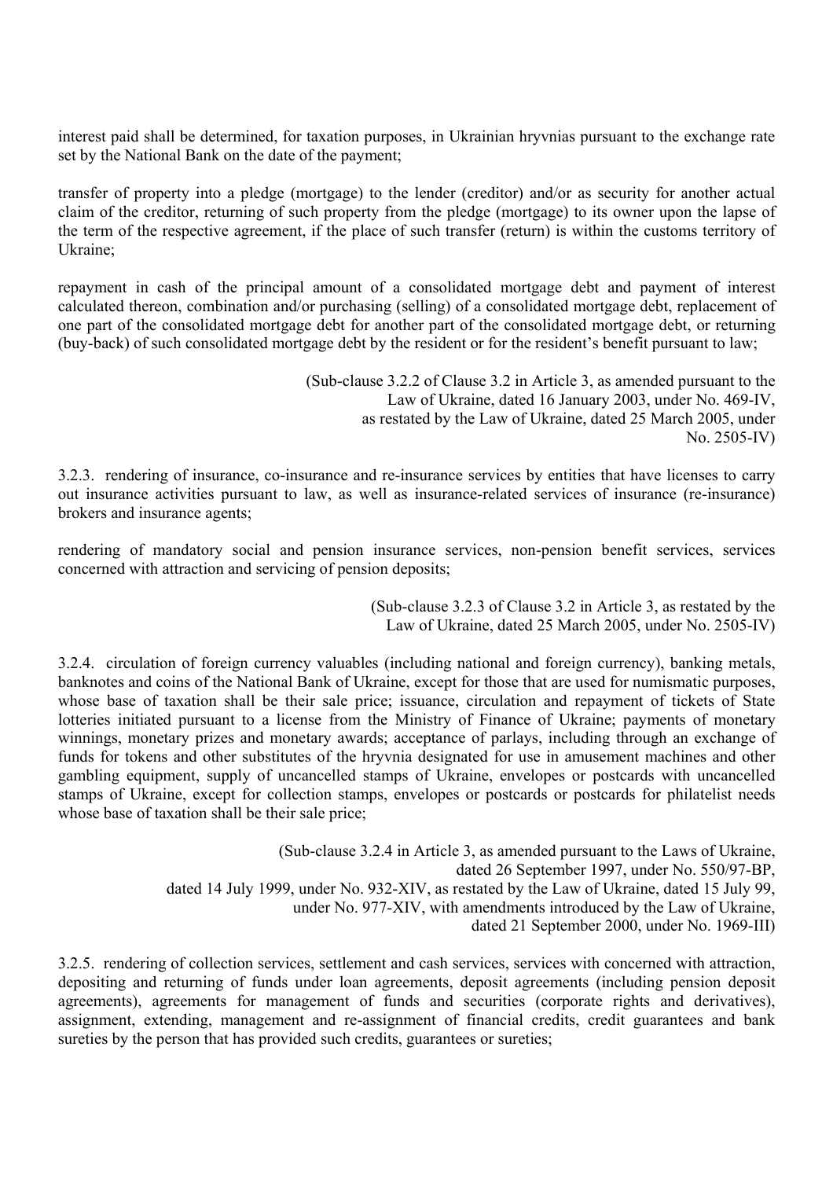interest paid shall be determined, for taxation purposes, in Ukrainian hryvnias pursuant to the exchange rate set by the National Bank on the date of the payment;

transfer of property into a pledge (mortgage) to the lender (creditor) and/or as security for another actual claim of the creditor, returning of such property from the pledge (mortgage) to its owner upon the lapse of the term of the respective agreement, if the place of such transfer (return) is within the customs territory of Ukraine;

repayment in cash of the principal amount of a consolidated mortgage debt and payment of interest calculated thereon, combination and/or purchasing (selling) of a consolidated mortgage debt, replacement of one part of the consolidated mortgage debt for another part of the consolidated mortgage debt, or returning (buy-back) of such consolidated mortgage debt by the resident or for the resident's benefit pursuant to law;

(Sub-clause 3.2.2 of Clause 3.2 in Article 3, as amended pursuant to the Law of Ukraine, dated 16 January 2003, under No. 469-IV, as restated by the Law of Ukraine, dated 25 March 2005, under No. 2505-IV)

3.2.3. rendering of insurance, co-insurance and re-insurance services by entities that have licenses to carry out insurance activities pursuant to law, as well as insurance-related services of insurance (re-insurance) brokers and insurance agents;

rendering of mandatory social and pension insurance services, non-pension benefit services, services concerned with attraction and servicing of pension deposits;

(Sub-clause 3.2.3 of Clause 3.2 in Article 3, as restated by the Law of Ukraine, dated 25 March 2005, under No. 2505-IV)

3.2.4. circulation of foreign currency valuables (including national and foreign currency), banking metals, banknotes and coins of the National Bank of Ukraine, except for those that are used for numismatic purposes, whose base of taxation shall be their sale price; issuance, circulation and repayment of tickets of State lotteries initiated pursuant to a license from the Ministry of Finance of Ukraine; payments of monetary winnings, monetary prizes and monetary awards; acceptance of parlays, including through an exchange of funds for tokens and other substitutes of the hryvnia designated for use in amusement machines and other gambling equipment, supply of uncancelled stamps of Ukraine, envelopes or postcards with uncancelled stamps of Ukraine, except for collection stamps, envelopes or postcards or postcards for philatelist needs whose base of taxation shall be their sale price;

(Sub-clause 3.2.4 in Article 3, as amended pursuant to the Laws of Ukraine, dated 26 September 1997, under No. 550/97-BP, dated 14 July 1999, under No. 932-XIV, as restated by the Law of Ukraine, dated 15 July 99, under No. 977-XIV, with amendments introduced by the Law of Ukraine, dated 21 September 2000, under No. 1969-III)

3.2.5. rendering of collection services, settlement and cash services, services with concerned with attraction, depositing and returning of funds under loan agreements, deposit agreements (including pension deposit agreements), agreements for management of funds and securities (corporate rights and derivatives), assignment, extending, management and re-assignment of financial credits, credit guarantees and bank sureties by the person that has provided such credits, guarantees or sureties;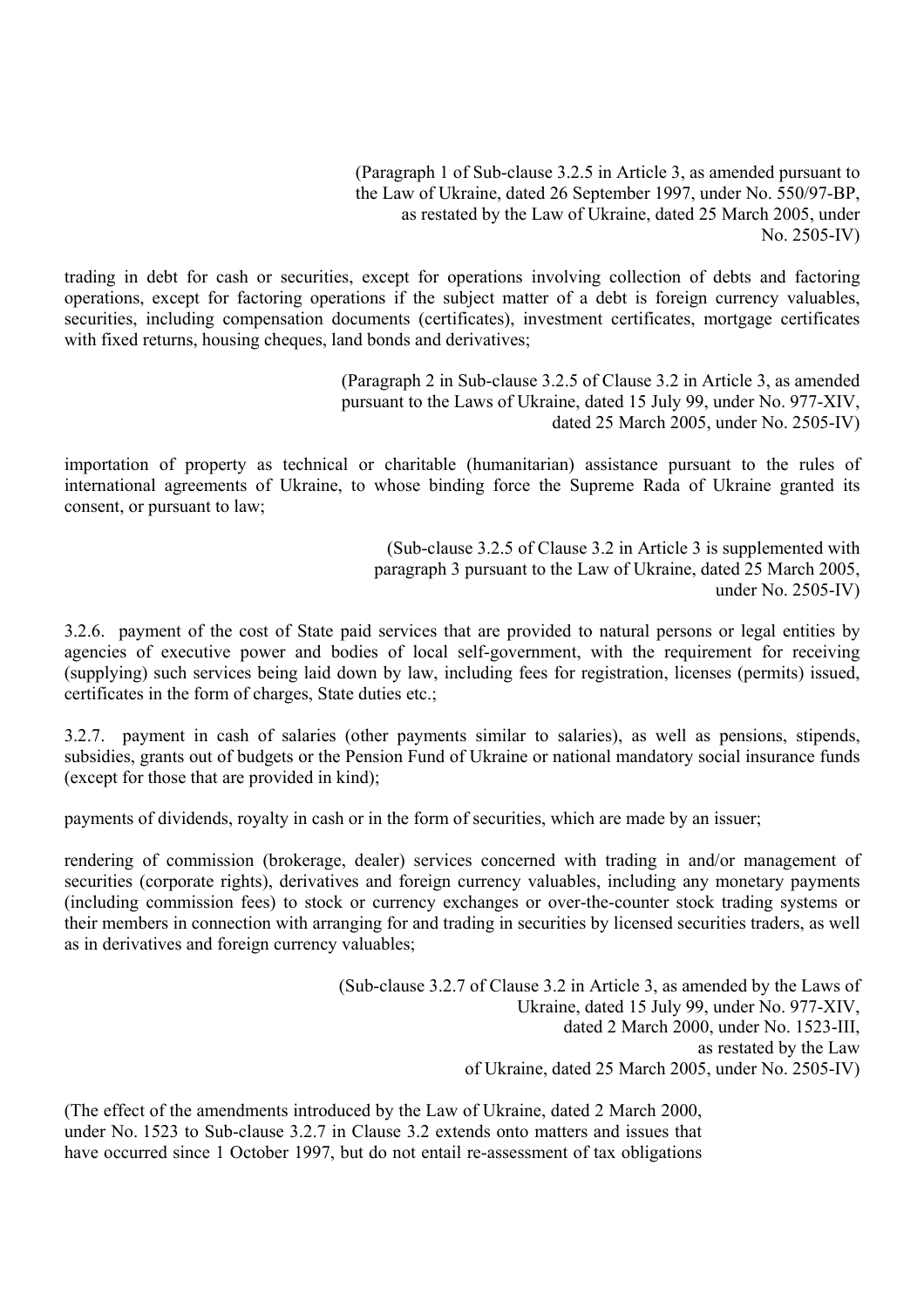(Paragraph 1 of Sub-clause 3.2.5 in Article 3, as amended pursuant to the Law of Ukraine, dated 26 September 1997, under No. 550/97-ВР, as restated by the Law of Ukraine, dated 25 March 2005, under No. 2505-IV)

trading in debt for cash or securities, except for operations involving collection of debts and factoring operations, except for factoring operations if the subject matter of a debt is foreign currency valuables, securities, including compensation documents (certificates), investment certificates, mortgage certificates with fixed returns, housing cheques, land bonds and derivatives;

(Paragraph 2 in Sub-clause 3.2.5 of Clause 3.2 in Article 3, as amended pursuant to the Laws of Ukraine, dated 15 July 99, under No. 977-XIV, dated 25 March 2005, under No. 2505-IV)

importation of property as technical or charitable (humanitarian) assistance pursuant to the rules of international agreements of Ukraine, to whose binding force the Supreme Rada of Ukraine granted its consent, or pursuant to law;

(Sub-clause 3.2.5 of Clause 3.2 in Article 3 is supplemented with paragraph 3 pursuant to the Law of Ukraine, dated 25 March 2005, under No. 2505-IV)

3.2.6. payment of the cost of State paid services that are provided to natural persons or legal entities by agencies of executive power and bodies of local self-government, with the requirement for receiving (supplying) such services being laid down by law, including fees for registration, licenses (permits) issued, certificates in the form of charges, State duties etc.;

3.2.7. payment in cash of salaries (other payments similar to salaries), as well as pensions, stipends, subsidies, grants out of budgets or the Pension Fund of Ukraine or national mandatory social insurance funds (except for those that are provided in kind);

payments of dividends, royalty in cash or in the form of securities, which are made by an issuer;

rendering of commission (brokerage, dealer) services concerned with trading in and/or management of securities (corporate rights), derivatives and foreign currency valuables, including any monetary payments (including commission fees) to stock or currency exchanges or over-the-counter stock trading systems or their members in connection with arranging for and trading in securities by licensed securities traders, as well as in derivatives and foreign currency valuables;

(Sub-clause 3.2.7 of Clause 3.2 in Article 3, as amended by the Laws of Ukraine, dated 15 July 99, under No. 977-XIV, dated 2 March 2000, under No. 1523-III, as restated by the Law of Ukraine, dated 25 March 2005, under No. 2505-IV)

(The effect of the amendments introduced by the Law of Ukraine, dated 2 March 2000, under No. 1523 to Sub-clause 3.2.7 in Clause 3.2 extends onto matters and issues that have occurred since 1 October 1997, but do not entail re-assessment of tax obligations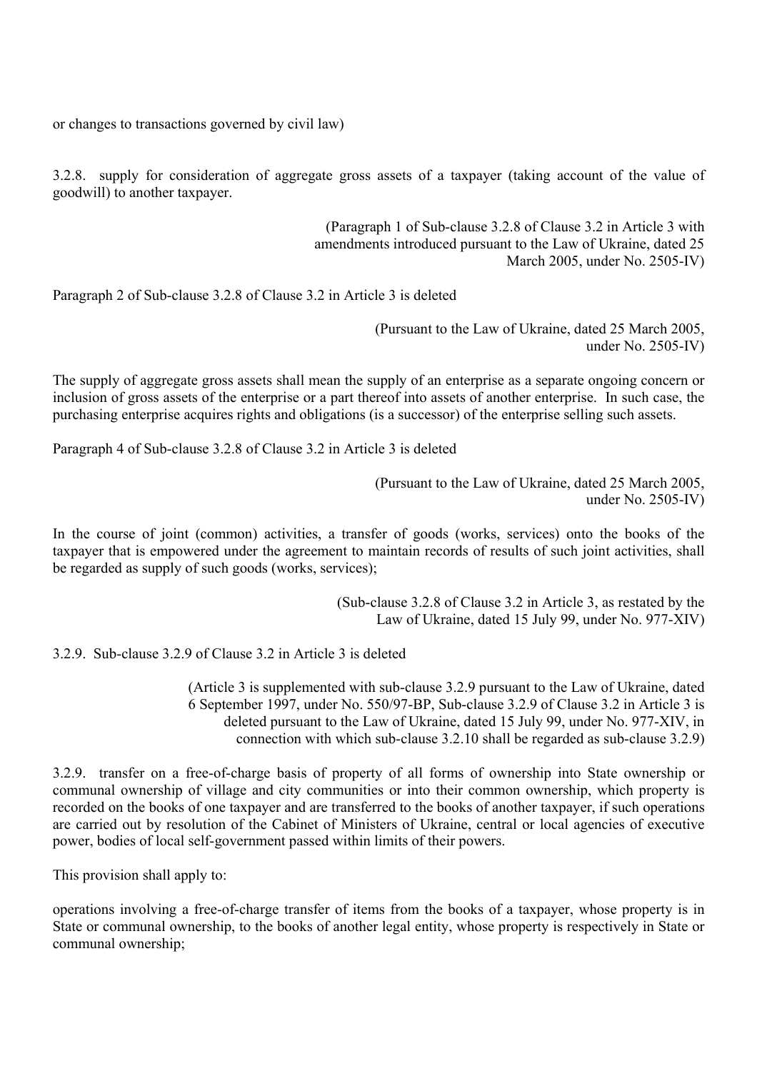or changes to transactions governed by civil law)

3.2.8. supply for consideration of aggregate gross assets of a taxpayer (taking account of the value of goodwill) to another taxpayer.

(Paragraph 1 of Sub-clause 3.2.8 of Clause 3.2 in Article 3 with amendments introduced pursuant to the Law of Ukraine, dated 25 March 2005, under No. 2505-IV)

Paragraph 2 of Sub-clause 3.2.8 of Clause 3.2 in Article 3 is deleted

(Pursuant to the Law of Ukraine, dated 25 March 2005, under No. 2505-IV)

The supply of aggregate gross assets shall mean the supply of an enterprise as a separate ongoing concern or inclusion of gross assets of the enterprise or a part thereof into assets of another enterprise. In such case, the purchasing enterprise acquires rights and obligations (is a successor) of the enterprise selling such assets.

Paragraph 4 of Sub-clause 3.2.8 of Clause 3.2 in Article 3 is deleted

(Pursuant to the Law of Ukraine, dated 25 March 2005, under No. 2505-IV)

In the course of joint (common) activities, a transfer of goods (works, services) onto the books of the taxpayer that is empowered under the agreement to maintain records of results of such joint activities, shall be regarded as supply of such goods (works, services);

(Sub-clause 3.2.8 of Clause 3.2 in Article 3, as restated by the Law of Ukraine, dated 15 July 99, under No. 977-XIV)

3.2.9. Sub-clause 3.2.9 of Clause 3.2 in Article 3 is deleted

(Article 3 is supplemented with sub-clause 3.2.9 pursuant to the Law of Ukraine, dated 6 September 1997, under No. 550/97-BP, Sub-clause 3.2.9 of Clause 3.2 in Article 3 is deleted pursuant to the Law of Ukraine, dated 15 July 99, under No. 977-XIV, in connection with which sub-clause 3.2.10 shall be regarded as sub-clause 3.2.9)

3.2.9. transfer on a free-of-charge basis of property of all forms of ownership into State ownership or communal ownership of village and city communities or into their common ownership, which property is recorded on the books of one taxpayer and are transferred to the books of another taxpayer, if such operations are carried out by resolution of the Cabinet of Ministers of Ukraine, central or local agencies of executive power, bodies of local self-government passed within limits of their powers.

This provision shall apply to:

operations involving a free-of-charge transfer of items from the books of a taxpayer, whose property is in State or communal ownership, to the books of another legal entity, whose property is respectively in State or communal ownership;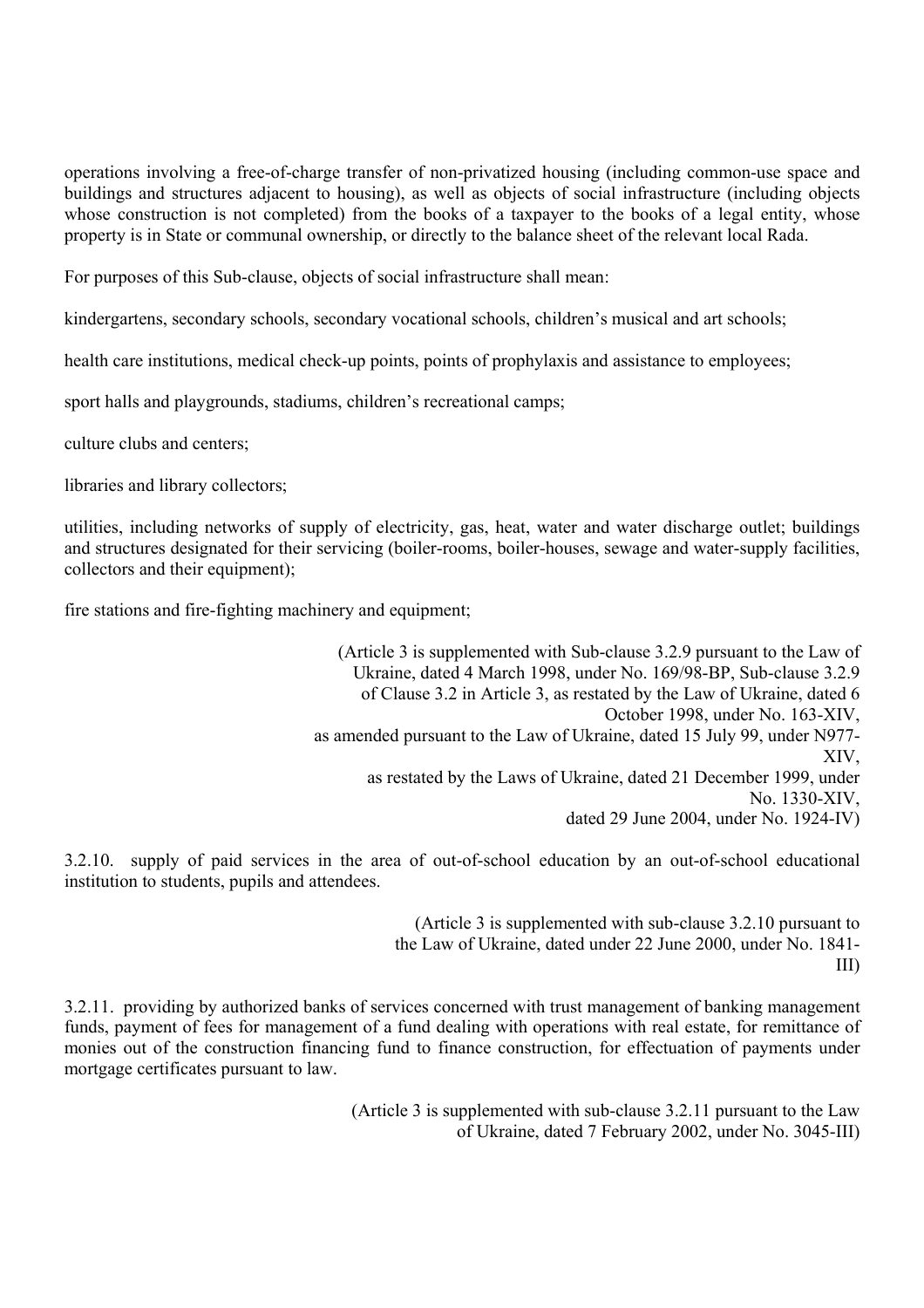operations involving a free-of-charge transfer of non-privatized housing (including common-use space and buildings and structures adjacent to housing), as well as objects of social infrastructure (including objects whose construction is not completed) from the books of a taxpayer to the books of a legal entity, whose property is in State or communal ownership, or directly to the balance sheet of the relevant local Rada.

For purposes of this Sub-clause, objects of social infrastructure shall mean:

kindergartens, secondary schools, secondary vocational schools, children's musical and art schools;

health care institutions, medical check-up points, points of prophylaxis and assistance to employees;

sport halls and playgrounds, stadiums, children's recreational camps;

culture clubs and centers;

libraries and library collectors;

utilities, including networks of supply of electricity, gas, heat, water and water discharge outlet; buildings and structures designated for their servicing (boiler-rooms, boiler-houses, sewage and water-supply facilities, collectors and their equipment);

fire stations and fire-fighting machinery and equipment;

(Article 3 is supplemented with Sub-clause 3.2.9 pursuant to the Law of Ukraine, dated 4 March 1998, under No. 169/98-BP, Sub-clause 3.2.9 of Clause 3.2 in Article 3, as restated by the Law of Ukraine, dated 6 October 1998, under No. 163-XIV, as amended pursuant to the Law of Ukraine, dated 15 July 99, under N977-XIV, as restated by the Laws of Ukraine, dated 21 December 1999, under No. 1330-XIV, dated 29 June 2004, under No. 1924-IV)

3.2.10. supply of paid services in the area of out-of-school education by an out-of-school educational institution to students, pupils and attendees.

(Article 3 is supplemented with sub-clause 3.2.10 pursuant to the Law of Ukraine, dated under 22 June 2000, under No. 1841-III)

3.2.11. providing by authorized banks of services concerned with trust management of banking management funds, payment of fees for management of a fund dealing with operations with real estate, for remittance of monies out of the construction financing fund to finance construction, for effectuation of payments under mortgage certificates pursuant to law.

(Article 3 is supplemented with sub-clause 3.2.11 pursuant to the Law of Ukraine, dated 7 February 2002, under No. 3045-III)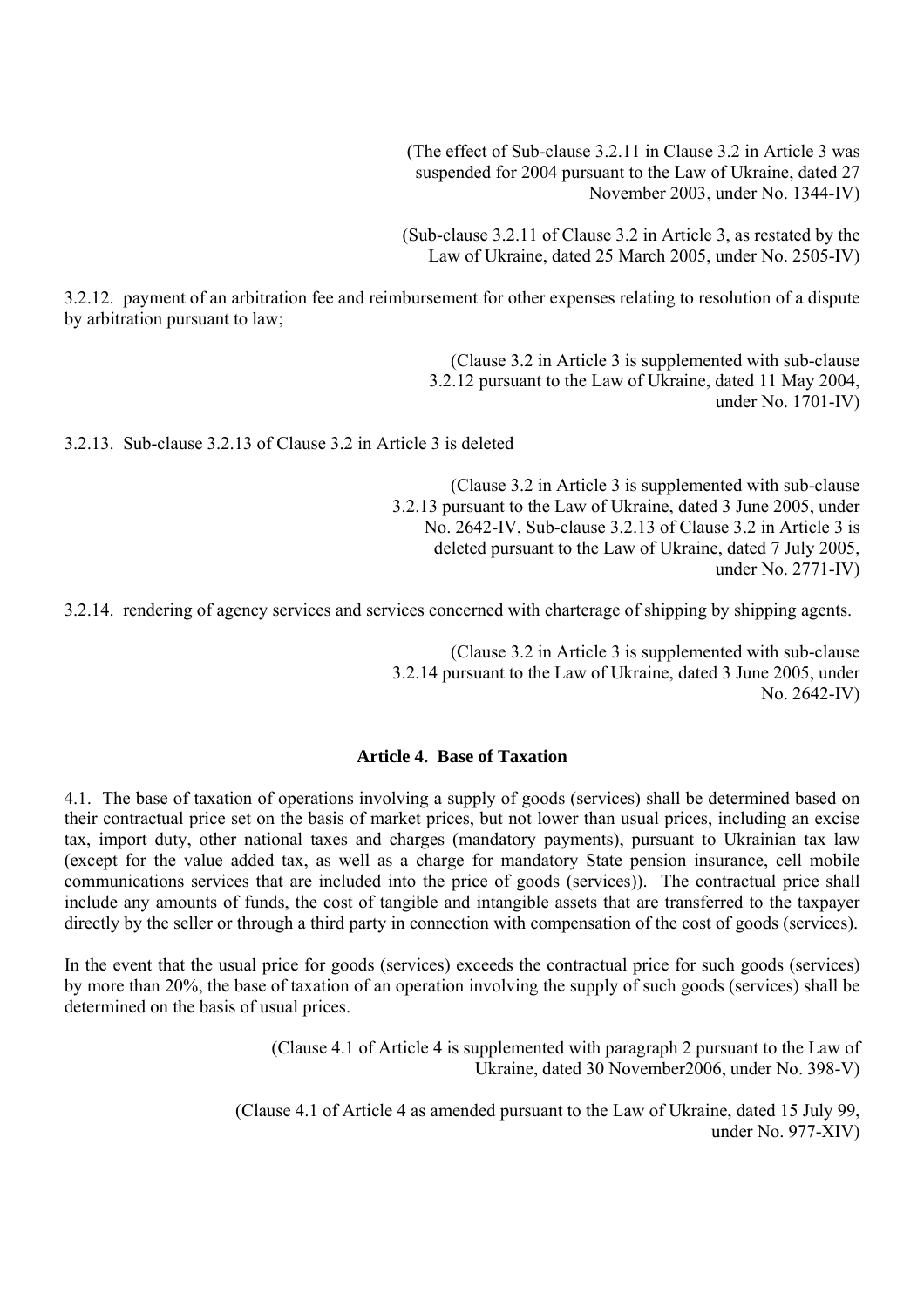(The effect of Sub-clause 3.2.11 in Clause 3.2 in Article 3 was suspended for 2004 pursuant to the Law of Ukraine, dated 27 November 2003, under No. 1344-IV)

(Sub-clause 3.2.11 of Clause 3.2 in Article 3, as restated by the Law of Ukraine, dated 25 March 2005, under No. 2505-IV)

3.2.12. payment of an arbitration fee and reimbursement for other expenses relating to resolution of a dispute by arbitration pursuant to law;

(Clause 3.2 in Article 3 is supplemented with sub-clause 3.2.12 pursuant to the Law of Ukraine, dated 11 May 2004, under No. 1701-IV)

3.2.13. Sub-clause 3.2.13 of Clause 3.2 in Article 3 is deleted

(Clause 3.2 in Article 3 is supplemented with sub-clause 3.2.13 pursuant to the Law of Ukraine, dated 3 June 2005, under No. 2642-IV, Sub-clause 3.2.13 of Clause 3.2 in Article 3 is deleted pursuant to the Law of Ukraine, dated 7 July 2005, under No. 2771-IV)

3.2.14. rendering of agency services and services concerned with charterage of shipping by shipping agents.

(Clause 3.2 in Article 3 is supplemented with sub-clause 3.2.14 pursuant to the Law of Ukraine, dated 3 June 2005, under No. 2642-IV)

## Article 4. Base of Taxation

4.1. The base of taxation of operations involving a supply of goods (services) shall be determined based on their contractual price set on the basis of market prices, but not lower than usual prices, including an excise tax, import duty, other national taxes and charges (mandatory payments), pursuant to Ukrainian tax law (except for the value added tax, as well as a charge for mandatory State pension insurance, cell mobile communications services that are included into the price of goods (services)). The contractual price shall include any amounts of funds, the cost of tangible and intangible assets that are transferred to the taxpayer directly by the seller or through a third party in connection with compensation of the cost of goods (services).

In the event that the usual price for goods (services) exceeds the contractual price for such goods (services) by more than 20%, the base of taxation of an operation involving the supply of such goods (services) shall be determined on the basis of usual prices.

(Clause 4.1 of Article 4 is supplemented with paragraph 2 pursuant to the Law of Ukraine, dated 30 November2006, under No. 398-V)

(Clause 4.1 of Article 4 as amended pursuant to the Law of Ukraine, dated 15 July 99, under No. 977-XIV)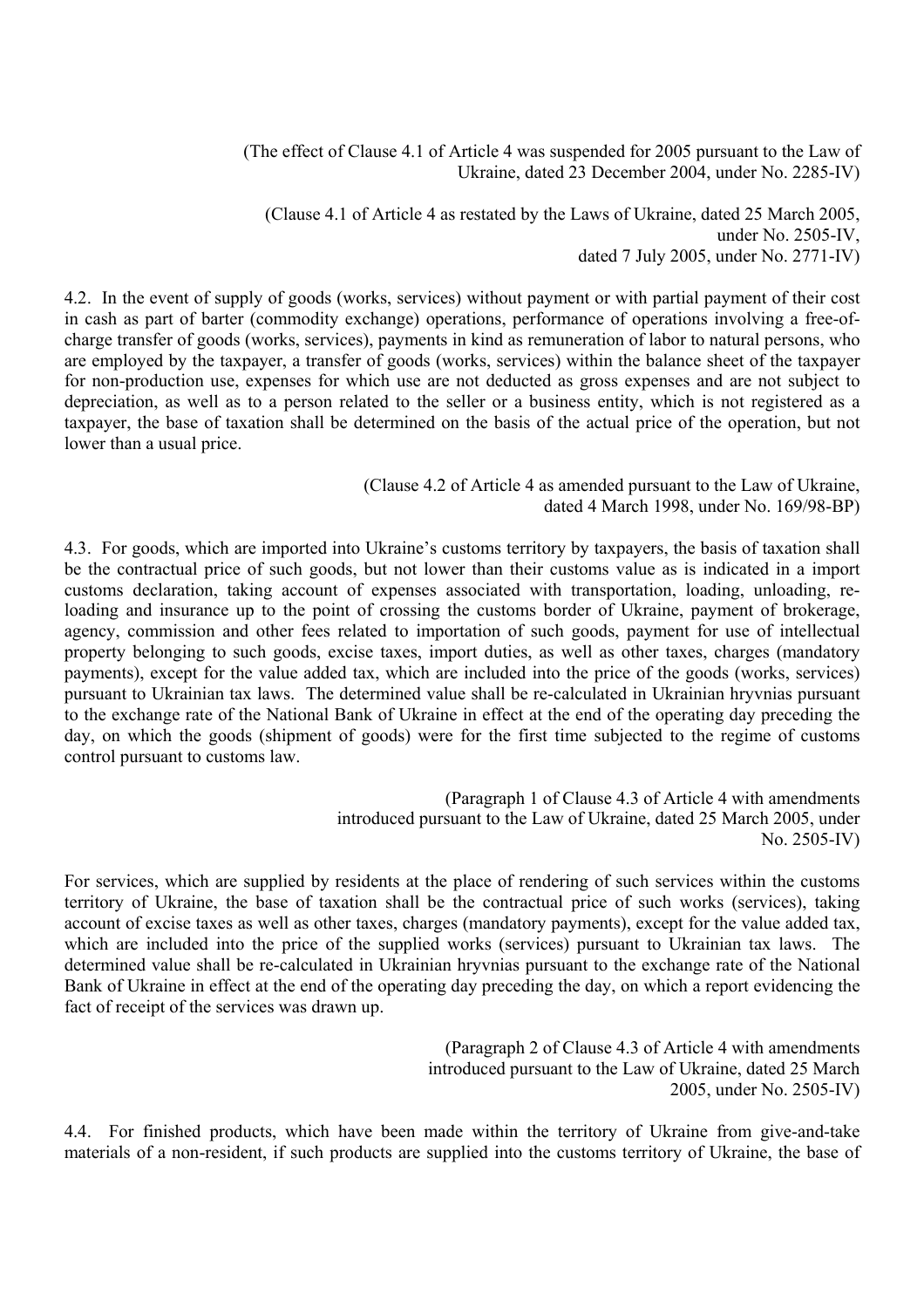(The effect of Clause 4.1 of Article 4 was suspended for 2005 pursuant to the Law of Ukraine, dated 23 December 2004, under No. 2285-IV)

(Clause 4.1 of Article 4 as restated by the Laws of Ukraine, dated 25 March 2005, under No. 2505-IV, dated 7 July 2005, under No. 2771-IV)

4.2. In the event of supply of goods (works, services) without payment or with partial payment of their cost in cash as part of barter (commodity exchange) operations, performance of operations involving a free-of-charge transfer of goods (works, services), payments in kind as remuneration of labor to natural persons, who are employed by the taxpayer, a transfer of goods (works, services) within the balance sheet of the taxpayer for non-production use, expenses for which use are not deducted as gross expenses and are not subject to depreciation, as well as to a person related to the seller or a business entity, which is not registered as a taxpayer, the base of taxation shall be determined on the basis of the actual price of the operation, but not lower than a usual price.

(Clause 4.2 of Article 4 as amended pursuant to the Law of Ukraine, dated 4 March 1998, under No. 169/98-BP)

4.3. For goods, which are imported into Ukraine's customs territory by taxpayers, the basis of taxation shall be the contractual price of such goods, but not lower than their customs value as is indicated in a import customs declaration, taking account of expenses associated with transportation, loading, unloading, re-loading and insurance up to the point of crossing the customs border of Ukraine, payment of brokerage, agency, commission and other fees related to importation of such goods, payment for use of intellectual property belonging to such goods, excise taxes, import duties, as well as other taxes, charges (mandatory payments), except for the value added tax, which are included into the price of the goods (works, services) pursuant to Ukrainian tax laws. The determined value shall be re-calculated in Ukrainian hryvnias pursuant to the exchange rate of the National Bank of Ukraine in effect at the end of the operating day preceding the day, on which the goods (shipment of goods) were for the first time subjected to the regime of customs control pursuant to customs law.

(Paragraph 1 of Clause 4.3 of Article 4 with amendments introduced pursuant to the Law of Ukraine, dated 25 March 2005, under No. 2505-IV)

For services, which are supplied by residents at the place of rendering of such services within the customs territory of Ukraine, the base of taxation shall be the contractual price of such works (services), taking account of excise taxes as well as other taxes, charges (mandatory payments), except for the value added tax, which are included into the price of the supplied works (services) pursuant to Ukrainian tax laws. The determined value shall be re-calculated in Ukrainian hryvnias pursuant to the exchange rate of the National Bank of Ukraine in effect at the end of the operating day preceding the day, on which a report evidencing the fact of receipt of the services was drawn up.

(Paragraph 2 of Clause 4.3 of Article 4 with amendments introduced pursuant to the Law of Ukraine, dated 25 March 2005, under No. 2505-IV)

4.4. For finished products, which have been made within the territory of Ukraine from give-and-take materials of a non-resident, if such products are supplied into the customs territory of Ukraine, the base of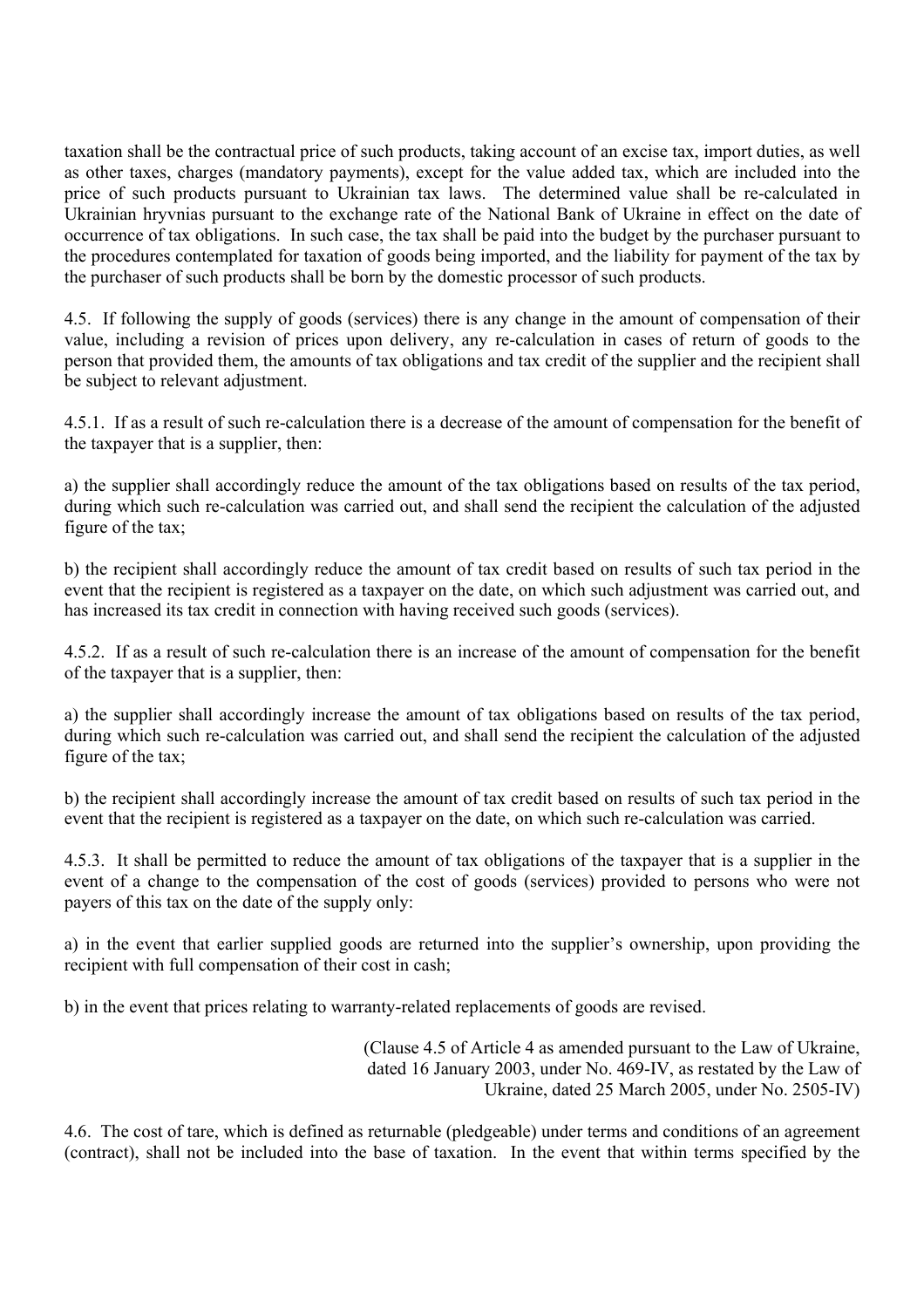taxation shall be the contractual price of such products, taking account of an excise tax, import duties, as well as other taxes, charges (mandatory payments), except for the value added tax, which are included into the price of such products pursuant to Ukrainian tax laws. The determined value shall be re-calculated in Ukrainian hryvnias pursuant to the exchange rate of the National Bank of Ukraine in effect on the date of occurrence of tax obligations. In such case, the tax shall be paid into the budget by the purchaser pursuant to the procedures contemplated for taxation of goods being imported, and the liability for payment of the tax by the purchaser of such products shall be born by the domestic processor of such products.

4.5. If following the supply of goods (services) there is any change in the amount of compensation of their value, including a revision of prices upon delivery, any re-calculation in cases of return of goods to the person that provided them, the amounts of tax obligations and tax credit of the supplier and the recipient shall be subject to relevant adjustment.

4.5.1. If as a result of such re-calculation there is a decrease of the amount of compensation for the benefit of the taxpayer that is a supplier, then:

a) the supplier shall accordingly reduce the amount of the tax obligations based on results of the tax period, during which such re-calculation was carried out, and shall send the recipient the calculation of the adjusted figure of the tax;

b) the recipient shall accordingly reduce the amount of tax credit based on results of such tax period in the event that the recipient is registered as a taxpayer on the date, on which such adjustment was carried out, and has increased its tax credit in connection with having received such goods (services).

4.5.2. If as a result of such re-calculation there is an increase of the amount of compensation for the benefit of the taxpayer that is a supplier, then:

a) the supplier shall accordingly increase the amount of tax obligations based on results of the tax period, during which such re-calculation was carried out, and shall send the recipient the calculation of the adjusted figure of the tax;

b) the recipient shall accordingly increase the amount of tax credit based on results of such tax period in the event that the recipient is registered as a taxpayer on the date, on which such re-calculation was carried.

4.5.3. It shall be permitted to reduce the amount of tax obligations of the taxpayer that is a supplier in the event of a change to the compensation of the cost of goods (services) provided to persons who were not payers of this tax on the date of the supply only:

a) in the event that earlier supplied goods are returned into the supplier's ownership, upon providing the recipient with full compensation of their cost in cash;

b) in the event that prices relating to warranty-related replacements of goods are revised.

(Clause 4.5 of Article 4 as amended pursuant to the Law of Ukraine, dated 16 January 2003, under No. 469-IV, as restated by the Law of Ukraine, dated 25 March 2005, under No. 2505-IV)

4.6. The cost of tare, which is defined as returnable (pledgeable) under terms and conditions of an agreement (contract), shall not be included into the base of taxation. In the event that within terms specified by the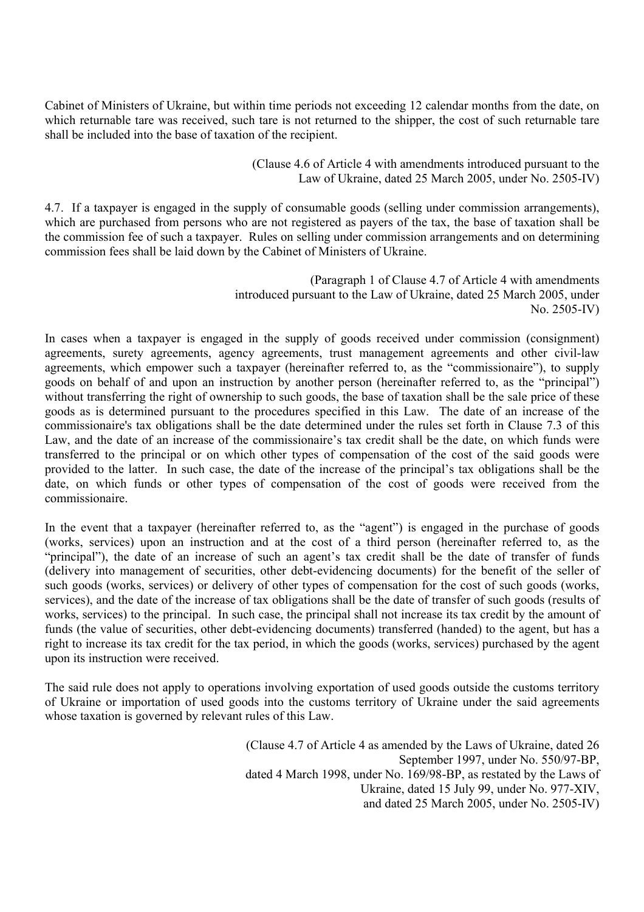Cabinet of Ministers of Ukraine, but within time periods not exceeding 12 calendar months from the date, on which returnable tare was received, such tare is not returned to the shipper, the cost of such returnable tare shall be included into the base of taxation of the recipient.

(Clause 4.6 of Article 4 with amendments introduced pursuant to the Law of Ukraine, dated 25 March 2005, under No. 2505-IV)

4.7. If a taxpayer is engaged in the supply of consumable goods (selling under commission arrangements), which are purchased from persons who are not registered as payers of the tax, the base of taxation shall be the commission fee of such a taxpayer. Rules on selling under commission arrangements and on determining commission fees shall be laid down by the Cabinet of Ministers of Ukraine.

(Paragraph 1 of Clause 4.7 of Article 4 with amendments introduced pursuant to the Law of Ukraine, dated 25 March 2005, under No. 2505-IV)

In cases when a taxpayer is engaged in the supply of goods received under commission (consignment) agreements, surety agreements, agency agreements, trust management agreements and other civil-law agreements, which empower such a taxpayer (hereinafter referred to, as the "commissionaire"), to supply goods on behalf of and upon an instruction by another person (hereinafter referred to, as the "principal") without transferring the right of ownership to such goods, the base of taxation shall be the sale price of these goods as is determined pursuant to the procedures specified in this Law. The date of an increase of the commissionaire's tax obligations shall be the date determined under the rules set forth in Clause 7.3 of this Law, and the date of an increase of the commissionaire's tax credit shall be the date, on which funds were transferred to the principal or on which other types of compensation of the cost of the said goods were provided to the latter. In such case, the date of the increase of the principal's tax obligations shall be the date, on which funds or other types of compensation of the cost of goods were received from the commissionaire.

In the event that a taxpayer (hereinafter referred to, as the "agent") is engaged in the purchase of goods (works, services) upon an instruction and at the cost of a third person (hereinafter referred to, as the "principal"), the date of an increase of such an agent's tax credit shall be the date of transfer of funds (delivery into management of securities, other debt-evidencing documents) for the benefit of the seller of such goods (works, services) or delivery of other types of compensation for the cost of such goods (works, services), and the date of the increase of tax obligations shall be the date of transfer of such goods (results of works, services) to the principal. In such case, the principal shall not increase its tax credit by the amount of funds (the value of securities, other debt-evidencing documents) transferred (handed) to the agent, but has a right to increase its tax credit for the tax period, in which the goods (works, services) purchased by the agent upon its instruction were received.

The said rule does not apply to operations involving exportation of used goods outside the customs territory of Ukraine or importation of used goods into the customs territory of Ukraine under the said agreements whose taxation is governed by relevant rules of this Law.

(Clause 4.7 of Article 4 as amended by the Laws of Ukraine, dated 26 September 1997, under No. 550/97-BP, dated 4 March 1998, under No. 169/98-BP, as restated by the Laws of Ukraine, dated 15 July 99, under No. 977-XIV, and dated 25 March 2005, under No. 2505-IV)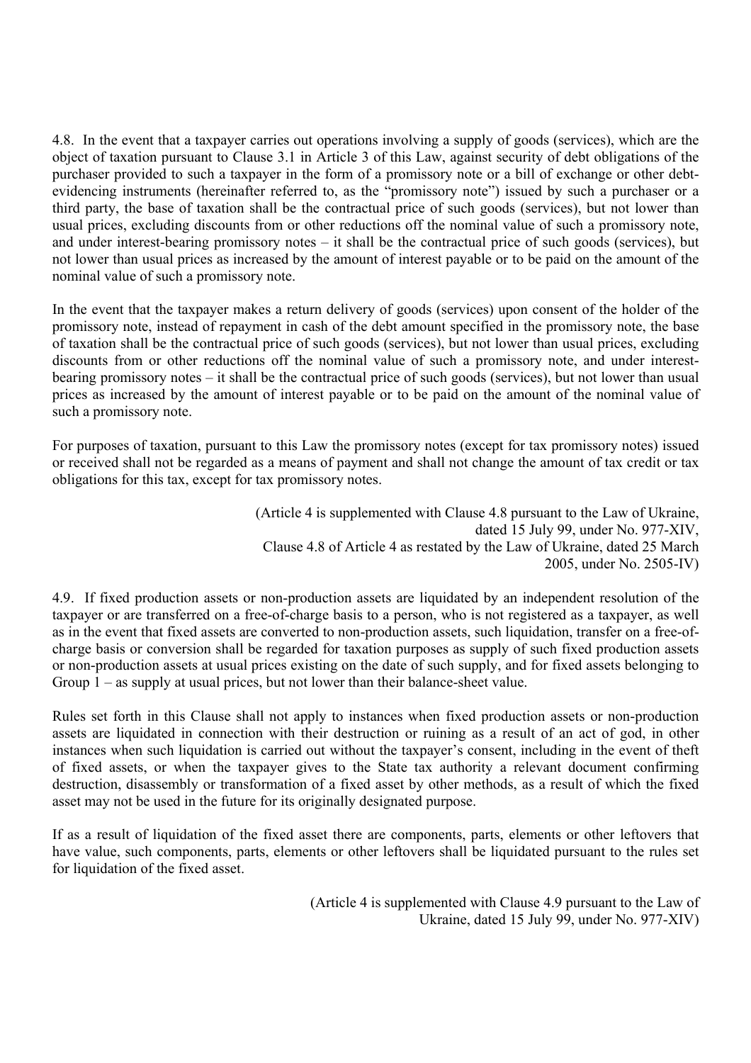4.8. In the event that a taxpayer carries out operations involving a supply of goods (services), which are the object of taxation pursuant to Clause 3.1 in Article 3 of this Law, against security of debt obligations of the purchaser provided to such a taxpayer in the form of a promissory note or a bill of exchange or other debt-evidencing instruments (hereinafter referred to, as the "promissory note") issued by such a purchaser or a third party, the base of taxation shall be the contractual price of such goods (services), but not lower than usual prices, excluding discounts from or other reductions off the nominal value of such a promissory note, and under interest-bearing promissory notes – it shall be the contractual price of such goods (services), but not lower than usual prices as increased by the amount of interest payable or to be paid on the amount of the nominal value of such a promissory note.

In the event that the taxpayer makes a return delivery of goods (services) upon consent of the holder of the promissory note, instead of repayment in cash of the debt amount specified in the promissory note, the base of taxation shall be the contractual price of such goods (services), but not lower than usual prices, excluding discounts from or other reductions off the nominal value of such a promissory note, and under interest-bearing promissory notes – it shall be the contractual price of such goods (services), but not lower than usual prices as increased by the amount of interest payable or to be paid on the amount of the nominal value of such a promissory note.

For purposes of taxation, pursuant to this Law the promissory notes (except for tax promissory notes) issued or received shall not be regarded as a means of payment and shall not change the amount of tax credit or tax obligations for this tax, except for tax promissory notes.

(Article 4 is supplemented with Clause 4.8 pursuant to the Law of Ukraine, dated 15 July 99, under No. 977-XIV, Clause 4.8 of Article 4 as restated by the Law of Ukraine, dated 25 March 2005, under No. 2505-IV)

4.9. If fixed production assets or non-production assets are liquidated by an independent resolution of the taxpayer or are transferred on a free-of-charge basis to a person, who is not registered as a taxpayer, as well as in the event that fixed assets are converted to non-production assets, such liquidation, transfer on a free-of-charge basis or conversion shall be regarded for taxation purposes as supply of such fixed production assets or non-production assets at usual prices existing on the date of such supply, and for fixed assets belonging to Group 1 – as supply at usual prices, but not lower than their balance-sheet value.

Rules set forth in this Clause shall not apply to instances when fixed production assets or non-production assets are liquidated in connection with their destruction or ruining as a result of an act of god, in other instances when such liquidation is carried out without the taxpayer's consent, including in the event of theft of fixed assets, or when the taxpayer gives to the State tax authority a relevant document confirming destruction, disassembly or transformation of a fixed asset by other methods, as a result of which the fixed asset may not be used in the future for its originally designated purpose.

If as a result of liquidation of the fixed asset there are components, parts, elements or other leftovers that have value, such components, parts, elements or other leftovers shall be liquidated pursuant to the rules set for liquidation of the fixed asset.

(Article 4 is supplemented with Clause 4.9 pursuant to the Law of Ukraine, dated 15 July 99, under No. 977-XIV)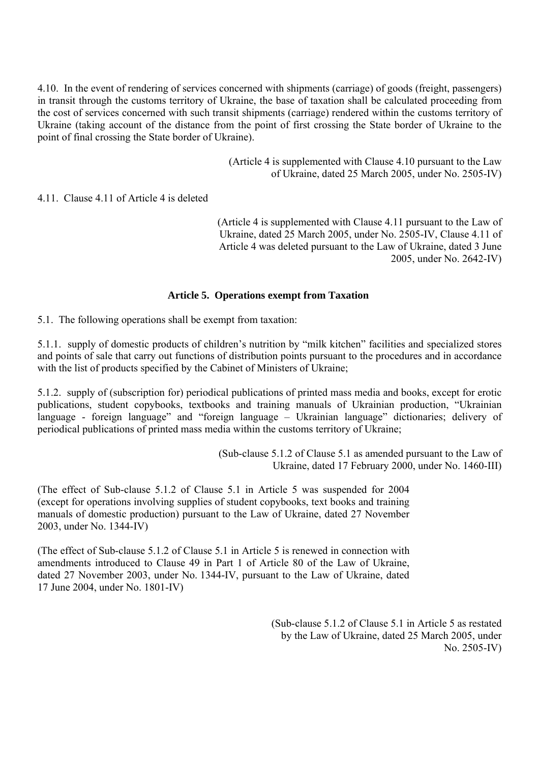4.10. In the event of rendering of services concerned with shipments (carriage) of goods (freight, passengers) in transit through the customs territory of Ukraine, the base of taxation shall be calculated proceeding from the cost of services concerned with such transit shipments (carriage) rendered within the customs territory of Ukraine (taking account of the distance from the point of first crossing the State border of Ukraine to the point of final crossing the State border of Ukraine).

(Article 4 is supplemented with Clause 4.10 pursuant to the Law of Ukraine, dated 25 March 2005, under No. 2505-IV)

4.11. Clause 4.11 of Article 4 is deleted

(Article 4 is supplemented with Clause 4.11 pursuant to the Law of Ukraine, dated 25 March 2005, under No. 2505-IV, Clause 4.11 of Article 4 was deleted pursuant to the Law of Ukraine, dated 3 June 2005, under No. 2642-IV)

### Article 5. Operations exempt from Taxation

5.1. The following operations shall be exempt from taxation:

5.1.1. supply of domestic products of children's nutrition by "milk kitchen" facilities and specialized stores and points of sale that carry out functions of distribution points pursuant to the procedures and in accordance with the list of products specified by the Cabinet of Ministers of Ukraine;

5.1.2. supply of (subscription for) periodical publications of printed mass media and books, except for erotic publications, student copybooks, textbooks and training manuals of Ukrainian production, "Ukrainian language - foreign language" and "foreign language – Ukrainian language" dictionaries; delivery of periodical publications of printed mass media within the customs territory of Ukraine;

(Sub-clause 5.1.2 of Clause 5.1 as amended pursuant to the Law of Ukraine, dated 17 February 2000, under No. 1460-III)

(The effect of Sub-clause 5.1.2 of Clause 5.1 in Article 5 was suspended for 2004 (except for operations involving supplies of student copybooks, text books and training manuals of domestic production) pursuant to the Law of Ukraine, dated 27 November 2003, under No. 1344-IV)

(The effect of Sub-clause 5.1.2 of Clause 5.1 in Article 5 is renewed in connection with amendments introduced to Clause 49 in Part 1 of Article 80 of the Law of Ukraine, dated 27 November 2003, under No. 1344-IV, pursuant to the Law of Ukraine, dated 17 June 2004, under No. 1801-IV)

(Sub-clause 5.1.2 of Clause 5.1 in Article 5 as restated by the Law of Ukraine, dated 25 March 2005, under No. 2505-IV)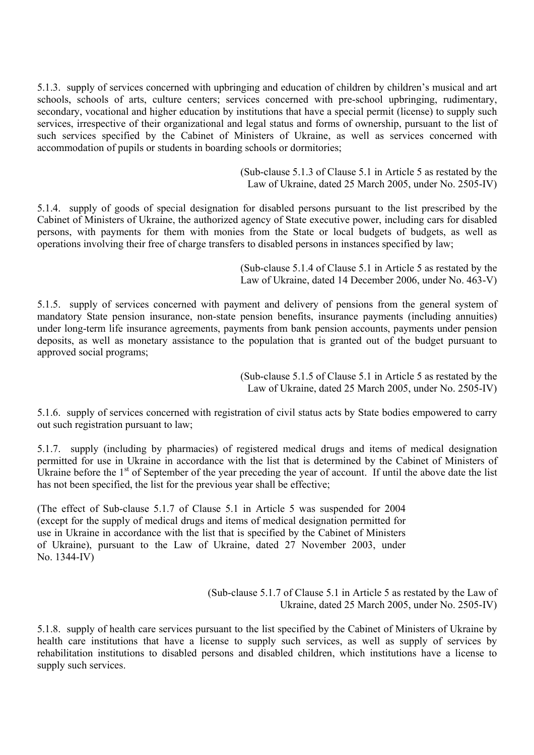5.1.3. supply of services concerned with upbringing and education of children by children's musical and art schools, schools of arts, culture centers; services concerned with pre-school upbringing, rudimentary, secondary, vocational and higher education by institutions that have a special permit (license) to supply such services, irrespective of their organizational and legal status and forms of ownership, pursuant to the list of such services specified by the Cabinet of Ministers of Ukraine, as well as services concerned with accommodation of pupils or students in boarding schools or dormitories;

(Sub-clause 5.1.3 of Clause 5.1 in Article 5 as restated by the Law of Ukraine, dated 25 March 2005, under No. 2505-IV)

5.1.4. supply of goods of special designation for disabled persons pursuant to the list prescribed by the Cabinet of Ministers of Ukraine, the authorized agency of State executive power, including cars for disabled persons, with payments for them with monies from the State or local budgets of budgets, as well as operations involving their free of charge transfers to disabled persons in instances specified by law;

(Sub-clause 5.1.4 of Clause 5.1 in Article 5 as restated by the Law of Ukraine, dated 14 December 2006, under No. 463-V)

5.1.5. supply of services concerned with payment and delivery of pensions from the general system of mandatory State pension insurance, non-state pension benefits, insurance payments (including annuities) under long-term life insurance agreements, payments from bank pension accounts, payments under pension deposits, as well as monetary assistance to the population that is granted out of the budget pursuant to approved social programs;

(Sub-clause 5.1.5 of Clause 5.1 in Article 5 as restated by the Law of Ukraine, dated 25 March 2005, under No. 2505-IV)

5.1.6. supply of services concerned with registration of civil status acts by State bodies empowered to carry out such registration pursuant to law;

5.1.7. supply (including by pharmacies) of registered medical drugs and items of medical designation permitted for use in Ukraine in accordance with the list that is determined by the Cabinet of Ministers of Ukraine before the 1st of September of the year preceding the year of account. If until the above date the list has not been specified, the list for the previous year shall be effective;

(The effect of Sub-clause 5.1.7 of Clause 5.1 in Article 5 was suspended for 2004 (except for the supply of medical drugs and items of medical designation permitted for use in Ukraine in accordance with the list that is specified by the Cabinet of Ministers of Ukraine), pursuant to the Law of Ukraine, dated 27 November 2003, under No. 1344-IV)

(Sub-clause 5.1.7 of Clause 5.1 in Article 5 as restated by the Law of Ukraine, dated 25 March 2005, under No. 2505-IV)

5.1.8. supply of health care services pursuant to the list specified by the Cabinet of Ministers of Ukraine by health care institutions that have a license to supply such services, as well as supply of services by rehabilitation institutions to disabled persons and disabled children, which institutions have a license to supply such services.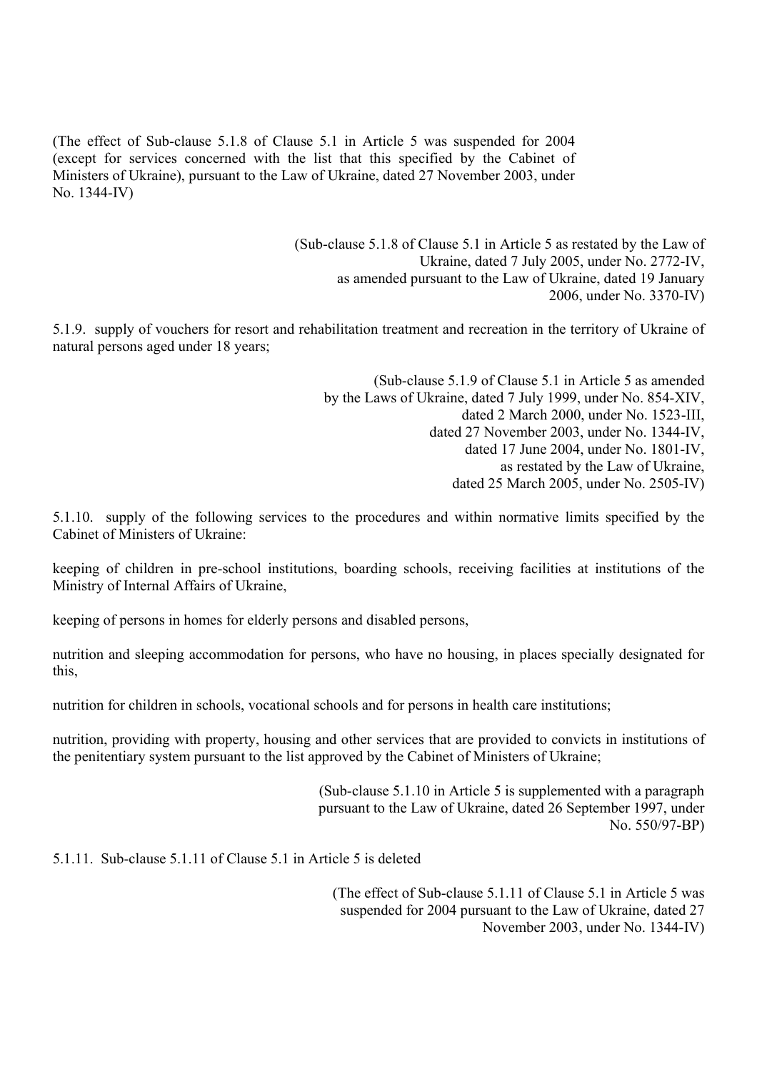(The effect of Sub-clause 5.1.8 of Clause 5.1 in Article 5 was suspended for 2004 (except for services concerned with the list that this specified by the Cabinet of Ministers of Ukraine), pursuant to the Law of Ukraine, dated 27 November 2003, under No. 1344-IV)

(Sub-clause 5.1.8 of Clause 5.1 in Article 5 as restated by the Law of Ukraine, dated 7 July 2005, under No. 2772-IV, as amended pursuant to the Law of Ukraine, dated 19 January 2006, under No. 3370-IV)

5.1.9. supply of vouchers for resort and rehabilitation treatment and recreation in the territory of Ukraine of natural persons aged under 18 years;

(Sub-clause 5.1.9 of Clause 5.1 in Article 5 as amended by the Laws of Ukraine, dated 7 July 1999, under No. 854-XIV, dated 2 March 2000, under No. 1523-III, dated 27 November 2003, under No. 1344-IV, dated 17 June 2004, under No. 1801-IV, as restated by the Law of Ukraine, dated 25 March 2005, under No. 2505-IV)

5.1.10. supply of the following services to the procedures and within normative limits specified by the Cabinet of Ministers of Ukraine:

keeping of children in pre-school institutions, boarding schools, receiving facilities at institutions of the Ministry of Internal Affairs of Ukraine,

keeping of persons in homes for elderly persons and disabled persons,

nutrition and sleeping accommodation for persons, who have no housing, in places specially designated for this,

nutrition for children in schools, vocational schools and for persons in health care institutions;

nutrition, providing with property, housing and other services that are provided to convicts in institutions of the penitentiary system pursuant to the list approved by the Cabinet of Ministers of Ukraine;

(Sub-clause 5.1.10 in Article 5 is supplemented with a paragraph pursuant to the Law of Ukraine, dated 26 September 1997, under No. 550/97-BP)

5.1.11. Sub-clause 5.1.11 of Clause 5.1 in Article 5 is deleted

(The effect of Sub-clause 5.1.11 of Clause 5.1 in Article 5 was suspended for 2004 pursuant to the Law of Ukraine, dated 27 November 2003, under No. 1344-IV)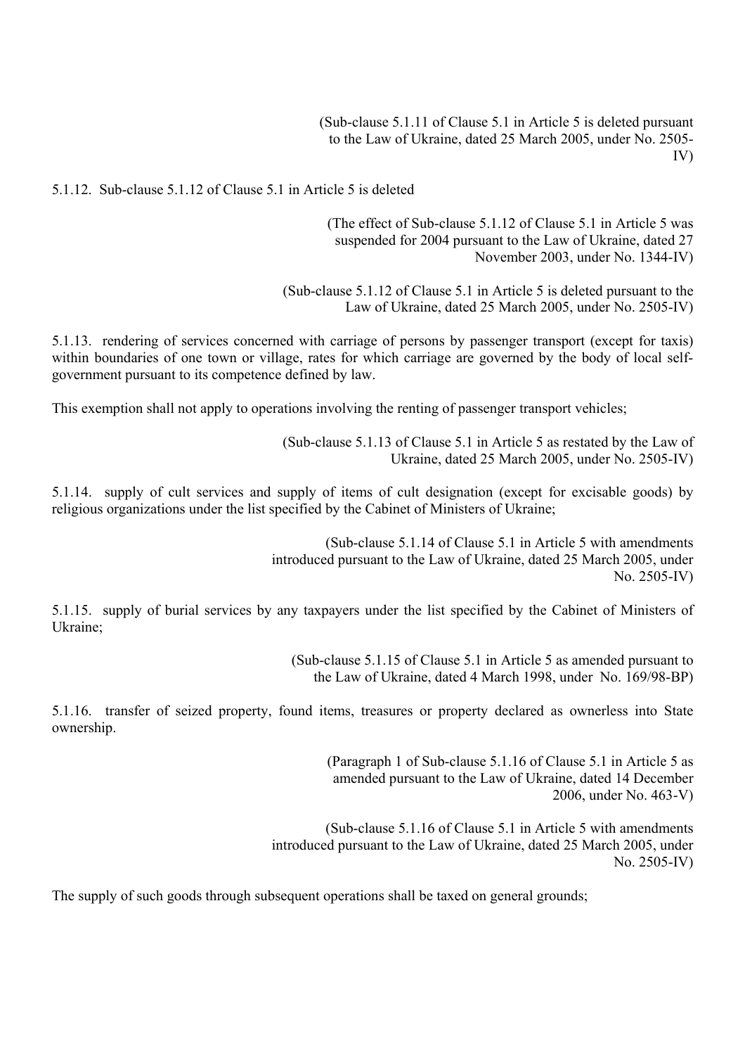(Sub-clause 5.1.11 of Clause 5.1 in Article 5 is deleted pursuant to the Law of Ukraine, dated 25 March 2005, under No. 2505-IV)

5.1.12. Sub-clause 5.1.12 of Clause 5.1 in Article 5 is deleted

(The effect of Sub-clause 5.1.12 of Clause 5.1 in Article 5 was suspended for 2004 pursuant to the Law of Ukraine, dated 27 November 2003, under No. 1344-IV)

(Sub-clause 5.1.12 of Clause 5.1 in Article 5 is deleted pursuant to the Law of Ukraine, dated 25 March 2005, under No. 2505-IV)

5.1.13. rendering of services concerned with carriage of persons by passenger transport (except for taxis) within boundaries of one town or village, rates for which carriage are governed by the body of local self-government pursuant to its competence defined by law.

This exemption shall not apply to operations involving the renting of passenger transport vehicles;

(Sub-clause 5.1.13 of Clause 5.1 in Article 5 as restated by the Law of Ukraine, dated 25 March 2005, under No. 2505-IV)

5.1.14. supply of cult services and supply of items of cult designation (except for excisable goods) by religious organizations under the list specified by the Cabinet of Ministers of Ukraine;

(Sub-clause 5.1.14 of Clause 5.1 in Article 5 with amendments introduced pursuant to the Law of Ukraine, dated 25 March 2005, under No. 2505-IV)

5.1.15. supply of burial services by any taxpayers under the list specified by the Cabinet of Ministers of Ukraine;

(Sub-clause 5.1.15 of Clause 5.1 in Article 5 as amended pursuant to the Law of Ukraine, dated 4 March 1998, under No. 169/98-BP)

5.1.16. transfer of seized property, found items, treasures or property declared as ownerless into State ownership.

(Paragraph 1 of Sub-clause 5.1.16 of Clause 5.1 in Article 5 as amended pursuant to the Law of Ukraine, dated 14 December 2006, under No. 463-V)

(Sub-clause 5.1.16 of Clause 5.1 in Article 5 with amendments introduced pursuant to the Law of Ukraine, dated 25 March 2005, under No. 2505-IV)

The supply of such goods through subsequent operations shall be taxed on general grounds;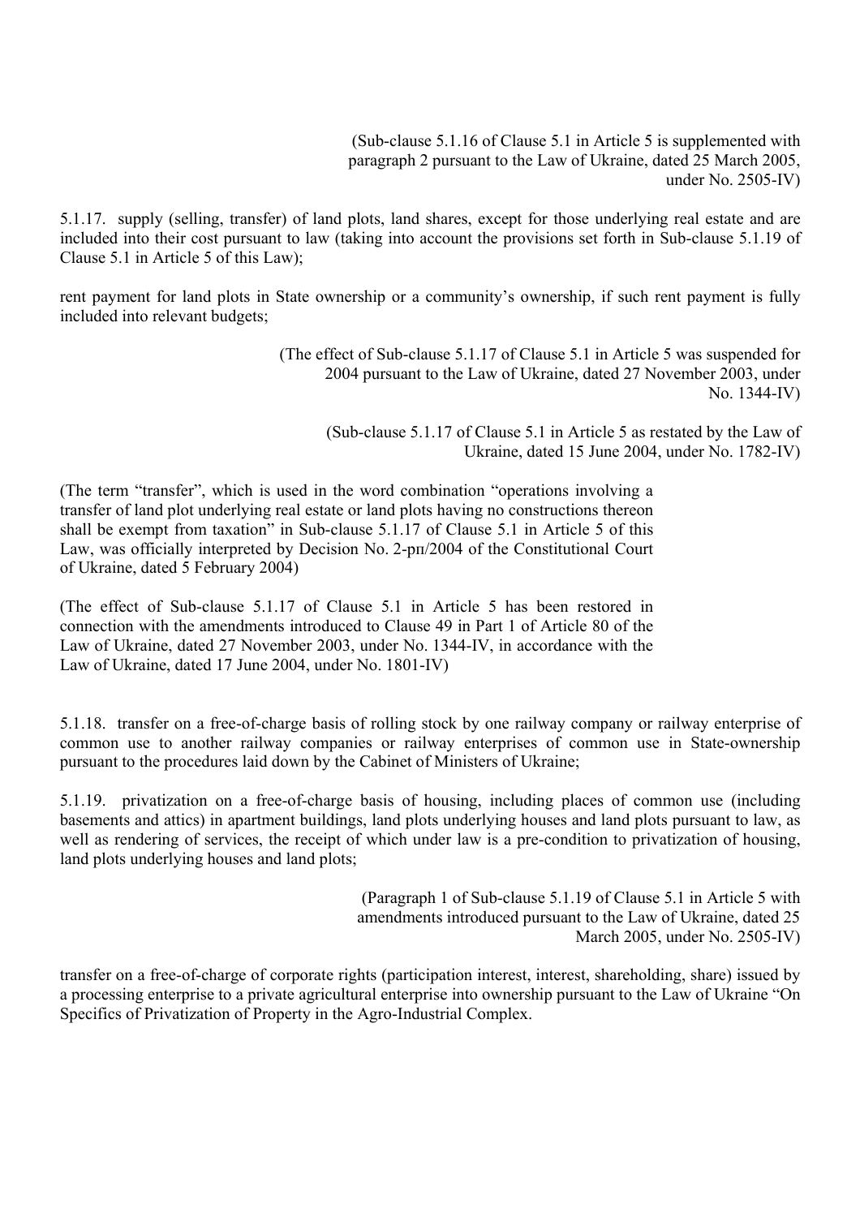(Sub-clause 5.1.16 of Clause 5.1 in Article 5 is supplemented with paragraph 2 pursuant to the Law of Ukraine, dated 25 March 2005, under No. 2505-IV)

5.1.17. supply (selling, transfer) of land plots, land shares, except for those underlying real estate and are included into their cost pursuant to law (taking into account the provisions set forth in Sub-clause 5.1.19 of Clause 5.1 in Article 5 of this Law);

rent payment for land plots in State ownership or a community's ownership, if such rent payment is fully included into relevant budgets;

(The effect of Sub-clause 5.1.17 of Clause 5.1 in Article 5 was suspended for 2004 pursuant to the Law of Ukraine, dated 27 November 2003, under No. 1344-IV)

(Sub-clause 5.1.17 of Clause 5.1 in Article 5 as restated by the Law of Ukraine, dated 15 June 2004, under No. 1782-IV)

(The term "transfer", which is used in the word combination "operations involving a transfer of land plot underlying real estate or land plots having no constructions thereon shall be exempt from taxation" in Sub-clause 5.1.17 of Clause 5.1 in Article 5 of this Law, was officially interpreted by Decision No. 2-рп/2004 of the Constitutional Court of Ukraine, dated 5 February 2004)

(The effect of Sub-clause 5.1.17 of Clause 5.1 in Article 5 has been restored in connection with the amendments introduced to Clause 49 in Part 1 of Article 80 of the Law of Ukraine, dated 27 November 2003, under No. 1344-IV, in accordance with the Law of Ukraine, dated 17 June 2004, under No. 1801-IV)

5.1.18. transfer on a free-of-charge basis of rolling stock by one railway company or railway enterprise of common use to another railway companies or railway enterprises of common use in State-ownership pursuant to the procedures laid down by the Cabinet of Ministers of Ukraine;

5.1.19. privatization on a free-of-charge basis of housing, including places of common use (including basements and attics) in apartment buildings, land plots underlying houses and land plots pursuant to law, as well as rendering of services, the receipt of which under law is a pre-condition to privatization of housing, land plots underlying houses and land plots;

(Paragraph 1 of Sub-clause 5.1.19 of Clause 5.1 in Article 5 with amendments introduced pursuant to the Law of Ukraine, dated 25 March 2005, under No. 2505-IV)

transfer on a free-of-charge of corporate rights (participation interest, interest, shareholding, share) issued by a processing enterprise to a private agricultural enterprise into ownership pursuant to the Law of Ukraine "On Specifics of Privatization of Property in the Agro-Industrial Complex.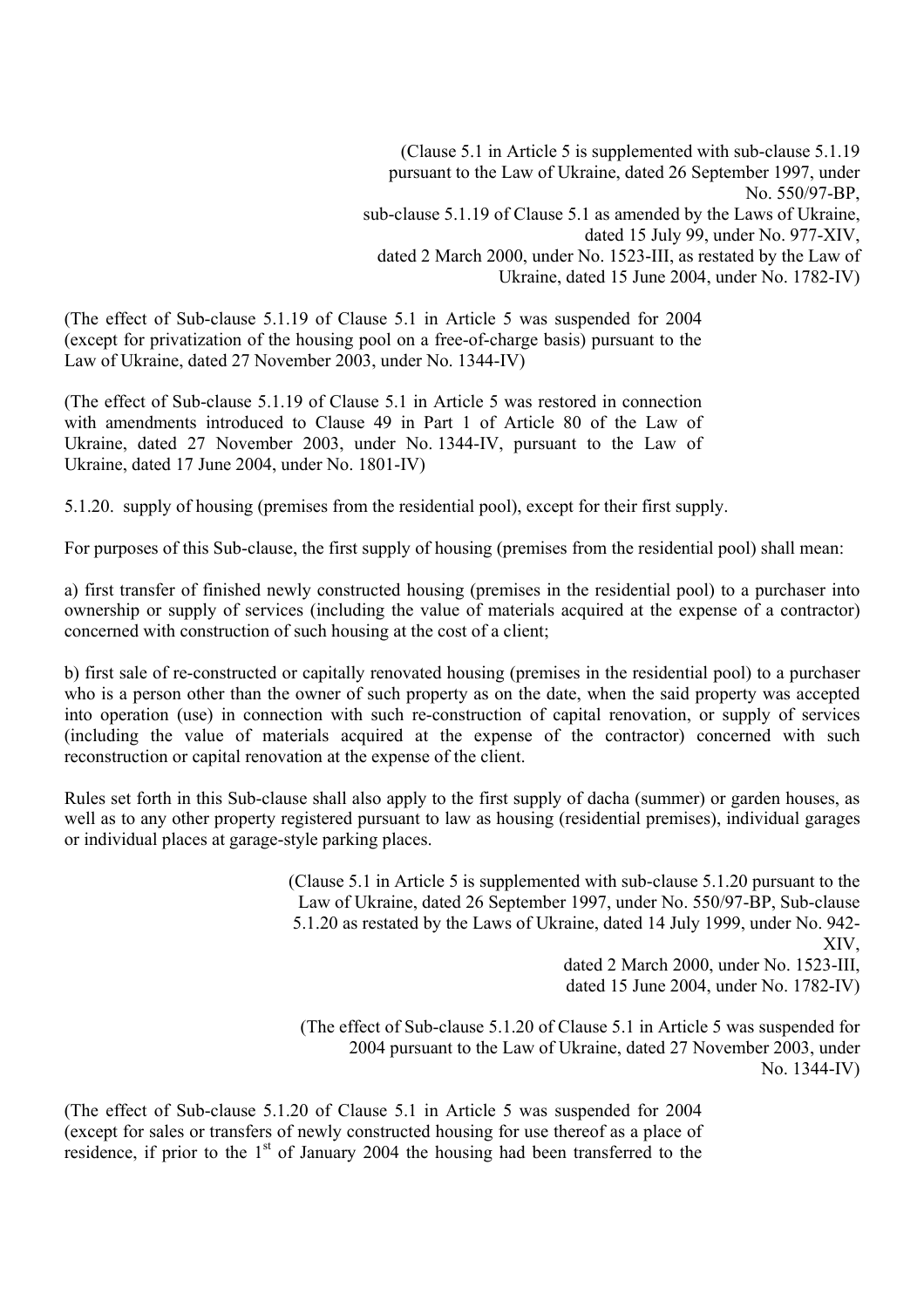(Clause 5.1 in Article 5 is supplemented with sub-clause 5.1.19 pursuant to the Law of Ukraine, dated 26 September 1997, under No. 550/97-BP, sub-clause 5.1.19 of Clause 5.1 as amended by the Laws of Ukraine, dated 15 July 99, under No. 977-XIV, dated 2 March 2000, under No. 1523-III, as restated by the Law of Ukraine, dated 15 June 2004, under No. 1782-IV)

(The effect of Sub-clause 5.1.19 of Clause 5.1 in Article 5 was suspended for 2004 (except for privatization of the housing pool on a free-of-charge basis) pursuant to the Law of Ukraine, dated 27 November 2003, under No. 1344-IV)

(The effect of Sub-clause 5.1.19 of Clause 5.1 in Article 5 was restored in connection with amendments introduced to Clause 49 in Part 1 of Article 80 of the Law of Ukraine, dated 27 November 2003, under No. 1344-IV, pursuant to the Law of Ukraine, dated 17 June 2004, under No. 1801-IV)

5.1.20. supply of housing (premises from the residential pool), except for their first supply.

For purposes of this Sub-clause, the first supply of housing (premises from the residential pool) shall mean:

a) first transfer of finished newly constructed housing (premises in the residential pool) to a purchaser into ownership or supply of services (including the value of materials acquired at the expense of a contractor) concerned with construction of such housing at the cost of a client;

b) first sale of re-constructed or capitally renovated housing (premises in the residential pool) to a purchaser who is a person other than the owner of such property as on the date, when the said property was accepted into operation (use) in connection with such re-construction of capital renovation, or supply of services (including the value of materials acquired at the expense of the contractor) concerned with such reconstruction or capital renovation at the expense of the client.

Rules set forth in this Sub-clause shall also apply to the first supply of dacha (summer) or garden houses, as well as to any other property registered pursuant to law as housing (residential premises), individual garages or individual places at garage-style parking places.

(Clause 5.1 in Article 5 is supplemented with sub-clause 5.1.20 pursuant to the Law of Ukraine, dated 26 September 1997, under No. 550/97-BP, Sub-clause 5.1.20 as restated by the Laws of Ukraine, dated 14 July 1999, under No. 942-XIV, dated 2 March 2000, under No. 1523-III, dated 15 June 2004, under No. 1782-IV)

(The effect of Sub-clause 5.1.20 of Clause 5.1 in Article 5 was suspended for 2004 pursuant to the Law of Ukraine, dated 27 November 2003, under No. 1344-IV)

(The effect of Sub-clause 5.1.20 of Clause 5.1 in Article 5 was suspended for 2004 (except for sales or transfers of newly constructed housing for use thereof as a place of residence, if prior to the 1st of January 2004 the housing had been transferred to the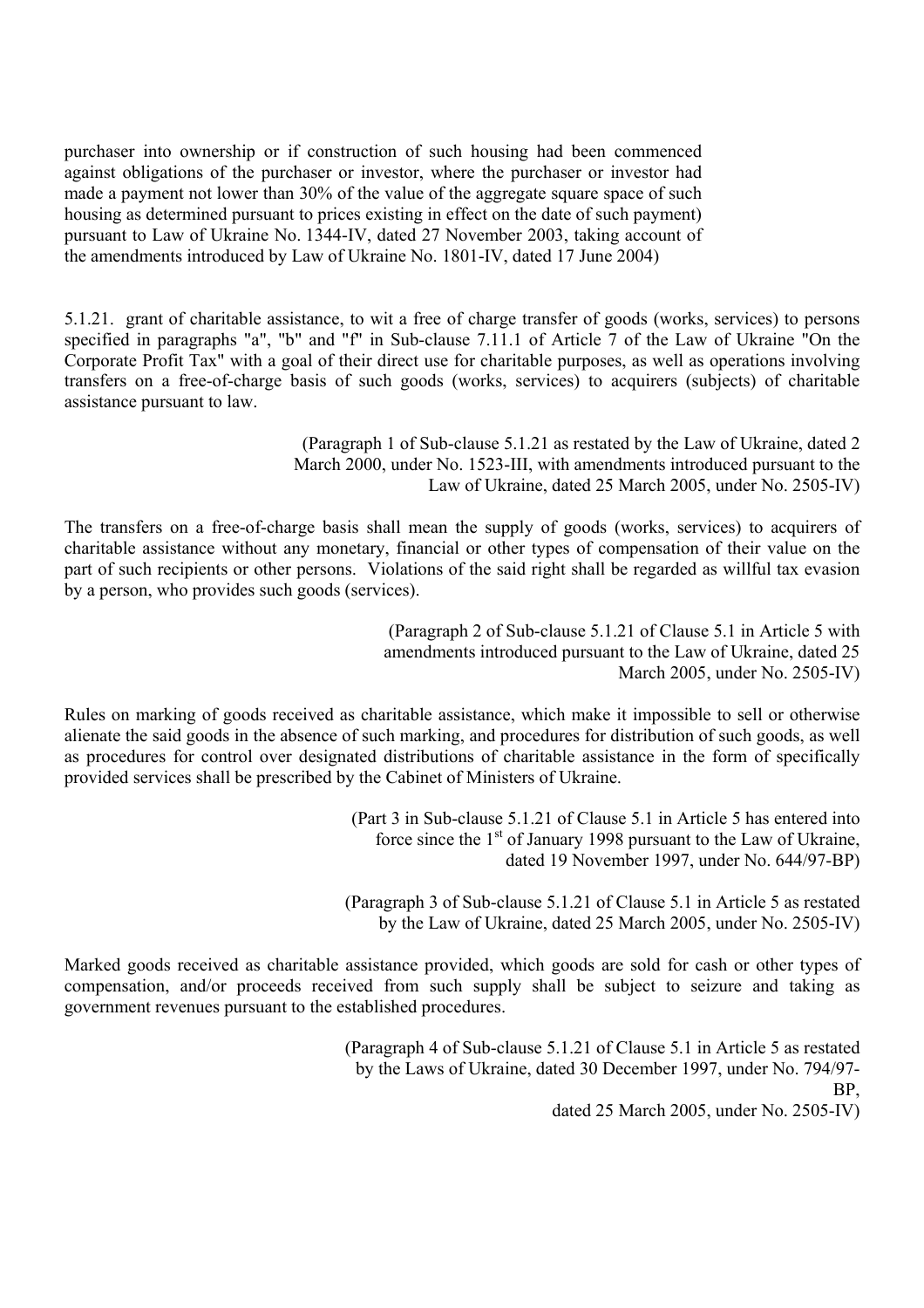purchaser into ownership or if construction of such housing had been commenced against obligations of the purchaser or investor, where the purchaser or investor had made a payment not lower than 30% of the value of the aggregate square space of such housing as determined pursuant to prices existing in effect on the date of such payment) pursuant to Law of Ukraine No. 1344-IV, dated 27 November 2003, taking account of the amendments introduced by Law of Ukraine No. 1801-IV, dated 17 June 2004)

5.1.21. grant of charitable assistance, to wit a free of charge transfer of goods (works, services) to persons specified in paragraphs "a", "b" and "f" in Sub-clause 7.11.1 of Article 7 of the Law of Ukraine "On the Corporate Profit Tax" with a goal of their direct use for charitable purposes, as well as operations involving transfers on a free-of-charge basis of such goods (works, services) to acquirers (subjects) of charitable assistance pursuant to law.

(Paragraph 1 of Sub-clause 5.1.21 as restated by the Law of Ukraine, dated 2 March 2000, under No. 1523-III, with amendments introduced pursuant to the Law of Ukraine, dated 25 March 2005, under No. 2505-IV)

The transfers on a free-of-charge basis shall mean the supply of goods (works, services) to acquirers of charitable assistance without any monetary, financial or other types of compensation of their value on the part of such recipients or other persons. Violations of the said right shall be regarded as willful tax evasion by a person, who provides such goods (services).

(Paragraph 2 of Sub-clause 5.1.21 of Clause 5.1 in Article 5 with amendments introduced pursuant to the Law of Ukraine, dated 25 March 2005, under No. 2505-IV)

Rules on marking of goods received as charitable assistance, which make it impossible to sell or otherwise alienate the said goods in the absence of such marking, and procedures for distribution of such goods, as well as procedures for control over designated distributions of charitable assistance in the form of specifically provided services shall be prescribed by the Cabinet of Ministers of Ukraine.

(Part 3 in Sub-clause 5.1.21 of Clause 5.1 in Article 5 has entered into force since the 1st of January 1998 pursuant to the Law of Ukraine, dated 19 November 1997, under No. 644/97-BP)

(Paragraph 3 of Sub-clause 5.1.21 of Clause 5.1 in Article 5 as restated by the Law of Ukraine, dated 25 March 2005, under No. 2505-IV)

Marked goods received as charitable assistance provided, which goods are sold for cash or other types of compensation, and/or proceeds received from such supply shall be subject to seizure and taking as government revenues pursuant to the established procedures.

(Paragraph 4 of Sub-clause 5.1.21 of Clause 5.1 in Article 5 as restated by the Laws of Ukraine, dated 30 December 1997, under No. 794/97-BP, dated 25 March 2005, under No. 2505-IV)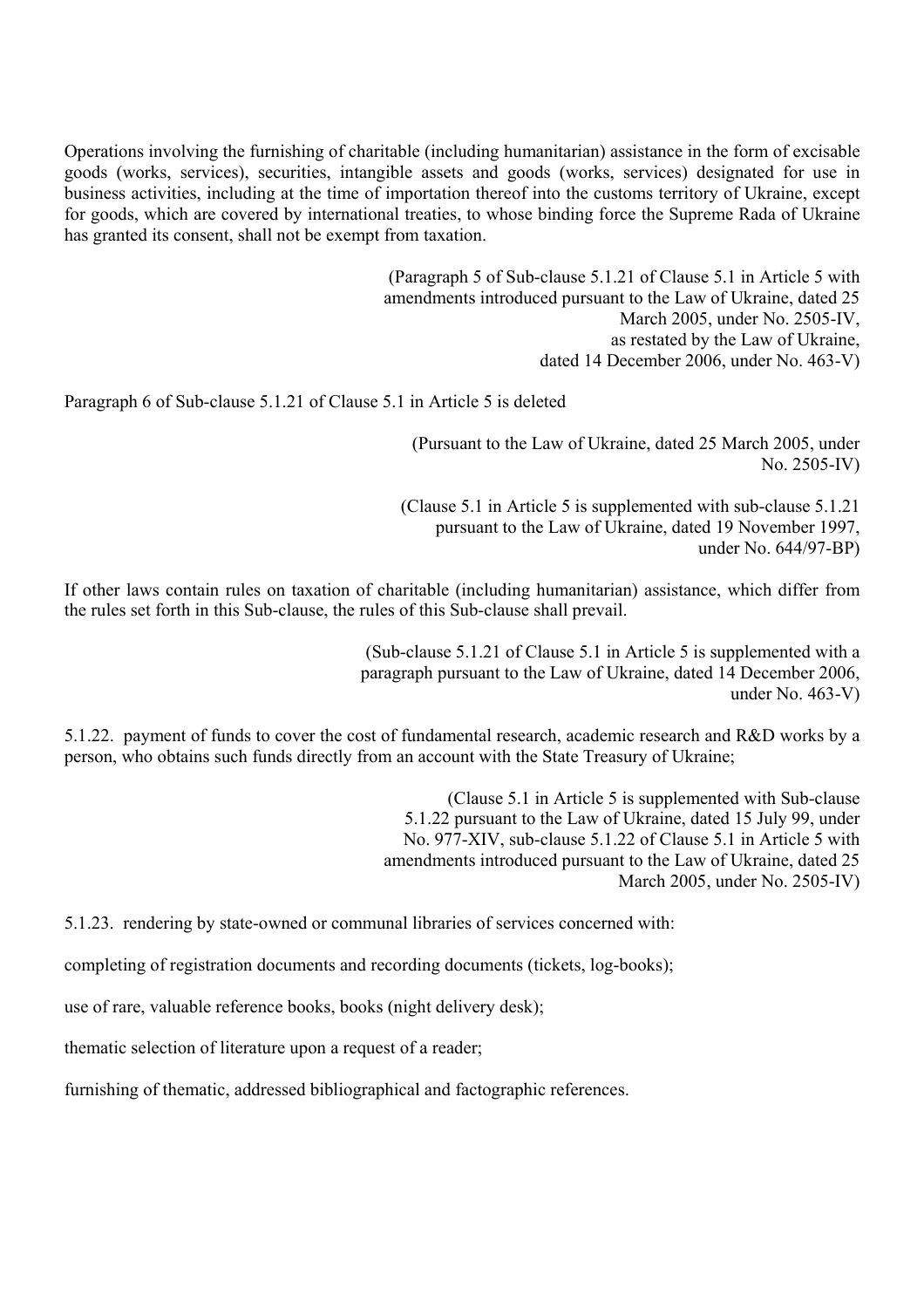Operations involving the furnishing of charitable (including humanitarian) assistance in the form of excisable goods (works, services), securities, intangible assets and goods (works, services) designated for use in business activities, including at the time of importation thereof into the customs territory of Ukraine, except for goods, which are covered by international treaties, to whose binding force the Supreme Rada of Ukraine has granted its consent, shall not be exempt from taxation.

(Paragraph 5 of Sub-clause 5.1.21 of Clause 5.1 in Article 5 with amendments introduced pursuant to the Law of Ukraine, dated 25 March 2005, under No. 2505-IV, as restated by the Law of Ukraine, dated 14 December 2006, under No. 463-V)

Paragraph 6 of Sub-clause 5.1.21 of Clause 5.1 in Article 5 is deleted

(Pursuant to the Law of Ukraine, dated 25 March 2005, under No. 2505-IV)

(Clause 5.1 in Article 5 is supplemented with sub-clause 5.1.21 pursuant to the Law of Ukraine, dated 19 November 1997, under No. 644/97-BP)

If other laws contain rules on taxation of charitable (including humanitarian) assistance, which differ from the rules set forth in this Sub-clause, the rules of this Sub-clause shall prevail.

(Sub-clause 5.1.21 of Clause 5.1 in Article 5 is supplemented with a paragraph pursuant to the Law of Ukraine, dated 14 December 2006, under No. 463-V)

5.1.22. payment of funds to cover the cost of fundamental research, academic research and R&D works by a person, who obtains such funds directly from an account with the State Treasury of Ukraine;

(Clause 5.1 in Article 5 is supplemented with Sub-clause 5.1.22 pursuant to the Law of Ukraine, dated 15 July 99, under No. 977-XIV, sub-clause 5.1.22 of Clause 5.1 in Article 5 with amendments introduced pursuant to the Law of Ukraine, dated 25 March 2005, under No. 2505-IV)

5.1.23. rendering by state-owned or communal libraries of services concerned with:

completing of registration documents and recording documents (tickets, log-books);

use of rare, valuable reference books, books (night delivery desk);

thematic selection of literature upon a request of a reader;

furnishing of thematic, addressed bibliographical and factographic references.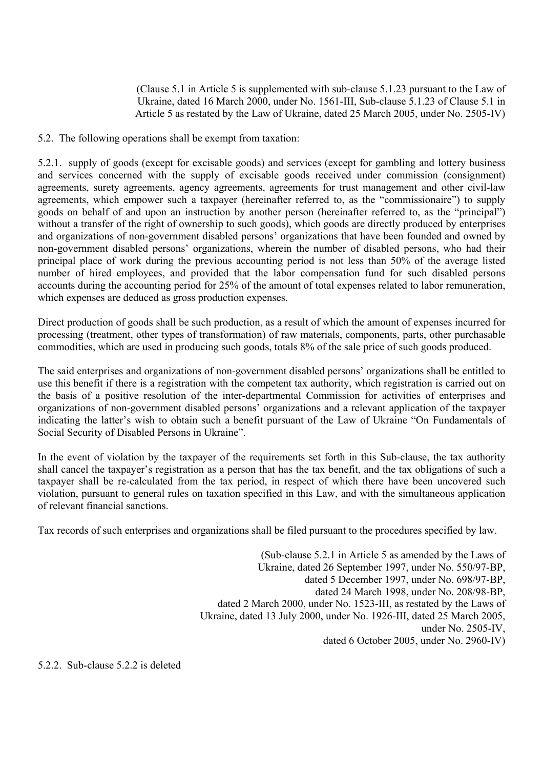(Clause 5.1 in Article 5 is supplemented with sub-clause 5.1.23 pursuant to the Law of Ukraine, dated 16 March 2000, under No. 1561-III, Sub-clause 5.1.23 of Clause 5.1 in Article 5 as restated by the Law of Ukraine, dated 25 March 2005, under No. 2505-IV)

5.2. The following operations shall be exempt from taxation:

5.2.1. supply of goods (except for excisable goods) and services (except for gambling and lottery business and services concerned with the supply of excisable goods received under commission (consignment) agreements, surety agreements, agency agreements, agreements for trust management and other civil-law agreements, which empower such a taxpayer (hereinafter referred to, as the "commissionaire") to supply goods on behalf of and upon an instruction by another person (hereinafter referred to, as the "principal") without a transfer of the right of ownership to such goods), which goods are directly produced by enterprises and organizations of non-government disabled persons' organizations that have been founded and owned by non-government disabled persons' organizations, wherein the number of disabled persons, who had their principal place of work during the previous accounting period is not less than 50% of the average listed number of hired employees, and provided that the labor compensation fund for such disabled persons accounts during the accounting period for 25% of the amount of total expenses related to labor remuneration, which expenses are deduced as gross production expenses.

Direct production of goods shall be such production, as a result of which the amount of expenses incurred for processing (treatment, other types of transformation) of raw materials, components, parts, other purchasable commodities, which are used in producing such goods, totals 8% of the sale price of such goods produced.

The said enterprises and organizations of non-government disabled persons' organizations shall be entitled to use this benefit if there is a registration with the competent tax authority, which registration is carried out on the basis of a positive resolution of the inter-departmental Commission for activities of enterprises and organizations of non-government disabled persons' organizations and a relevant application of the taxpayer indicating the latter's wish to obtain such a benefit pursuant of the Law of Ukraine "On Fundamentals of Social Security of Disabled Persons in Ukraine".

In the event of violation by the taxpayer of the requirements set forth in this Sub-clause, the tax authority shall cancel the taxpayer's registration as a person that has the tax benefit, and the tax obligations of such a taxpayer shall be re-calculated from the tax period, in respect of which there have been uncovered such violation, pursuant to general rules on taxation specified in this Law, and with the simultaneous application of relevant financial sanctions.

Tax records of such enterprises and organizations shall be filed pursuant to the procedures specified by law.

(Sub-clause 5.2.1 in Article 5 as amended by the Laws of Ukraine, dated 26 September 1997, under No. 550/97-BP, dated 5 December 1997, under No. 698/97-BP, dated 24 March 1998, under No. 208/98-BP, dated 2 March 2000, under No. 1523-III, as restated by the Laws of Ukraine, dated 13 July 2000, under No. 1926-III, dated 25 March 2005, under No. 2505-IV, dated 6 October 2005, under No. 2960-IV)

5.2.2. Sub-clause 5.2.2 is deleted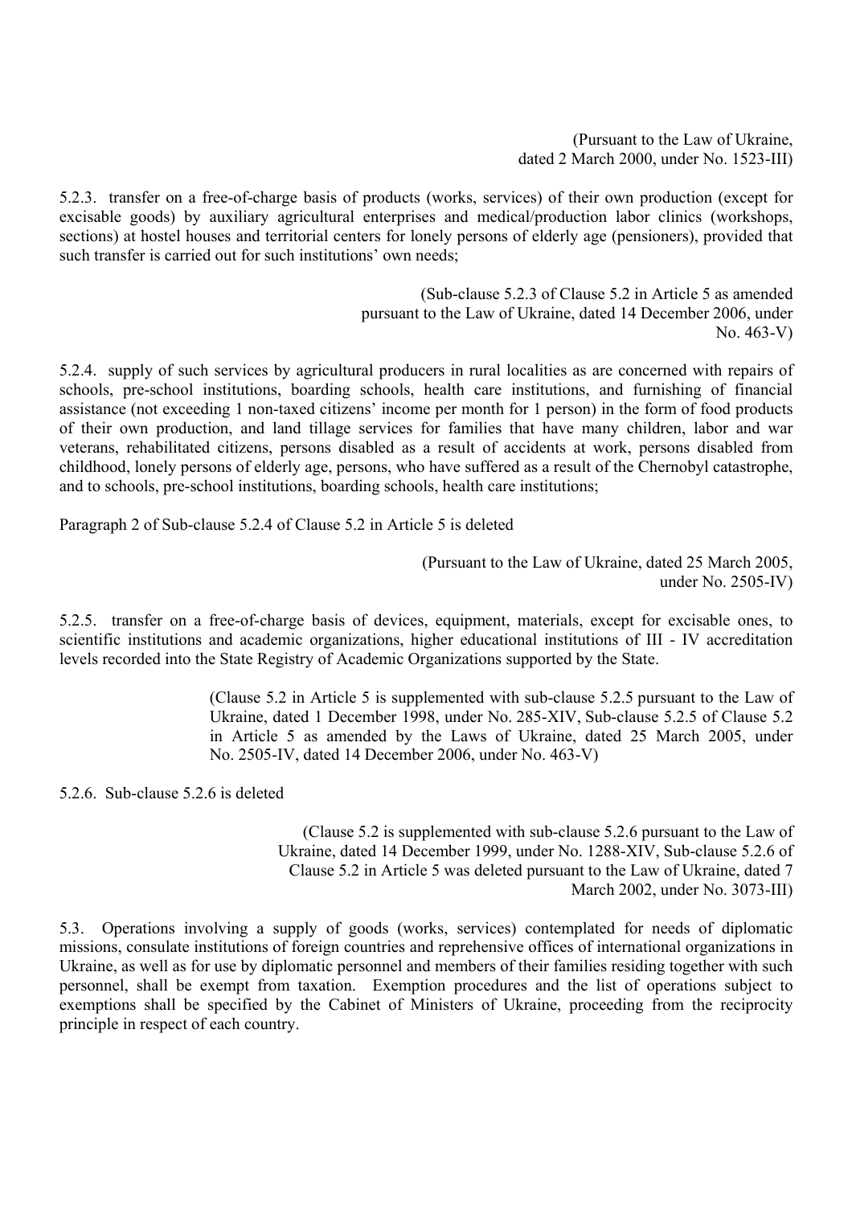(Pursuant to the Law of Ukraine, dated 2 March 2000, under No. 1523-III)

5.2.3. transfer on a free-of-charge basis of products (works, services) of their own production (except for excisable goods) by auxiliary agricultural enterprises and medical/production labor clinics (workshops, sections) at hostel houses and territorial centers for lonely persons of elderly age (pensioners), provided that such transfer is carried out for such institutions' own needs;

(Sub-clause 5.2.3 of Clause 5.2 in Article 5 as amended pursuant to the Law of Ukraine, dated 14 December 2006, under No. 463-V)

5.2.4. supply of such services by agricultural producers in rural localities as are concerned with repairs of schools, pre-school institutions, boarding schools, health care institutions, and furnishing of financial assistance (not exceeding 1 non-taxed citizens' income per month for 1 person) in the form of food products of their own production, and land tillage services for families that have many children, labor and war veterans, rehabilitated citizens, persons disabled as a result of accidents at work, persons disabled from childhood, lonely persons of elderly age, persons, who have suffered as a result of the Chernobyl catastrophe, and to schools, pre-school institutions, boarding schools, health care institutions;

Paragraph 2 of Sub-clause 5.2.4 of Clause 5.2 in Article 5 is deleted

(Pursuant to the Law of Ukraine, dated 25 March 2005, under No. 2505-IV)

5.2.5. transfer on a free-of-charge basis of devices, equipment, materials, except for excisable ones, to scientific institutions and academic organizations, higher educational institutions of III - IV accreditation levels recorded into the State Registry of Academic Organizations supported by the State.

(Clause 5.2 in Article 5 is supplemented with sub-clause 5.2.5 pursuant to the Law of Ukraine, dated 1 December 1998, under No. 285-XIV, Sub-clause 5.2.5 of Clause 5.2 in Article 5 as amended by the Laws of Ukraine, dated 25 March 2005, under No. 2505-IV, dated 14 December 2006, under No. 463-V)

5.2.6. Sub-clause 5.2.6 is deleted

(Clause 5.2 is supplemented with sub-clause 5.2.6 pursuant to the Law of Ukraine, dated 14 December 1999, under No. 1288-XIV, Sub-clause 5.2.6 of Clause 5.2 in Article 5 was deleted pursuant to the Law of Ukraine, dated 7 March 2002, under No. 3073-III)

5.3. Operations involving a supply of goods (works, services) contemplated for needs of diplomatic missions, consulate institutions of foreign countries and reprehensive offices of international organizations in Ukraine, as well as for use by diplomatic personnel and members of their families residing together with such personnel, shall be exempt from taxation. Exemption procedures and the list of operations subject to exemptions shall be specified by the Cabinet of Ministers of Ukraine, proceeding from the reciprocity principle in respect of each country.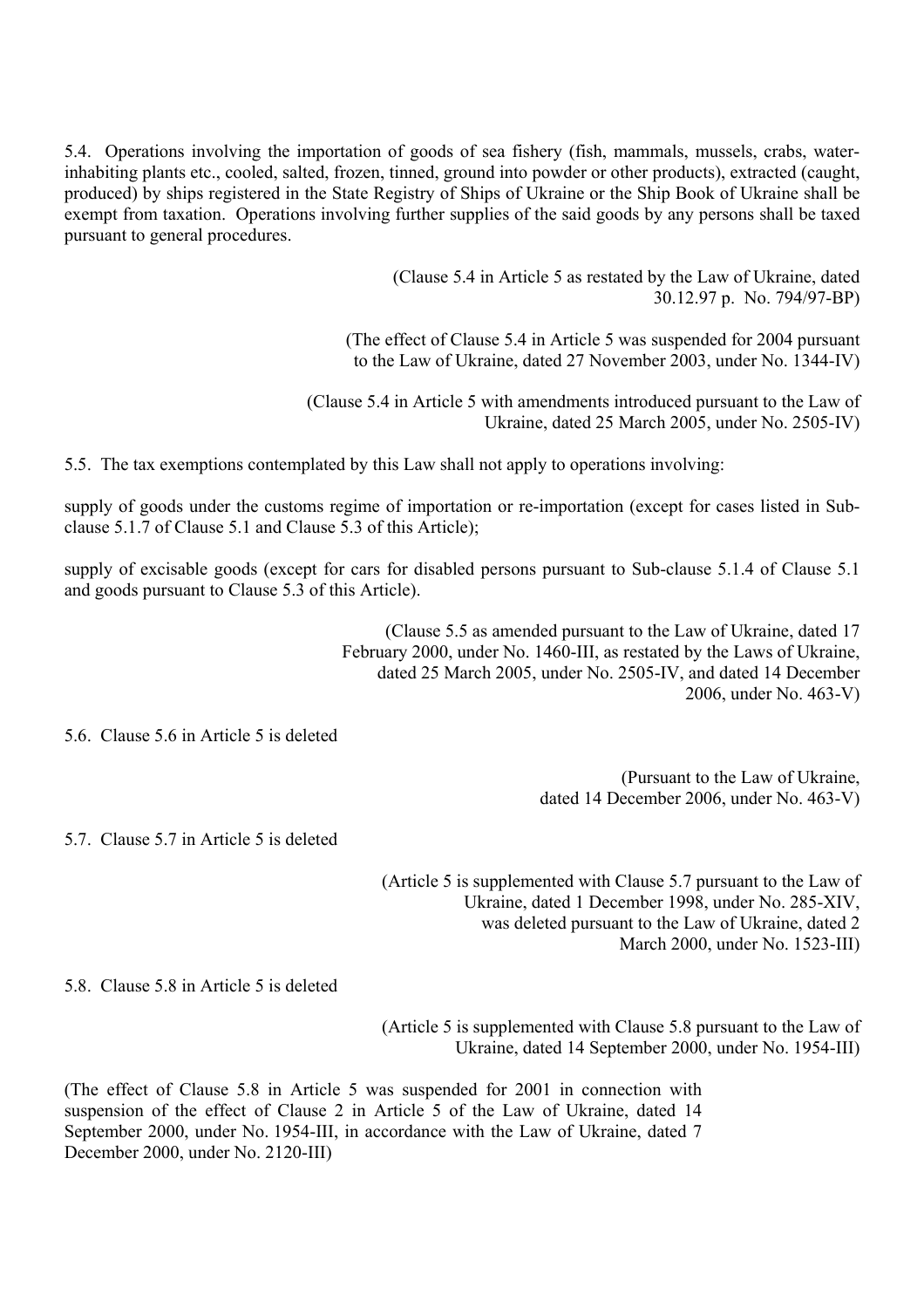5.4. Operations involving the importation of goods of sea fishery (fish, mammals, mussels, crabs, water-inhabiting plants etc., cooled, salted, frozen, tinned, ground into powder or other products), extracted (caught, produced) by ships registered in the State Registry of Ships of Ukraine or the Ship Book of Ukraine shall be exempt from taxation. Operations involving further supplies of the said goods by any persons shall be taxed pursuant to general procedures.

(Clause 5.4 in Article 5 as restated by the Law of Ukraine, dated 30.12.97 p. No. 794/97-BP)

(The effect of Clause 5.4 in Article 5 was suspended for 2004 pursuant to the Law of Ukraine, dated 27 November 2003, under No. 1344-IV)

(Clause 5.4 in Article 5 with amendments introduced pursuant to the Law of Ukraine, dated 25 March 2005, under No. 2505-IV)

5.5. The tax exemptions contemplated by this Law shall not apply to operations involving:

supply of goods under the customs regime of importation or re-importation (except for cases listed in Sub-clause 5.1.7 of Clause 5.1 and Clause 5.3 of this Article);

supply of excisable goods (except for cars for disabled persons pursuant to Sub-clause 5.1.4 of Clause 5.1 and goods pursuant to Clause 5.3 of this Article).

(Clause 5.5 as amended pursuant to the Law of Ukraine, dated 17 February 2000, under No. 1460-III, as restated by the Laws of Ukraine, dated 25 March 2005, under No. 2505-IV, and dated 14 December 2006, under No. 463-V)

5.6. Clause 5.6 in Article 5 is deleted

(Pursuant to the Law of Ukraine, dated 14 December 2006, under No. 463-V)

5.7. Clause 5.7 in Article 5 is deleted

(Article 5 is supplemented with Clause 5.7 pursuant to the Law of Ukraine, dated 1 December 1998, under No. 285-XIV, was deleted pursuant to the Law of Ukraine, dated 2 March 2000, under No. 1523-III)

5.8. Clause 5.8 in Article 5 is deleted

(Article 5 is supplemented with Clause 5.8 pursuant to the Law of Ukraine, dated 14 September 2000, under No. 1954-III)

(The effect of Clause 5.8 in Article 5 was suspended for 2001 in connection with suspension of the effect of Clause 2 in Article 5 of the Law of Ukraine, dated 14 September 2000, under No. 1954-III, in accordance with the Law of Ukraine, dated 7 December 2000, under No. 2120-III)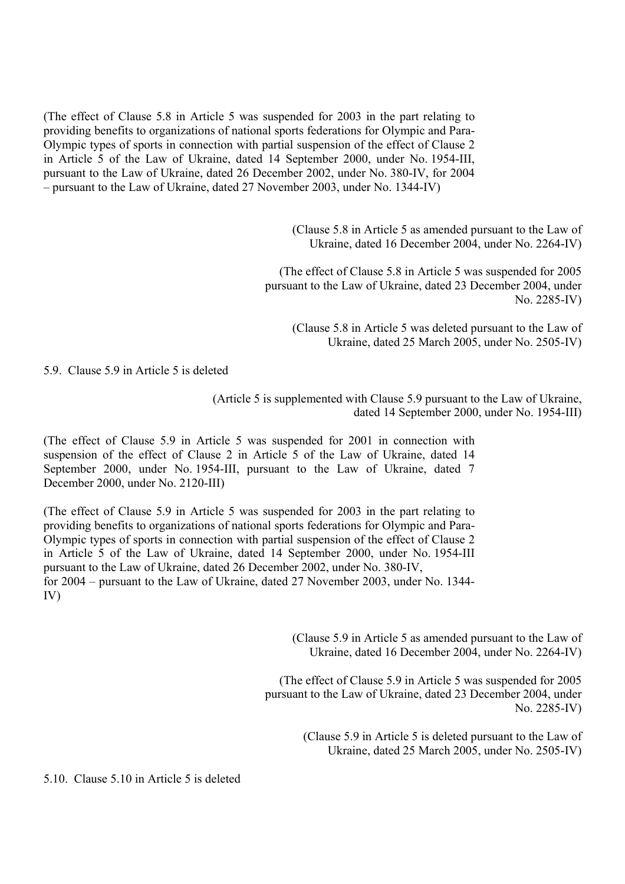(The effect of Clause 5.8 in Article 5 was suspended for 2003 in the part relating to providing benefits to organizations of national sports federations for Olympic and Para-Olympic types of sports in connection with partial suspension of the effect of Clause 2 in Article 5 of the Law of Ukraine, dated 14 September 2000, under No. 1954-III, pursuant to the Law of Ukraine, dated 26 December 2002, under No. 380-IV, for 2004 – pursuant to the Law of Ukraine, dated 27 November 2003, under No. 1344-IV)

(Clause 5.8 in Article 5 as amended pursuant to the Law of Ukraine, dated 16 December 2004, under No. 2264-IV)

(The effect of Clause 5.8 in Article 5 was suspended for 2005 pursuant to the Law of Ukraine, dated 23 December 2004, under No. 2285-IV)

(Clause 5.8 in Article 5 was deleted pursuant to the Law of Ukraine, dated 25 March 2005, under No. 2505-IV)

5.9. Clause 5.9 in Article 5 is deleted

(Article 5 is supplemented with Clause 5.9 pursuant to the Law of Ukraine, dated 14 September 2000, under No. 1954-III)

(The effect of Clause 5.9 in Article 5 was suspended for 2001 in connection with suspension of the effect of Clause 2 in Article 5 of the Law of Ukraine, dated 14 September 2000, under No. 1954-III, pursuant to the Law of Ukraine, dated 7 December 2000, under No. 2120-III)

(The effect of Clause 5.9 in Article 5 was suspended for 2003 in the part relating to providing benefits to organizations of national sports federations for Olympic and Para-Olympic types of sports in connection with partial suspension of the effect of Clause 2 in Article 5 of the Law of Ukraine, dated 14 September 2000, under No. 1954-III pursuant to the Law of Ukraine, dated 26 December 2002, under No. 380-IV, for 2004 – pursuant to the Law of Ukraine, dated 27 November 2003, under No. 1344-IV)

(Clause 5.9 in Article 5 as amended pursuant to the Law of Ukraine, dated 16 December 2004, under No. 2264-IV)

(The effect of Clause 5.9 in Article 5 was suspended for 2005 pursuant to the Law of Ukraine, dated 23 December 2004, under No. 2285-IV)

(Clause 5.9 in Article 5 is deleted pursuant to the Law of Ukraine, dated 25 March 2005, under No. 2505-IV)

5.10. Clause 5.10 in Article 5 is deleted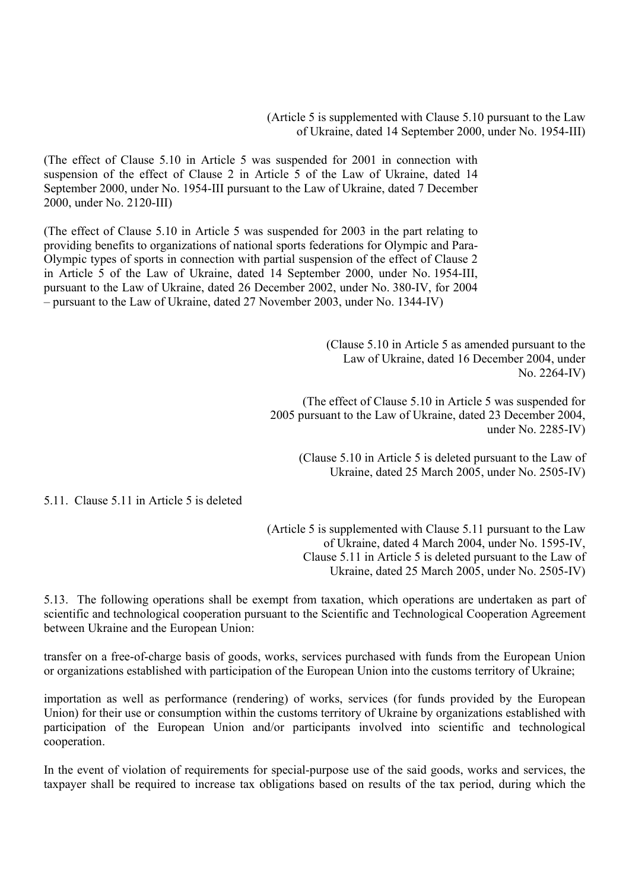(Article 5 is supplemented with Clause 5.10 pursuant to the Law of Ukraine, dated 14 September 2000, under No. 1954-III)

(The effect of Clause 5.10 in Article 5 was suspended for 2001 in connection with suspension of the effect of Clause 2 in Article 5 of the Law of Ukraine, dated 14 September 2000, under No. 1954-III pursuant to the Law of Ukraine, dated 7 December 2000, under No. 2120-III)

(The effect of Clause 5.10 in Article 5 was suspended for 2003 in the part relating to providing benefits to organizations of national sports federations for Olympic and Para-Olympic types of sports in connection with partial suspension of the effect of Clause 2 in Article 5 of the Law of Ukraine, dated 14 September 2000, under No. 1954-III, pursuant to the Law of Ukraine, dated 26 December 2002, under No. 380-IV, for 2004 – pursuant to the Law of Ukraine, dated 27 November 2003, under No. 1344-IV)

(Clause 5.10 in Article 5 as amended pursuant to the Law of Ukraine, dated 16 December 2004, under No. 2264-IV)

(The effect of Clause 5.10 in Article 5 was suspended for 2005 pursuant to the Law of Ukraine, dated 23 December 2004, under No. 2285-IV)

(Clause 5.10 in Article 5 is deleted pursuant to the Law of Ukraine, dated 25 March 2005, under No. 2505-IV)

5.11. Clause 5.11 in Article 5 is deleted

(Article 5 is supplemented with Clause 5.11 pursuant to the Law of Ukraine, dated 4 March 2004, under No. 1595-IV, Clause 5.11 in Article 5 is deleted pursuant to the Law of Ukraine, dated 25 March 2005, under No. 2505-IV)

5.13. The following operations shall be exempt from taxation, which operations are undertaken as part of scientific and technological cooperation pursuant to the Scientific and Technological Cooperation Agreement between Ukraine and the European Union:

transfer on a free-of-charge basis of goods, works, services purchased with funds from the European Union or organizations established with participation of the European Union into the customs territory of Ukraine;

importation as well as performance (rendering) of works, services (for funds provided by the European Union) for their use or consumption within the customs territory of Ukraine by organizations established with participation of the European Union and/or participants involved into scientific and technological cooperation.

In the event of violation of requirements for special-purpose use of the said goods, works and services, the taxpayer shall be required to increase tax obligations based on results of the tax period, during which the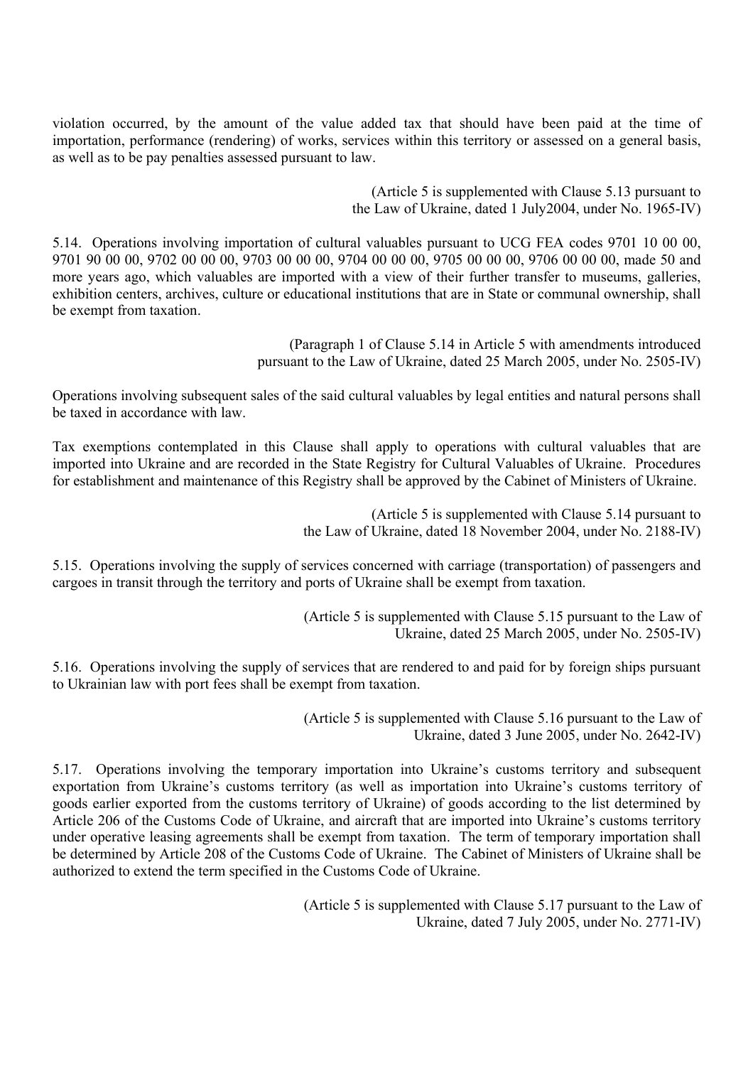violation occurred, by the amount of the value added tax that should have been paid at the time of importation, performance (rendering) of works, services within this territory or assessed on a general basis, as well as to be pay penalties assessed pursuant to law.

(Article 5 is supplemented with Clause 5.13 pursuant to the Law of Ukraine, dated 1 July2004, under No. 1965-IV)

5.14. Operations involving importation of cultural valuables pursuant to UCG FEA codes 9701 10 00 00, 9701 90 00 00, 9702 00 00 00, 9703 00 00 00, 9704 00 00 00, 9705 00 00 00, 9706 00 00 00, made 50 and more years ago, which valuables are imported with a view of their further transfer to museums, galleries, exhibition centers, archives, culture or educational institutions that are in State or communal ownership, shall be exempt from taxation.

(Paragraph 1 of Clause 5.14 in Article 5 with amendments introduced pursuant to the Law of Ukraine, dated 25 March 2005, under No. 2505-IV)

Operations involving subsequent sales of the said cultural valuables by legal entities and natural persons shall be taxed in accordance with law.

Tax exemptions contemplated in this Clause shall apply to operations with cultural valuables that are imported into Ukraine and are recorded in the State Registry for Cultural Valuables of Ukraine. Procedures for establishment and maintenance of this Registry shall be approved by the Cabinet of Ministers of Ukraine.

(Article 5 is supplemented with Clause 5.14 pursuant to the Law of Ukraine, dated 18 November 2004, under No. 2188-IV)

5.15. Operations involving the supply of services concerned with carriage (transportation) of passengers and cargoes in transit through the territory and ports of Ukraine shall be exempt from taxation.

(Article 5 is supplemented with Clause 5.15 pursuant to the Law of Ukraine, dated 25 March 2005, under No. 2505-IV)

5.16. Operations involving the supply of services that are rendered to and paid for by foreign ships pursuant to Ukrainian law with port fees shall be exempt from taxation.

(Article 5 is supplemented with Clause 5.16 pursuant to the Law of Ukraine, dated 3 June 2005, under No. 2642-IV)

5.17. Operations involving the temporary importation into Ukraine's customs territory and subsequent exportation from Ukraine's customs territory (as well as importation into Ukraine's customs territory of goods earlier exported from the customs territory of Ukraine) of goods according to the list determined by Article 206 of the Customs Code of Ukraine, and aircraft that are imported into Ukraine's customs territory under operative leasing agreements shall be exempt from taxation. The term of temporary importation shall be determined by Article 208 of the Customs Code of Ukraine. The Cabinet of Ministers of Ukraine shall be authorized to extend the term specified in the Customs Code of Ukraine.

(Article 5 is supplemented with Clause 5.17 pursuant to the Law of Ukraine, dated 7 July 2005, under No. 2771-IV)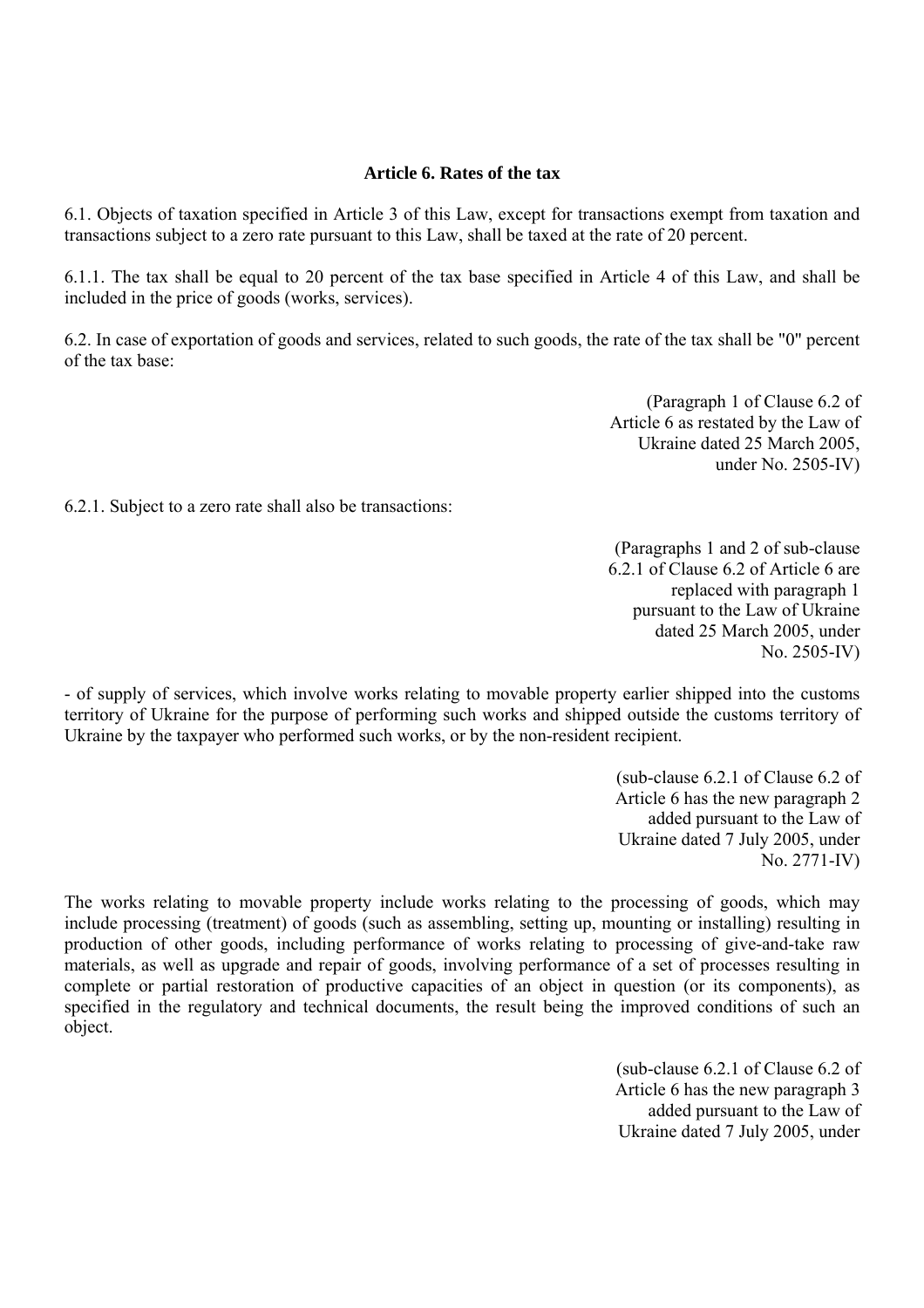### Article 6. Rates of the tax

6.1. Objects of taxation specified in Article 3 of this Law, except for transactions exempt from taxation and transactions subject to a zero rate pursuant to this Law, shall be taxed at the rate of 20 percent.

6.1.1. The tax shall be equal to 20 percent of the tax base specified in Article 4 of this Law, and shall be included in the price of goods (works, services).

6.2. In case of exportation of goods and services, related to such goods, the rate of the tax shall be "0" percent of the tax base:

(Paragraph 1 of Clause 6.2 of Article 6 as restated by the Law of Ukraine dated 25 March 2005, under No. 2505-IV)

6.2.1. Subject to a zero rate shall also be transactions:

(Paragraphs 1 and 2 of sub-clause 6.2.1 of Clause 6.2 of Article 6 are replaced with paragraph 1 pursuant to the Law of Ukraine dated 25 March 2005, under No. 2505-IV)

- of supply of services, which involve works relating to movable property earlier shipped into the customs territory of Ukraine for the purpose of performing such works and shipped outside the customs territory of Ukraine by the taxpayer who performed such works, or by the non-resident recipient.

(sub-clause 6.2.1 of Clause 6.2 of Article 6 has the new paragraph 2 added pursuant to the Law of Ukraine dated 7 July 2005, under No. 2771-IV)

The works relating to movable property include works relating to the processing of goods, which may include processing (treatment) of goods (such as assembling, setting up, mounting or installing) resulting in production of other goods, including performance of works relating to processing of give-and-take raw materials, as well as upgrade and repair of goods, involving performance of a set of processes resulting in complete or partial restoration of productive capacities of an object in question (or its components), as specified in the regulatory and technical documents, the result being the improved conditions of such an object.

(sub-clause 6.2.1 of Clause 6.2 of Article 6 has the new paragraph 3 added pursuant to the Law of Ukraine dated 7 July 2005, under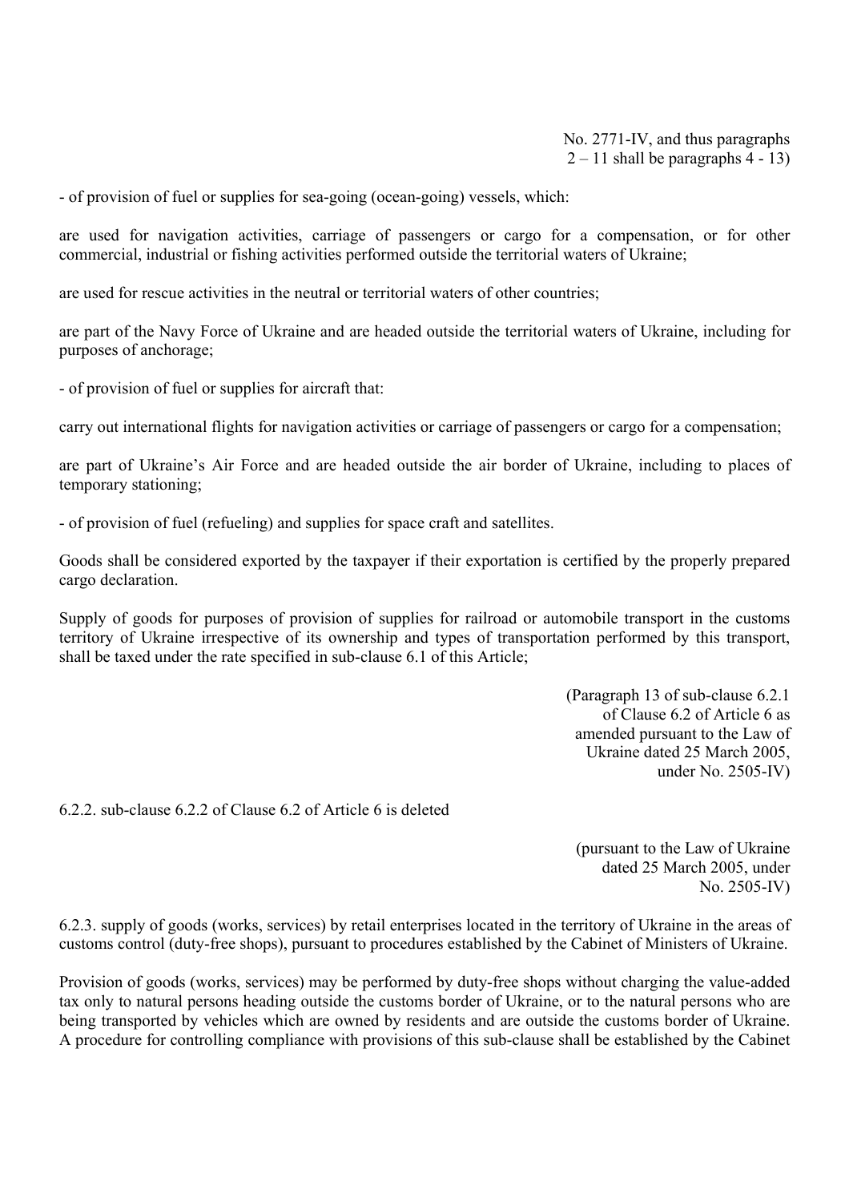No. 2771-IV, and thus paragraphs 2 – 11 shall be paragraphs 4 - 13)

- of provision of fuel or supplies for sea-going (ocean-going) vessels, which:

are used for navigation activities, carriage of passengers or cargo for a compensation, or for other commercial, industrial or fishing activities performed outside the territorial waters of Ukraine;

are used for rescue activities in the neutral or territorial waters of other countries;

are part of the Navy Force of Ukraine and are headed outside the territorial waters of Ukraine, including for purposes of anchorage;

- of provision of fuel or supplies for aircraft that:

carry out international flights for navigation activities or carriage of passengers or cargo for a compensation;

are part of Ukraine's Air Force and are headed outside the air border of Ukraine, including to places of temporary stationing;

- of provision of fuel (refueling) and supplies for space craft and satellites.

Goods shall be considered exported by the taxpayer if their exportation is certified by the properly prepared cargo declaration.

Supply of goods for purposes of provision of supplies for railroad or automobile transport in the customs territory of Ukraine irrespective of its ownership and types of transportation performed by this transport, shall be taxed under the rate specified in sub-clause 6.1 of this Article;

(Paragraph 13 of sub-clause 6.2.1 of Clause 6.2 of Article 6 as amended pursuant to the Law of Ukraine dated 25 March 2005, under No. 2505-IV)

6.2.2. sub-clause 6.2.2 of Clause 6.2 of Article 6 is deleted

(pursuant to the Law of Ukraine dated 25 March 2005, under No. 2505-IV)

6.2.3. supply of goods (works, services) by retail enterprises located in the territory of Ukraine in the areas of customs control (duty-free shops), pursuant to procedures established by the Cabinet of Ministers of Ukraine.

Provision of goods (works, services) may be performed by duty-free shops without charging the value-added tax only to natural persons heading outside the customs border of Ukraine, or to the natural persons who are being transported by vehicles which are owned by residents and are outside the customs border of Ukraine. A procedure for controlling compliance with provisions of this sub-clause shall be established by the Cabinet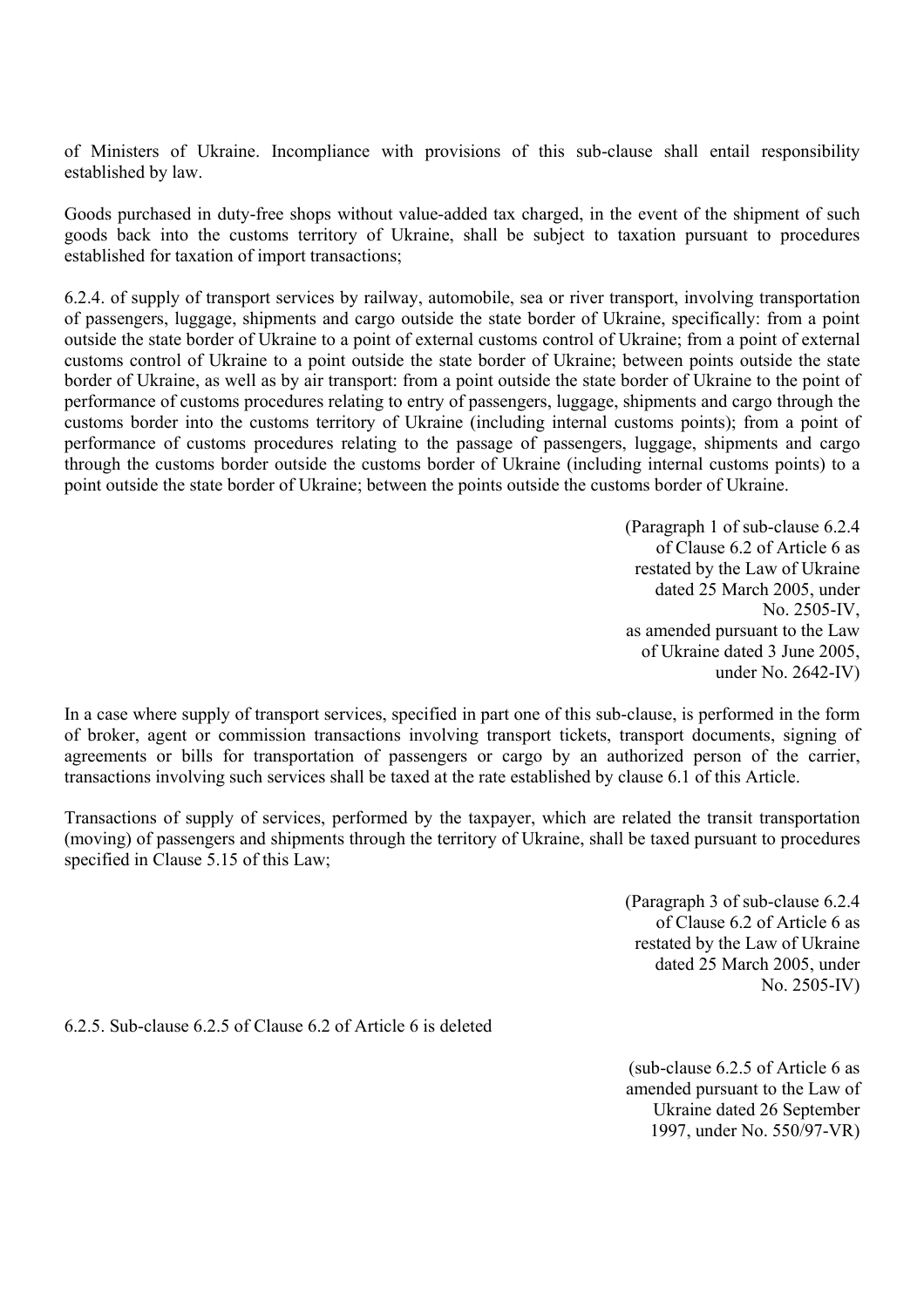of Ministers of Ukraine. Incompliance with provisions of this sub-clause shall entail responsibility established by law.

Goods purchased in duty-free shops without value-added tax charged, in the event of the shipment of such goods back into the customs territory of Ukraine, shall be subject to taxation pursuant to procedures established for taxation of import transactions;

6.2.4. of supply of transport services by railway, automobile, sea or river transport, involving transportation of passengers, luggage, shipments and cargo outside the state border of Ukraine, specifically: from a point outside the state border of Ukraine to a point of external customs control of Ukraine; from a point of external customs control of Ukraine to a point outside the state border of Ukraine; between points outside the state border of Ukraine, as well as by air transport: from a point outside the state border of Ukraine to the point of performance of customs procedures relating to entry of passengers, luggage, shipments and cargo through the customs border into the customs territory of Ukraine (including internal customs points); from a point of performance of customs procedures relating to the passage of passengers, luggage, shipments and cargo through the customs border outside the customs border of Ukraine (including internal customs points) to a point outside the state border of Ukraine; between the points outside the customs border of Ukraine.

(Paragraph 1 of sub-clause 6.2.4 of Clause 6.2 of Article 6 as restated by the Law of Ukraine dated 25 March 2005, under No. 2505-IV, as amended pursuant to the Law of Ukraine dated 3 June 2005, under No. 2642-IV)

In a case where supply of transport services, specified in part one of this sub-clause, is performed in the form of broker, agent or commission transactions involving transport tickets, transport documents, signing of agreements or bills for transportation of passengers or cargo by an authorized person of the carrier, transactions involving such services shall be taxed at the rate established by clause 6.1 of this Article.

Transactions of supply of services, performed by the taxpayer, which are related the transit transportation (moving) of passengers and shipments through the territory of Ukraine, shall be taxed pursuant to procedures specified in Clause 5.15 of this Law;

(Paragraph 3 of sub-clause 6.2.4 of Clause 6.2 of Article 6 as restated by the Law of Ukraine dated 25 March 2005, under No. 2505-IV)

6.2.5. Sub-clause 6.2.5 of Clause 6.2 of Article 6 is deleted

(sub-clause 6.2.5 of Article 6 as amended pursuant to the Law of Ukraine dated 26 September 1997, under No. 550/97-VR)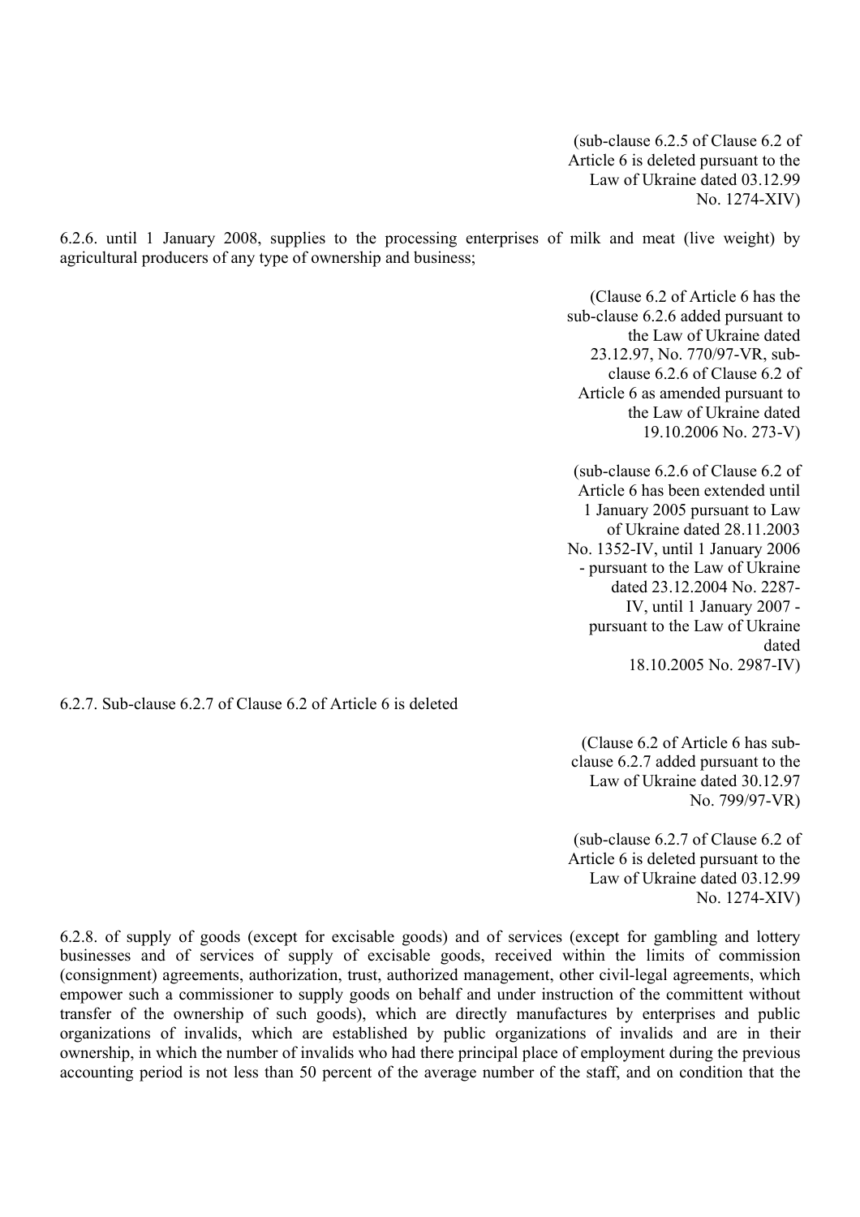(sub-clause 6.2.5 of Clause 6.2 of Article 6 is deleted pursuant to the Law of Ukraine dated 03.12.99 No. 1274-XIV)

6.2.6. until 1 January 2008, supplies to the processing enterprises of milk and meat (live weight) by agricultural producers of any type of ownership and business;

(Clause 6.2 of Article 6 has the sub-clause 6.2.6 added pursuant to the Law of Ukraine dated 23.12.97, No. 770/97-VR, sub-clause 6.2.6 of Clause 6.2 of Article 6 as amended pursuant to the Law of Ukraine dated 19.10.2006 No. 273-V)

(sub-clause 6.2.6 of Clause 6.2 of Article 6 has been extended until 1 January 2005 pursuant to Law of Ukraine dated 28.11.2003 No. 1352-IV, until 1 January 2006 - pursuant to the Law of Ukraine dated 23.12.2004 No. 2287-IV, until 1 January 2007 - pursuant to the Law of Ukraine dated 18.10.2005 No. 2987-IV)

6.2.7. Sub-clause 6.2.7 of Clause 6.2 of Article 6 is deleted

(Clause 6.2 of Article 6 has sub-clause 6.2.7 added pursuant to the Law of Ukraine dated 30.12.97 No. 799/97-VR)

(sub-clause 6.2.7 of Clause 6.2 of Article 6 is deleted pursuant to the Law of Ukraine dated 03.12.99 No. 1274-XIV)

6.2.8. of supply of goods (except for excisable goods) and of services (except for gambling and lottery businesses and of services of supply of excisable goods, received within the limits of commission (consignment) agreements, authorization, trust, authorized management, other civil-legal agreements, which empower such a commissioner to supply goods on behalf and under instruction of the committent without transfer of the ownership of such goods), which are directly manufactures by enterprises and public organizations of invalids, which are established by public organizations of invalids and are in their ownership, in which the number of invalids who had there principal place of employment during the previous accounting period is not less than 50 percent of the average number of the staff, and on condition that the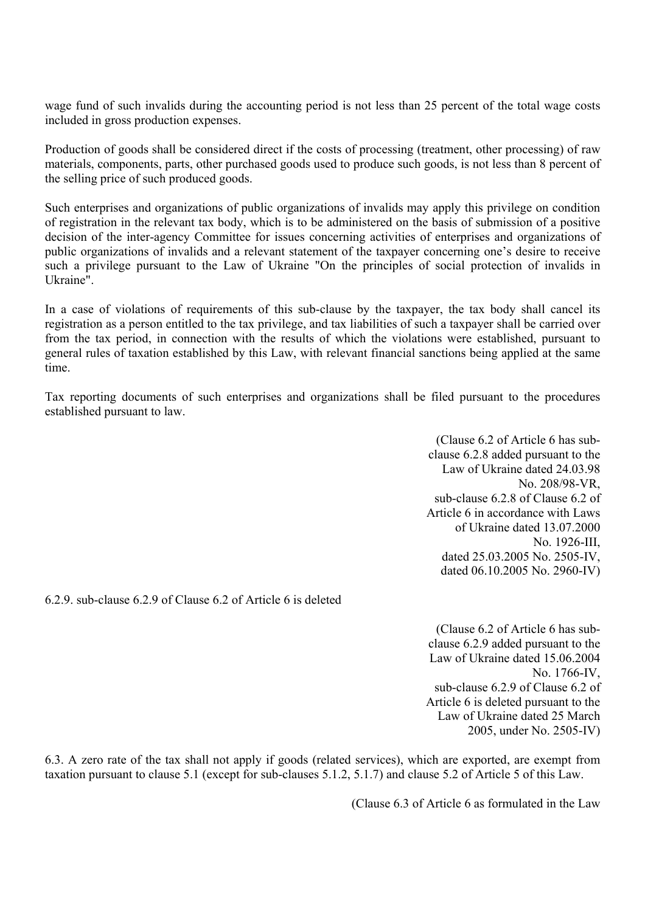wage fund of such invalids during the accounting period is not less than 25 percent of the total wage costs included in gross production expenses.

Production of goods shall be considered direct if the costs of processing (treatment, other processing) of raw materials, components, parts, other purchased goods used to produce such goods, is not less than 8 percent of the selling price of such produced goods.

Such enterprises and organizations of public organizations of invalids may apply this privilege on condition of registration in the relevant tax body, which is to be administered on the basis of submission of a positive decision of the inter-agency Committee for issues concerning activities of enterprises and organizations of public organizations of invalids and a relevant statement of the taxpayer concerning one's desire to receive such a privilege pursuant to the Law of Ukraine "On the principles of social protection of invalids in Ukraine".

In a case of violations of requirements of this sub-clause by the taxpayer, the tax body shall cancel its registration as a person entitled to the tax privilege, and tax liabilities of such a taxpayer shall be carried over from the tax period, in connection with the results of which the violations were established, pursuant to general rules of taxation established by this Law, with relevant financial sanctions being applied at the same time.

Tax reporting documents of such enterprises and organizations shall be filed pursuant to the procedures established pursuant to law.

(Clause 6.2 of Article 6 has sub-clause 6.2.8 added pursuant to the Law of Ukraine dated 24.03.98 No. 208/98-VR, sub-clause 6.2.8 of Clause 6.2 of Article 6 in accordance with Laws of Ukraine dated 13.07.2000 No. 1926-III, dated 25.03.2005 No. 2505-IV, dated 06.10.2005 No. 2960-IV)

6.2.9. sub-clause 6.2.9 of Clause 6.2 of Article 6 is deleted

(Clause 6.2 of Article 6 has sub-clause 6.2.9 added pursuant to the Law of Ukraine dated 15.06.2004 No. 1766-IV, sub-clause 6.2.9 of Clause 6.2 of Article 6 is deleted pursuant to the Law of Ukraine dated 25 March 2005, under No. 2505-IV)

6.3. A zero rate of the tax shall not apply if goods (related services), which are exported, are exempt from taxation pursuant to clause 5.1 (except for sub-clauses 5.1.2, 5.1.7) and clause 5.2 of Article 5 of this Law.

(Clause 6.3 of Article 6 as formulated in the Law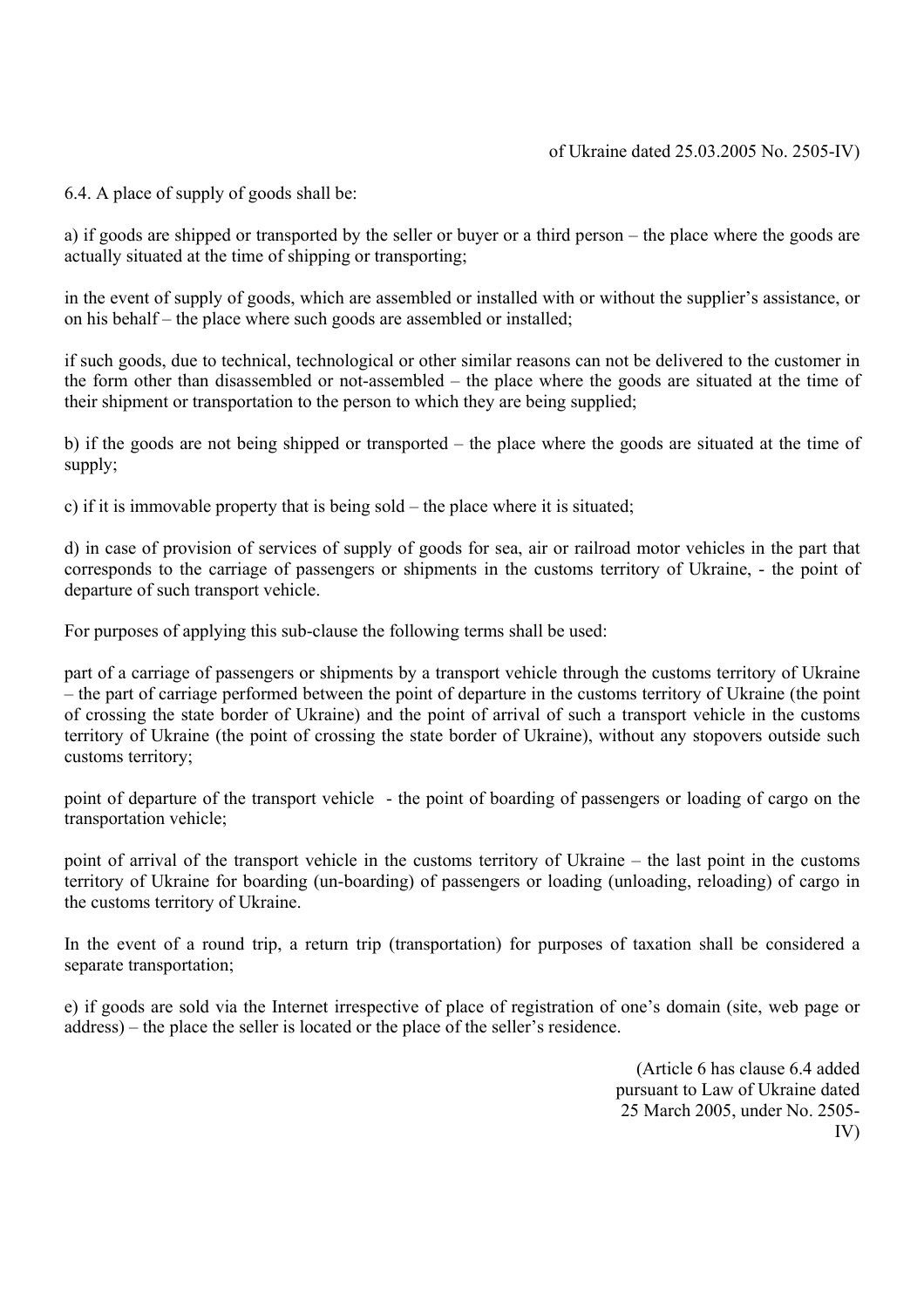of Ukraine dated 25.03.2005 No. 2505-IV)

6.4. A place of supply of goods shall be:

a) if goods are shipped or transported by the seller or buyer or a third person – the place where the goods are actually situated at the time of shipping or transporting;

in the event of supply of goods, which are assembled or installed with or without the supplier's assistance, or on his behalf – the place where such goods are assembled or installed;

if such goods, due to technical, technological or other similar reasons can not be delivered to the customer in the form other than disassembled or not-assembled – the place where the goods are situated at the time of their shipment or transportation to the person to which they are being supplied;

b) if the goods are not being shipped or transported – the place where the goods are situated at the time of supply;

c) if it is immovable property that is being sold – the place where it is situated;

d) in case of provision of services of supply of goods for sea, air or railroad motor vehicles in the part that corresponds to the carriage of passengers or shipments in the customs territory of Ukraine, - the point of departure of such transport vehicle.

For purposes of applying this sub-clause the following terms shall be used:

part of a carriage of passengers or shipments by a transport vehicle through the customs territory of Ukraine – the part of carriage performed between the point of departure in the customs territory of Ukraine (the point of crossing the state border of Ukraine) and the point of arrival of such a transport vehicle in the customs territory of Ukraine (the point of crossing the state border of Ukraine), without any stopovers outside such customs territory;

point of departure of the transport vehicle - the point of boarding of passengers or loading of cargo on the transportation vehicle;

point of arrival of the transport vehicle in the customs territory of Ukraine – the last point in the customs territory of Ukraine for boarding (un-boarding) of passengers or loading (unloading, reloading) of cargo in the customs territory of Ukraine.

In the event of a round trip, a return trip (transportation) for purposes of taxation shall be considered a separate transportation;

e) if goods are sold via the Internet irrespective of place of registration of one's domain (site, web page or address) – the place the seller is located or the place of the seller's residence.

(Article 6 has clause 6.4 added pursuant to Law of Ukraine dated 25 March 2005, under No. 2505-IV)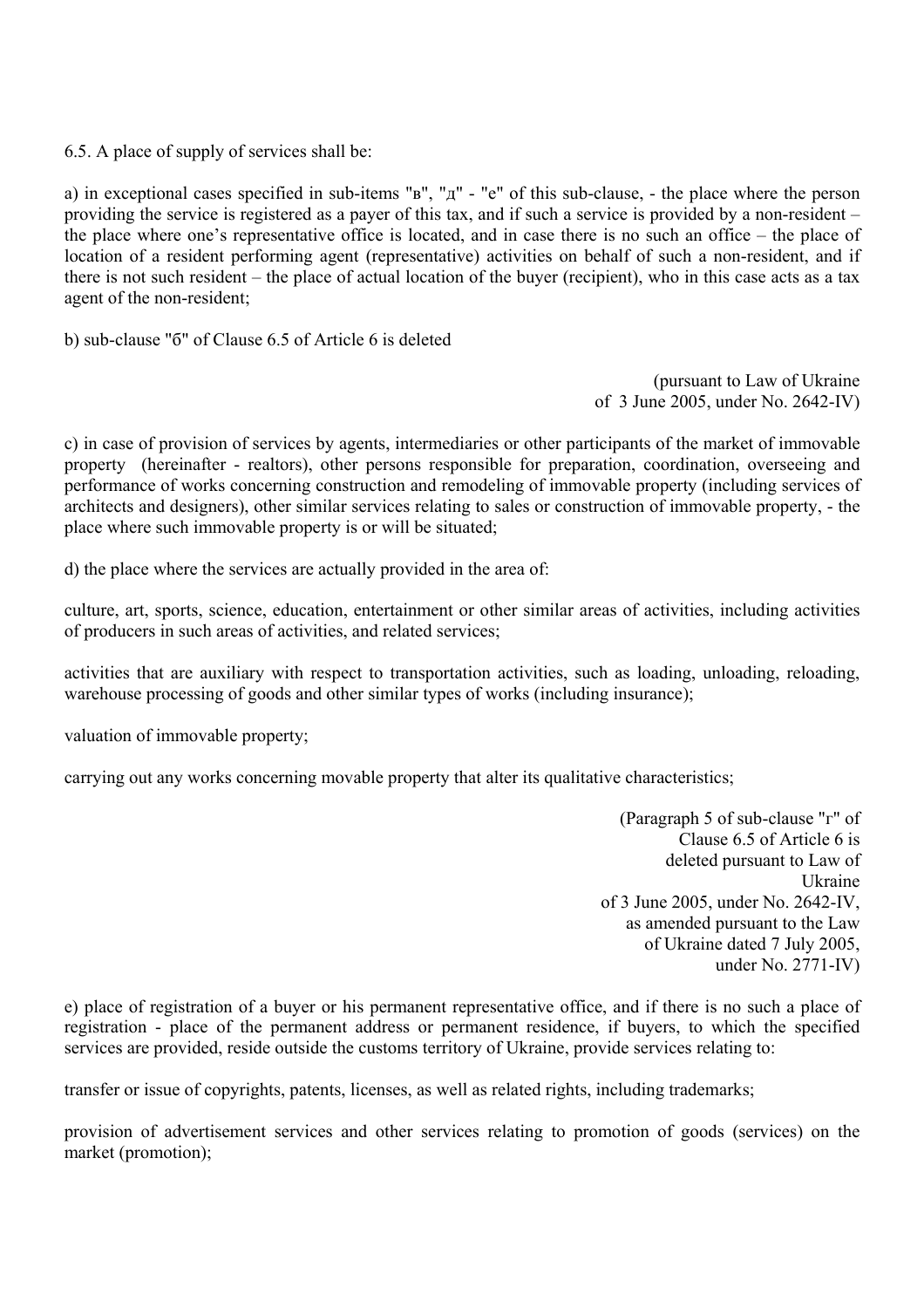6.5. A place of supply of services shall be:

a) in exceptional cases specified in sub-items "в", "д" - "е" of this sub-clause, - the place where the person providing the service is registered as a payer of this tax, and if such a service is provided by a non-resident – the place where one's representative office is located, and in case there is no such an office – the place of location of a resident performing agent (representative) activities on behalf of such a non-resident, and if there is not such resident – the place of actual location of the buyer (recipient), who in this case acts as a tax agent of the non-resident;

b) sub-clause "б" of Clause 6.5 of Article 6 is deleted

(pursuant to Law of Ukraine of 3 June 2005, under No. 2642-IV)

c) in case of provision of services by agents, intermediaries or other participants of the market of immovable property (hereinafter - realtors), other persons responsible for preparation, coordination, overseeing and performance of works concerning construction and remodeling of immovable property (including services of architects and designers), other similar services relating to sales or construction of immovable property, - the place where such immovable property is or will be situated;

d) the place where the services are actually provided in the area of:

culture, art, sports, science, education, entertainment or other similar areas of activities, including activities of producers in such areas of activities, and related services;

activities that are auxiliary with respect to transportation activities, such as loading, unloading, reloading, warehouse processing of goods and other similar types of works (including insurance);

valuation of immovable property;

carrying out any works concerning movable property that alter its qualitative characteristics;

(Paragraph 5 of sub-clause "г" of Clause 6.5 of Article 6 is deleted pursuant to Law of Ukraine of 3 June 2005, under No. 2642-IV, as amended pursuant to the Law of Ukraine dated 7 July 2005, under No. 2771-IV)

e) place of registration of a buyer or his permanent representative office, and if there is no such a place of registration - place of the permanent address or permanent residence, if buyers, to which the specified services are provided, reside outside the customs territory of Ukraine, provide services relating to:

transfer or issue of copyrights, patents, licenses, as well as related rights, including trademarks;

provision of advertisement services and other services relating to promotion of goods (services) on the market (promotion);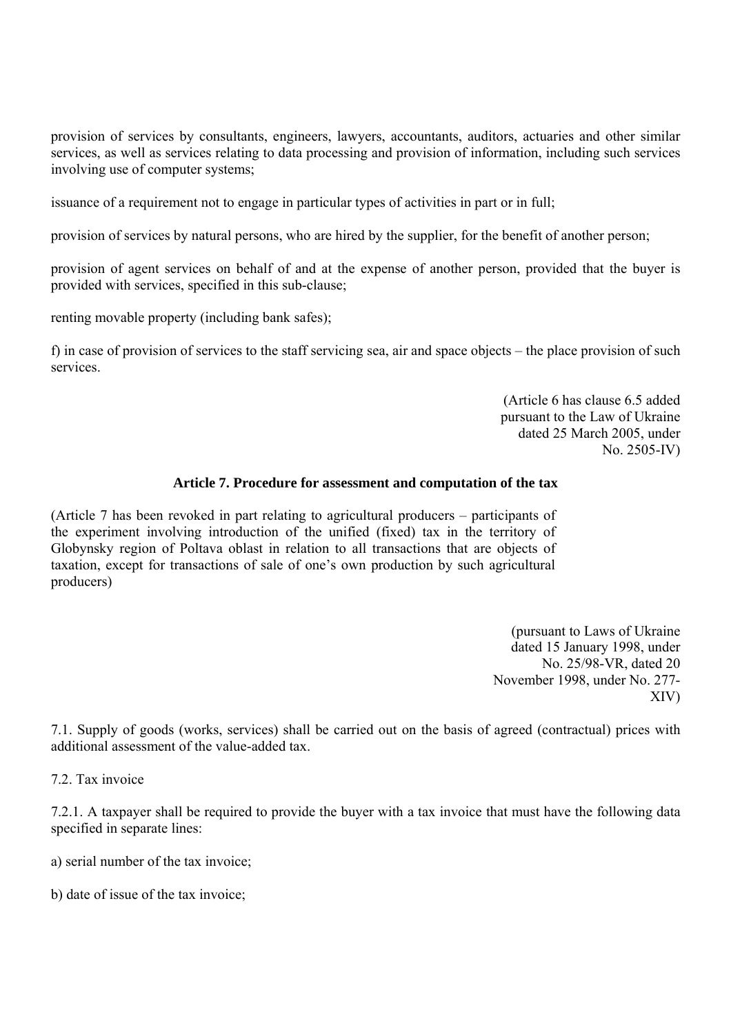provision of services by consultants, engineers, lawyers, accountants, auditors, actuaries and other similar services, as well as services relating to data processing and provision of information, including such services involving use of computer systems;

issuance of a requirement not to engage in particular types of activities in part or in full;

provision of services by natural persons, who are hired by the supplier, for the benefit of another person;

provision of agent services on behalf of and at the expense of another person, provided that the buyer is provided with services, specified in this sub-clause;

renting movable property (including bank safes);

f) in case of provision of services to the staff servicing sea, air and space objects – the place provision of such services.

(Article 6 has clause 6.5 added pursuant to the Law of Ukraine dated 25 March 2005, under No. 2505-IV)

### Article 7. Procedure for assessment and computation of the tax

(Article 7 has been revoked in part relating to agricultural producers – participants of the experiment involving introduction of the unified (fixed) tax in the territory of Globynsky region of Poltava oblast in relation to all transactions that are objects of taxation, except for transactions of sale of one's own production by such agricultural producers)

(pursuant to Laws of Ukraine dated 15 January 1998, under No. 25/98-VR, dated 20 November 1998, under No. 277-XIV)

7.1. Supply of goods (works, services) shall be carried out on the basis of agreed (contractual) prices with additional assessment of the value-added tax.

7.2. Tax invoice

7.2.1. A taxpayer shall be required to provide the buyer with a tax invoice that must have the following data specified in separate lines:

a) serial number of the tax invoice;

b) date of issue of the tax invoice;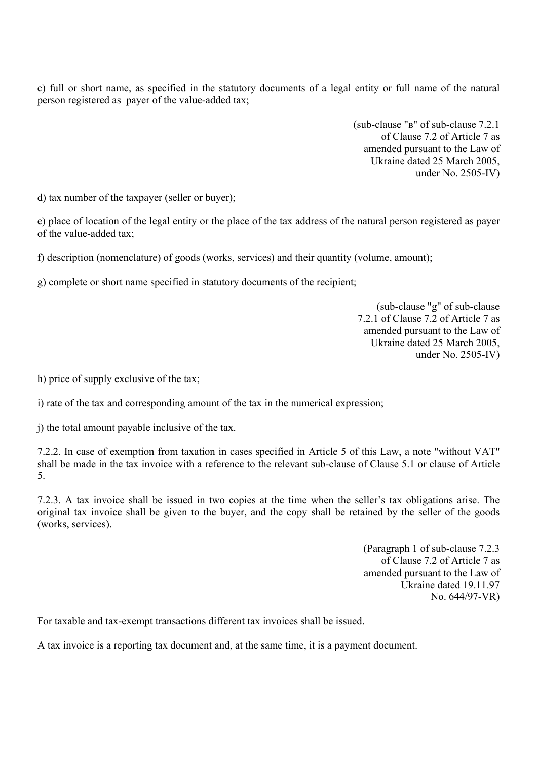c) full or short name, as specified in the statutory documents of a legal entity or full name of the natural person registered as payer of the value-added tax;

(sub-clause "в" of sub-clause 7.2.1 of Clause 7.2 of Article 7 as amended pursuant to the Law of Ukraine dated 25 March 2005, under No. 2505-IV)

d) tax number of the taxpayer (seller or buyer);

e) place of location of the legal entity or the place of the tax address of the natural person registered as payer of the value-added tax;

f) description (nomenclature) of goods (works, services) and their quantity (volume, amount);

g) complete or short name specified in statutory documents of the recipient;

(sub-clause "g" of sub-clause 7.2.1 of Clause 7.2 of Article 7 as amended pursuant to the Law of Ukraine dated 25 March 2005, under No. 2505-IV)

h) price of supply exclusive of the tax;

i) rate of the tax and corresponding amount of the tax in the numerical expression;

j) the total amount payable inclusive of the tax.

7.2.2. In case of exemption from taxation in cases specified in Article 5 of this Law, a note "without VAT" shall be made in the tax invoice with a reference to the relevant sub-clause of Clause 5.1 or clause of Article 5.

7.2.3. A tax invoice shall be issued in two copies at the time when the seller's tax obligations arise. The original tax invoice shall be given to the buyer, and the copy shall be retained by the seller of the goods (works, services).

(Paragraph 1 of sub-clause 7.2.3 of Clause 7.2 of Article 7 as amended pursuant to the Law of Ukraine dated 19.11.97 No. 644/97-VR)

For taxable and tax-exempt transactions different tax invoices shall be issued.

A tax invoice is a reporting tax document and, at the same time, it is a payment document.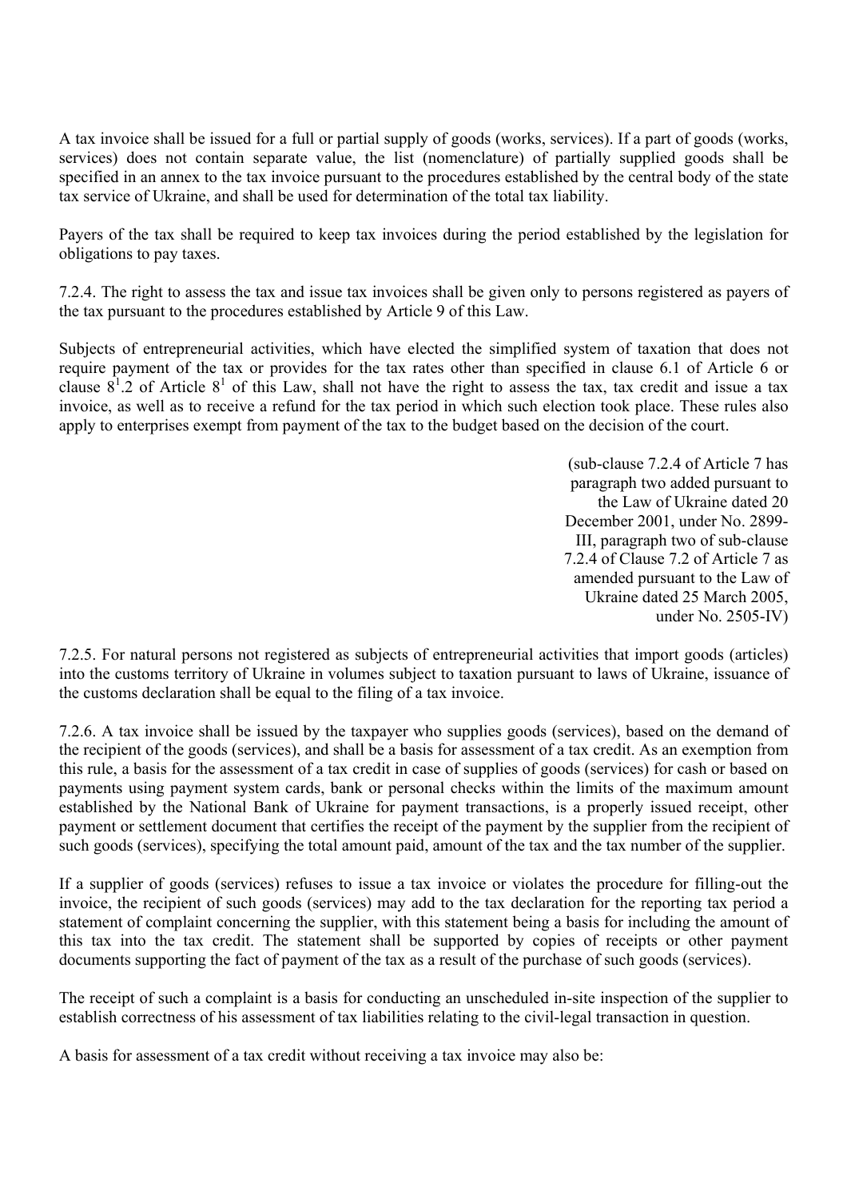A tax invoice shall be issued for a full or partial supply of goods (works, services). If a part of goods (works, services) does not contain separate value, the list (nomenclature) of partially supplied goods shall be specified in an annex to the tax invoice pursuant to the procedures established by the central body of the state tax service of Ukraine, and shall be used for determination of the total tax liability.

Payers of the tax shall be required to keep tax invoices during the period established by the legislation for obligations to pay taxes.

7.2.4. The right to assess the tax and issue tax invoices shall be given only to persons registered as payers of the tax pursuant to the procedures established by Article 9 of this Law.

Subjects of entrepreneurial activities, which have elected the simplified system of taxation that does not require payment of the tax or provides for the tax rates other than specified in clause 6.1 of Article 6 or clause $8^1$.2 of Article $8^1$ of this Law, shall not have the right to assess the tax, tax credit and issue a tax invoice, as well as to receive a refund for the tax period in which such election took place. These rules also apply to enterprises exempt from payment of the tax to the budget based on the decision of the court.

(sub-clause 7.2.4 of Article 7 has paragraph two added pursuant to the Law of Ukraine dated 20 December 2001, under No. 2899-III, paragraph two of sub-clause 7.2.4 of Clause 7.2 of Article 7 as amended pursuant to the Law of Ukraine dated 25 March 2005, under No. 2505-IV)

7.2.5. For natural persons not registered as subjects of entrepreneurial activities that import goods (articles) into the customs territory of Ukraine in volumes subject to taxation pursuant to laws of Ukraine, issuance of the customs declaration shall be equal to the filing of a tax invoice.

7.2.6. A tax invoice shall be issued by the taxpayer who supplies goods (services), based on the demand of the recipient of the goods (services), and shall be a basis for assessment of a tax credit. As an exemption from this rule, a basis for the assessment of a tax credit in case of supplies of goods (services) for cash or based on payments using payment system cards, bank or personal checks within the limits of the maximum amount established by the National Bank of Ukraine for payment transactions, is a properly issued receipt, other payment or settlement document that certifies the receipt of the payment by the supplier from the recipient of such goods (services), specifying the total amount paid, amount of the tax and the tax number of the supplier.

If a supplier of goods (services) refuses to issue a tax invoice or violates the procedure for filling-out the invoice, the recipient of such goods (services) may add to the tax declaration for the reporting tax period a statement of complaint concerning the supplier, with this statement being a basis for including the amount of this tax into the tax credit. The statement shall be supported by copies of receipts or other payment documents supporting the fact of payment of the tax as a result of the purchase of such goods (services).

The receipt of such a complaint is a basis for conducting an unscheduled in-site inspection of the supplier to establish correctness of his assessment of tax liabilities relating to the civil-legal transaction in question.

A basis for assessment of a tax credit without receiving a tax invoice may also be: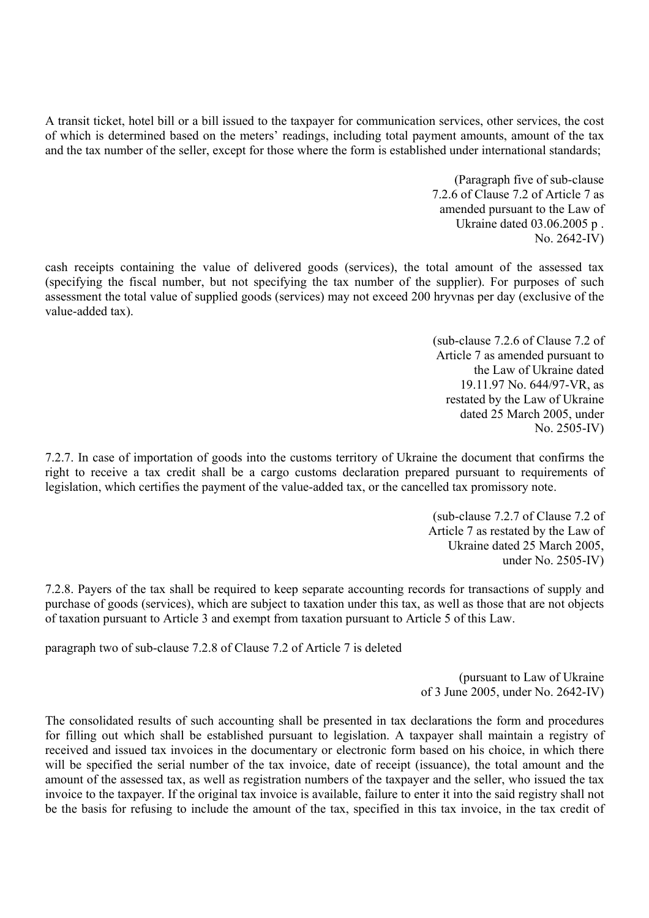A transit ticket, hotel bill or a bill issued to the taxpayer for communication services, other services, the cost of which is determined based on the meters' readings, including total payment amounts, amount of the tax and the tax number of the seller, except for those where the form is established under international standards;

(Paragraph five of sub-clause 7.2.6 of Clause 7.2 of Article 7 as amended pursuant to the Law of Ukraine dated 03.06.2005 p . No. 2642-IV)

cash receipts containing the value of delivered goods (services), the total amount of the assessed tax (specifying the fiscal number, but not specifying the tax number of the supplier). For purposes of such assessment the total value of supplied goods (services) may not exceed 200 hryvnas per day (exclusive of the value-added tax).

(sub-clause 7.2.6 of Clause 7.2 of Article 7 as amended pursuant to the Law of Ukraine dated 19.11.97 No. 644/97-VR, as restated by the Law of Ukraine dated 25 March 2005, under No. 2505-IV)

7.2.7. In case of importation of goods into the customs territory of Ukraine the document that confirms the right to receive a tax credit shall be a cargo customs declaration prepared pursuant to requirements of legislation, which certifies the payment of the value-added tax, or the cancelled tax promissory note.

(sub-clause 7.2.7 of Clause 7.2 of Article 7 as restated by the Law of Ukraine dated 25 March 2005, under No. 2505-IV)

7.2.8. Payers of the tax shall be required to keep separate accounting records for transactions of supply and purchase of goods (services), which are subject to taxation under this tax, as well as those that are not objects of taxation pursuant to Article 3 and exempt from taxation pursuant to Article 5 of this Law.

paragraph two of sub-clause 7.2.8 of Clause 7.2 of Article 7 is deleted

(pursuant to Law of Ukraine of 3 June 2005, under No. 2642-IV)

The consolidated results of such accounting shall be presented in tax declarations the form and procedures for filling out which shall be established pursuant to legislation. A taxpayer shall maintain a registry of received and issued tax invoices in the documentary or electronic form based on his choice, in which there will be specified the serial number of the tax invoice, date of receipt (issuance), the total amount and the amount of the assessed tax, as well as registration numbers of the taxpayer and the seller, who issued the tax invoice to the taxpayer. If the original tax invoice is available, failure to enter it into the said registry shall not be the basis for refusing to include the amount of the tax, specified in this tax invoice, in the tax credit of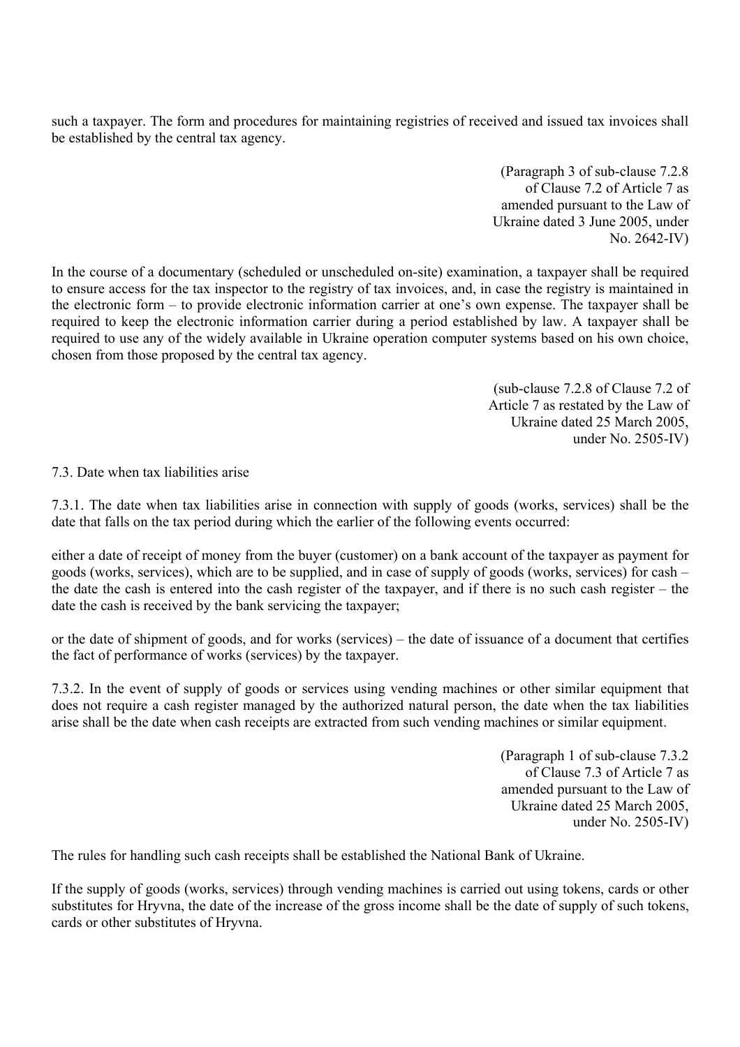such a taxpayer. The form and procedures for maintaining registries of received and issued tax invoices shall be established by the central tax agency.

(Paragraph 3 of sub-clause 7.2.8 of Clause 7.2 of Article 7 as amended pursuant to the Law of Ukraine dated 3 June 2005, under No. 2642-IV)

In the course of a documentary (scheduled or unscheduled on-site) examination, a taxpayer shall be required to ensure access for the tax inspector to the registry of tax invoices, and, in case the registry is maintained in the electronic form – to provide electronic information carrier at one's own expense. The taxpayer shall be required to keep the electronic information carrier during a period established by law. A taxpayer shall be required to use any of the widely available in Ukraine operation computer systems based on his own choice, chosen from those proposed by the central tax agency.

(sub-clause 7.2.8 of Clause 7.2 of Article 7 as restated by the Law of Ukraine dated 25 March 2005, under No. 2505-IV)

7.3. Date when tax liabilities arise

7.3.1. The date when tax liabilities arise in connection with supply of goods (works, services) shall be the date that falls on the tax period during which the earlier of the following events occurred:

either a date of receipt of money from the buyer (customer) on a bank account of the taxpayer as payment for goods (works, services), which are to be supplied, and in case of supply of goods (works, services) for cash – the date the cash is entered into the cash register of the taxpayer, and if there is no such cash register – the date the cash is received by the bank servicing the taxpayer;

or the date of shipment of goods, and for works (services) – the date of issuance of a document that certifies the fact of performance of works (services) by the taxpayer.

7.3.2. In the event of supply of goods or services using vending machines or other similar equipment that does not require a cash register managed by the authorized natural person, the date when the tax liabilities arise shall be the date when cash receipts are extracted from such vending machines or similar equipment.

(Paragraph 1 of sub-clause 7.3.2 of Clause 7.3 of Article 7 as amended pursuant to the Law of Ukraine dated 25 March 2005, under No. 2505-IV)

The rules for handling such cash receipts shall be established the National Bank of Ukraine.

If the supply of goods (works, services) through vending machines is carried out using tokens, cards or other substitutes for Hryvna, the date of the increase of the gross income shall be the date of supply of such tokens, cards or other substitutes of Hryvna.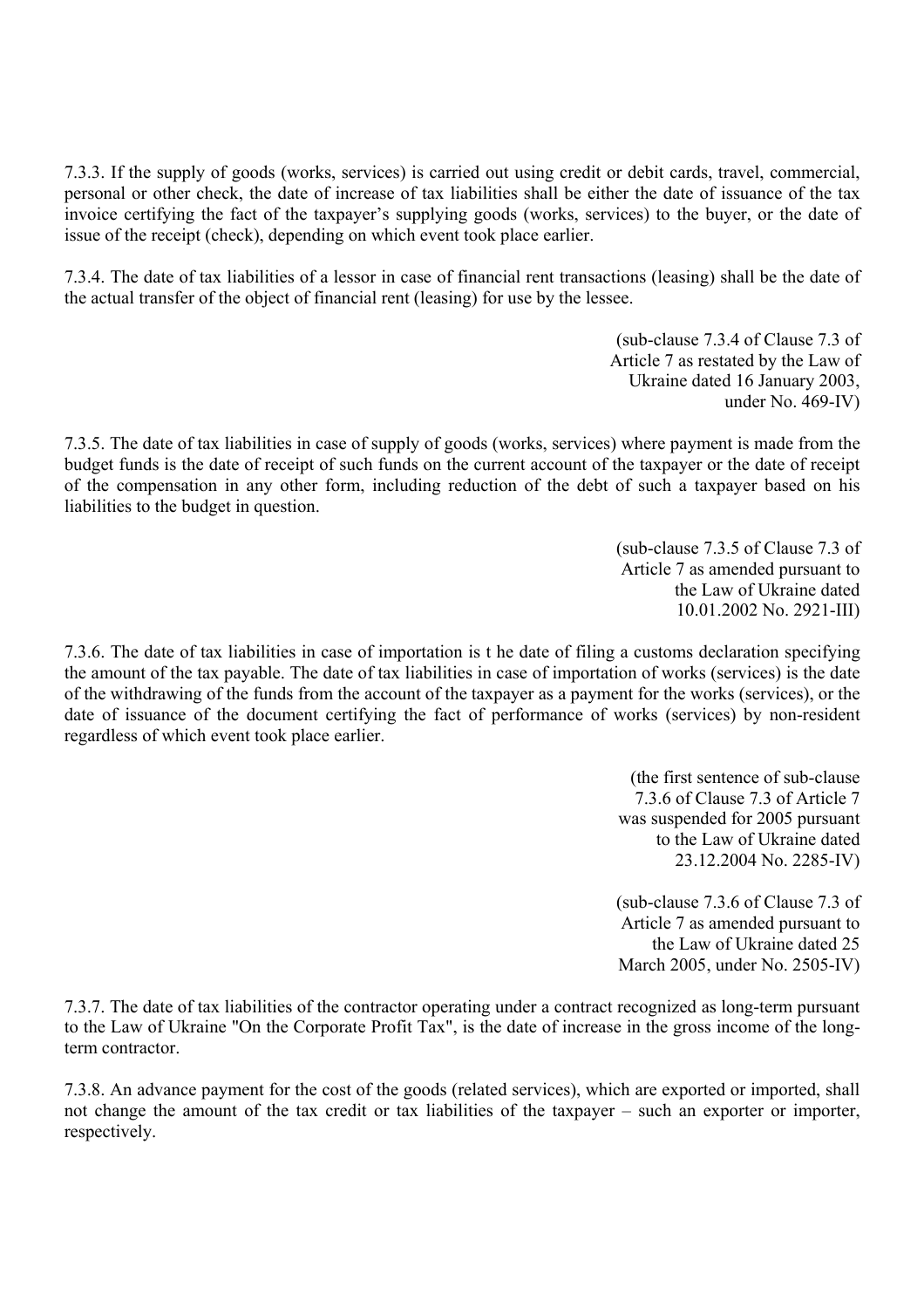7.3.3. If the supply of goods (works, services) is carried out using credit or debit cards, travel, commercial, personal or other check, the date of increase of tax liabilities shall be either the date of issuance of the tax invoice certifying the fact of the taxpayer's supplying goods (works, services) to the buyer, or the date of issue of the receipt (check), depending on which event took place earlier.

7.3.4. The date of tax liabilities of a lessor in case of financial rent transactions (leasing) shall be the date of the actual transfer of the object of financial rent (leasing) for use by the lessee.

(sub-clause 7.3.4 of Clause 7.3 of Article 7 as restated by the Law of Ukraine dated 16 January 2003, under No. 469-IV)

7.3.5. The date of tax liabilities in case of supply of goods (works, services) where payment is made from the budget funds is the date of receipt of such funds on the current account of the taxpayer or the date of receipt of the compensation in any other form, including reduction of the debt of such a taxpayer based on his liabilities to the budget in question.

(sub-clause 7.3.5 of Clause 7.3 of Article 7 as amended pursuant to the Law of Ukraine dated 10.01.2002 No. 2921-III)

7.3.6. The date of tax liabilities in case of importation is t he date of filing a customs declaration specifying the amount of the tax payable. The date of tax liabilities in case of importation of works (services) is the date of the withdrawing of the funds from the account of the taxpayer as a payment for the works (services), or the date of issuance of the document certifying the fact of performance of works (services) by non-resident regardless of which event took place earlier.

(the first sentence of sub-clause 7.3.6 of Clause 7.3 of Article 7 was suspended for 2005 pursuant to the Law of Ukraine dated 23.12.2004 No. 2285-IV)

(sub-clause 7.3.6 of Clause 7.3 of Article 7 as amended pursuant to the Law of Ukraine dated 25 March 2005, under No. 2505-IV)

7.3.7. The date of tax liabilities of the contractor operating under a contract recognized as long-term pursuant to the Law of Ukraine "On the Corporate Profit Tax", is the date of increase in the gross income of the long-term contractor.

7.3.8. An advance payment for the cost of the goods (related services), which are exported or imported, shall not change the amount of the tax credit or tax liabilities of the taxpayer – such an exporter or importer, respectively.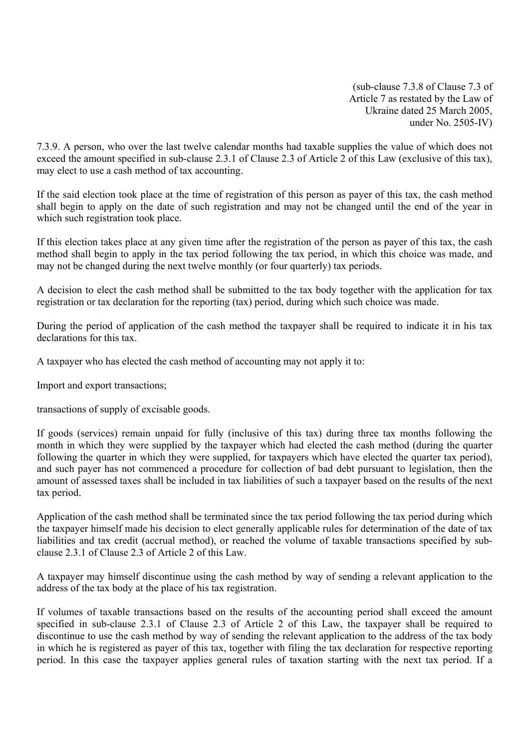(sub-clause 7.3.8 of Clause 7.3 of Article 7 as restated by the Law of Ukraine dated 25 March 2005, under No. 2505-IV)

7.3.9. A person, who over the last twelve calendar months had taxable supplies the value of which does not exceed the amount specified in sub-clause 2.3.1 of Clause 2.3 of Article 2 of this Law (exclusive of this tax), may elect to use a cash method of tax accounting.

If the said election took place at the time of registration of this person as payer of this tax, the cash method shall begin to apply on the date of such registration and may not be changed until the end of the year in which such registration took place.

If this election takes place at any given time after the registration of the person as payer of this tax, the cash method shall begin to apply in the tax period following the tax period, in which this choice was made, and may not be changed during the next twelve monthly (or four quarterly) tax periods.

A decision to elect the cash method shall be submitted to the tax body together with the application for tax registration or tax declaration for the reporting (tax) period, during which such choice was made.

During the period of application of the cash method the taxpayer shall be required to indicate it in his tax declarations for this tax.

A taxpayer who has elected the cash method of accounting may not apply it to:

Import and export transactions;

transactions of supply of excisable goods.

If goods (services) remain unpaid for fully (inclusive of this tax) during three tax months following the month in which they were supplied by the taxpayer which had elected the cash method (during the quarter following the quarter in which they were supplied, for taxpayers which have elected the quarter tax period), and such payer has not commenced a procedure for collection of bad debt pursuant to legislation, then the amount of assessed taxes shall be included in tax liabilities of such a taxpayer based on the results of the next tax period.

Application of the cash method shall be terminated since the tax period following the tax period during which the taxpayer himself made his decision to elect generally applicable rules for determination of the date of tax liabilities and tax credit (accrual method), or reached the volume of taxable transactions specified by sub-clause 2.3.1 of Clause 2.3 of Article 2 of this Law.

A taxpayer may himself discontinue using the cash method by way of sending a relevant application to the address of the tax body at the place of his tax registration.

If volumes of taxable transactions based on the results of the accounting period shall exceed the amount specified in sub-clause 2.3.1 of Clause 2.3 of Article 2 of this Law, the taxpayer shall be required to discontinue to use the cash method by way of sending the relevant application to the address of the tax body in which he is registered as payer of this tax, together with filing the tax declaration for respective reporting period. In this case the taxpayer applies general rules of taxation starting with the next tax period. If a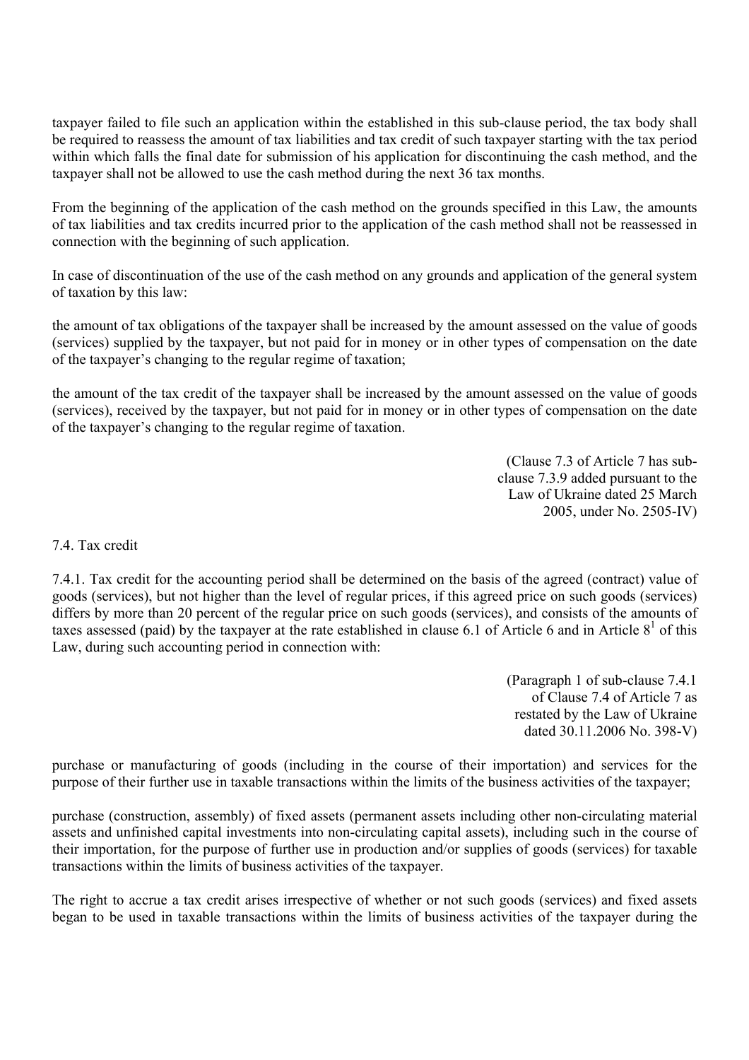taxpayer failed to file such an application within the established in this sub-clause period, the tax body shall be required to reassess the amount of tax liabilities and tax credit of such taxpayer starting with the tax period within which falls the final date for submission of his application for discontinuing the cash method, and the taxpayer shall not be allowed to use the cash method during the next 36 tax months.

From the beginning of the application of the cash method on the grounds specified in this Law, the amounts of tax liabilities and tax credits incurred prior to the application of the cash method shall not be reassessed in connection with the beginning of such application.

In case of discontinuation of the use of the cash method on any grounds and application of the general system of taxation by this law:

the amount of tax obligations of the taxpayer shall be increased by the amount assessed on the value of goods (services) supplied by the taxpayer, but not paid for in money or in other types of compensation on the date of the taxpayer's changing to the regular regime of taxation;

the amount of the tax credit of the taxpayer shall be increased by the amount assessed on the value of goods (services), received by the taxpayer, but not paid for in money or in other types of compensation on the date of the taxpayer's changing to the regular regime of taxation.

(Clause 7.3 of Article 7 has sub-clause 7.3.9 added pursuant to the Law of Ukraine dated 25 March 2005, under No. 2505-IV)

7.4. Tax credit

7.4.1. Tax credit for the accounting period shall be determined on the basis of the agreed (contract) value of goods (services), but not higher than the level of regular prices, if this agreed price on such goods (services) differs by more than 20 percent of the regular price on such goods (services), and consists of the amounts of taxes assessed (paid) by the taxpayer at the rate established in clause 6.1 of Article 6 and in Article 8[1] of this Law, during such accounting period in connection with:

(Paragraph 1 of sub-clause 7.4.1 of Clause 7.4 of Article 7 as restated by the Law of Ukraine dated 30.11.2006 No. 398-V)

purchase or manufacturing of goods (including in the course of their importation) and services for the purpose of their further use in taxable transactions within the limits of the business activities of the taxpayer;

purchase (construction, assembly) of fixed assets (permanent assets including other non-circulating material assets and unfinished capital investments into non-circulating capital assets), including such in the course of their importation, for the purpose of further use in production and/or supplies of goods (services) for taxable transactions within the limits of business activities of the taxpayer.

The right to accrue a tax credit arises irrespective of whether or not such goods (services) and fixed assets began to be used in taxable transactions within the limits of business activities of the taxpayer during the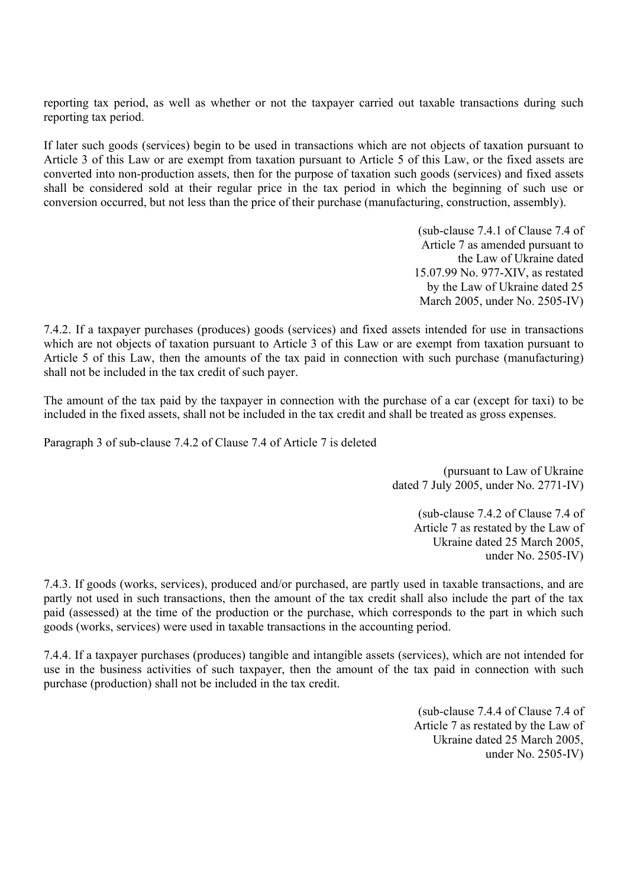reporting tax period, as well as whether or not the taxpayer carried out taxable transactions during such reporting tax period.

If later such goods (services) begin to be used in transactions which are not objects of taxation pursuant to Article 3 of this Law or are exempt from taxation pursuant to Article 5 of this Law, or the fixed assets are converted into non-production assets, then for the purpose of taxation such goods (services) and fixed assets shall be considered sold at their regular price in the tax period in which the beginning of such use or conversion occurred, but not less than the price of their purchase (manufacturing, construction, assembly).

(sub-clause 7.4.1 of Clause 7.4 of Article 7 as amended pursuant to the Law of Ukraine dated 15.07.99 No. 977-XIV, as restated by the Law of Ukraine dated 25 March 2005, under No. 2505-IV)

7.4.2. If a taxpayer purchases (produces) goods (services) and fixed assets intended for use in transactions which are not objects of taxation pursuant to Article 3 of this Law or are exempt from taxation pursuant to Article 5 of this Law, then the amounts of the tax paid in connection with such purchase (manufacturing) shall not be included in the tax credit of such payer.

The amount of the tax paid by the taxpayer in connection with the purchase of a car (except for taxi) to be included in the fixed assets, shall not be included in the tax credit and shall be treated as gross expenses.

Paragraph 3 of sub-clause 7.4.2 of Clause 7.4 of Article 7 is deleted

(pursuant to Law of Ukraine dated 7 July 2005, under No. 2771-IV)

(sub-clause 7.4.2 of Clause 7.4 of Article 7 as restated by the Law of Ukraine dated 25 March 2005, under No. 2505-IV)

7.4.3. If goods (works, services), produced and/or purchased, are partly used in taxable transactions, and are partly not used in such transactions, then the amount of the tax credit shall also include the part of the tax paid (assessed) at the time of the production or the purchase, which corresponds to the part in which such goods (works, services) were used in taxable transactions in the accounting period.

7.4.4. If a taxpayer purchases (produces) tangible and intangible assets (services), which are not intended for use in the business activities of such taxpayer, then the amount of the tax paid in connection with such purchase (production) shall not be included in the tax credit.

(sub-clause 7.4.4 of Clause 7.4 of Article 7 as restated by the Law of Ukraine dated 25 March 2005, under No. 2505-IV)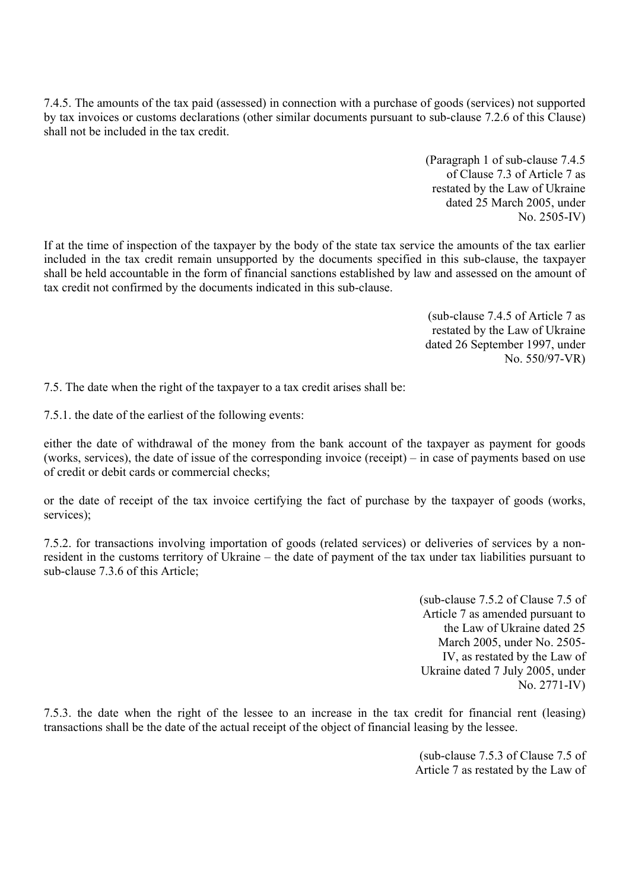7.4.5. The amounts of the tax paid (assessed) in connection with a purchase of goods (services) not supported by tax invoices or customs declarations (other similar documents pursuant to sub-clause 7.2.6 of this Clause) shall not be included in the tax credit.

(Paragraph 1 of sub-clause 7.4.5 of Clause 7.3 of Article 7 as restated by the Law of Ukraine dated 25 March 2005, under No. 2505-IV)

If at the time of inspection of the taxpayer by the body of the state tax service the amounts of the tax earlier included in the tax credit remain unsupported by the documents specified in this sub-clause, the taxpayer shall be held accountable in the form of financial sanctions established by law and assessed on the amount of tax credit not confirmed by the documents indicated in this sub-clause.

(sub-clause 7.4.5 of Article 7 as restated by the Law of Ukraine dated 26 September 1997, under No. 550/97-VR)

7.5. The date when the right of the taxpayer to a tax credit arises shall be:

7.5.1. the date of the earliest of the following events:

either the date of withdrawal of the money from the bank account of the taxpayer as payment for goods (works, services), the date of issue of the corresponding invoice (receipt) – in case of payments based on use of credit or debit cards or commercial checks;

or the date of receipt of the tax invoice certifying the fact of purchase by the taxpayer of goods (works, services);

7.5.2. for transactions involving importation of goods (related services) or deliveries of services by a non-resident in the customs territory of Ukraine – the date of payment of the tax under tax liabilities pursuant to sub-clause 7.3.6 of this Article;

(sub-clause 7.5.2 of Clause 7.5 of Article 7 as amended pursuant to the Law of Ukraine dated 25 March 2005, under No. 2505-IV, as restated by the Law of Ukraine dated 7 July 2005, under No. 2771-IV)

7.5.3. the date when the right of the lessee to an increase in the tax credit for financial rent (leasing) transactions shall be the date of the actual receipt of the object of financial leasing by the lessee.

(sub-clause 7.5.3 of Clause 7.5 of Article 7 as restated by the Law of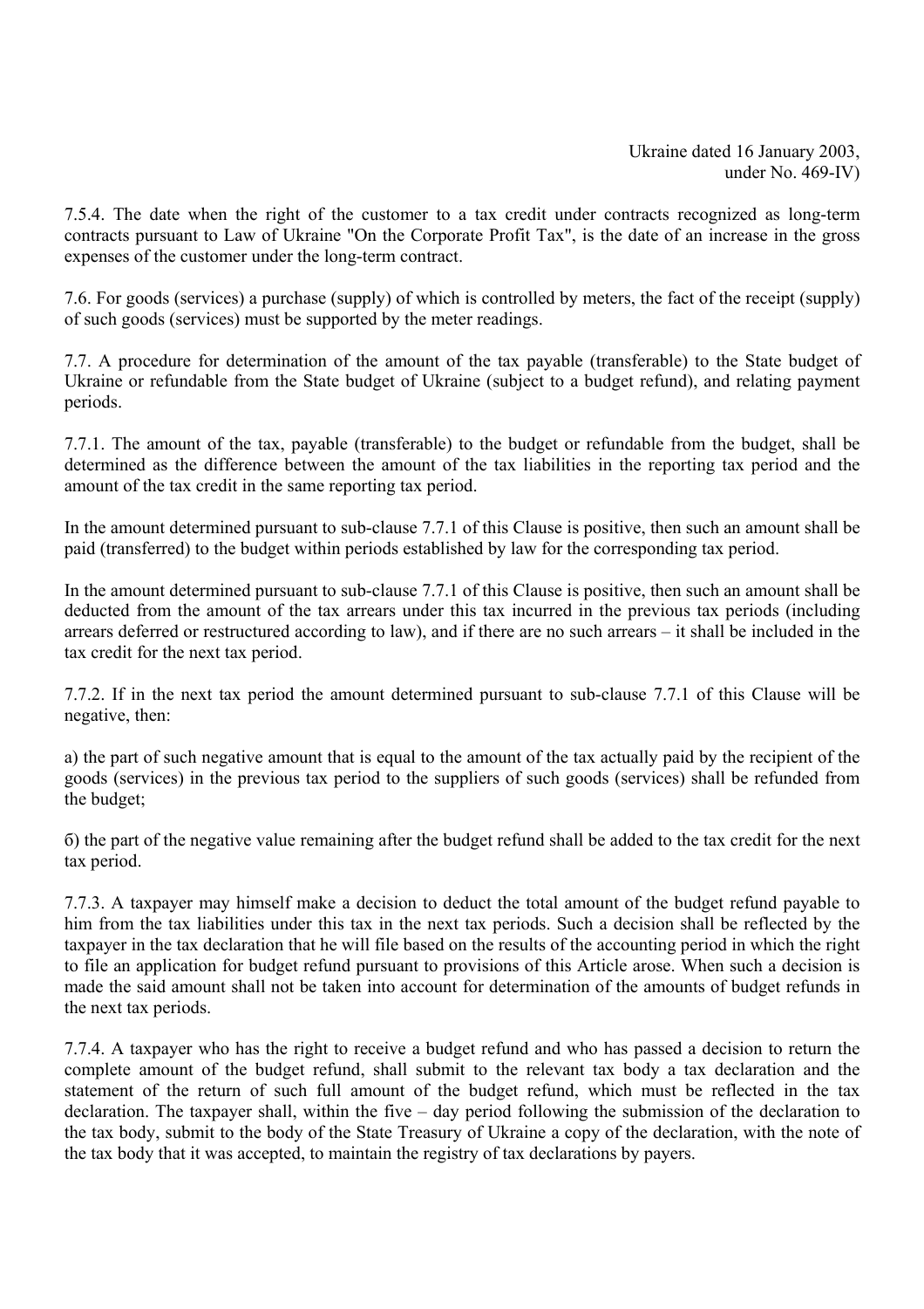Ukraine dated 16 January 2003, under No. 469-IV)

7.5.4. The date when the right of the customer to a tax credit under contracts recognized as long-term contracts pursuant to Law of Ukraine "On the Corporate Profit Tax", is the date of an increase in the gross expenses of the customer under the long-term contract.

7.6. For goods (services) a purchase (supply) of which is controlled by meters, the fact of the receipt (supply) of such goods (services) must be supported by the meter readings.

7.7. A procedure for determination of the amount of the tax payable (transferable) to the State budget of Ukraine or refundable from the State budget of Ukraine (subject to a budget refund), and relating payment periods.

7.7.1. The amount of the tax, payable (transferable) to the budget or refundable from the budget, shall be determined as the difference between the amount of the tax liabilities in the reporting tax period and the amount of the tax credit in the same reporting tax period.

In the amount determined pursuant to sub-clause 7.7.1 of this Clause is positive, then such an amount shall be paid (transferred) to the budget within periods established by law for the corresponding tax period.

In the amount determined pursuant to sub-clause 7.7.1 of this Clause is positive, then such an amount shall be deducted from the amount of the tax arrears under this tax incurred in the previous tax periods (including arrears deferred or restructured according to law), and if there are no such arrears – it shall be included in the tax credit for the next tax period.

7.7.2. If in the next tax period the amount determined pursuant to sub-clause 7.7.1 of this Clause will be negative, then:

a) the part of such negative amount that is equal to the amount of the tax actually paid by the recipient of the goods (services) in the previous tax period to the suppliers of such goods (services) shall be refunded from the budget;

б) the part of the negative value remaining after the budget refund shall be added to the tax credit for the next tax period.

7.7.3. A taxpayer may himself make a decision to deduct the total amount of the budget refund payable to him from the tax liabilities under this tax in the next tax periods. Such a decision shall be reflected by the taxpayer in the tax declaration that he will file based on the results of the accounting period in which the right to file an application for budget refund pursuant to provisions of this Article arose. When such a decision is made the said amount shall not be taken into account for determination of the amounts of budget refunds in the next tax periods.

7.7.4. A taxpayer who has the right to receive a budget refund and who has passed a decision to return the complete amount of the budget refund, shall submit to the relevant tax body a tax declaration and the statement of the return of such full amount of the budget refund, which must be reflected in the tax declaration. The taxpayer shall, within the five – day period following the submission of the declaration to the tax body, submit to the body of the State Treasury of Ukraine a copy of the declaration, with the note of the tax body that it was accepted, to maintain the registry of tax declarations by payers.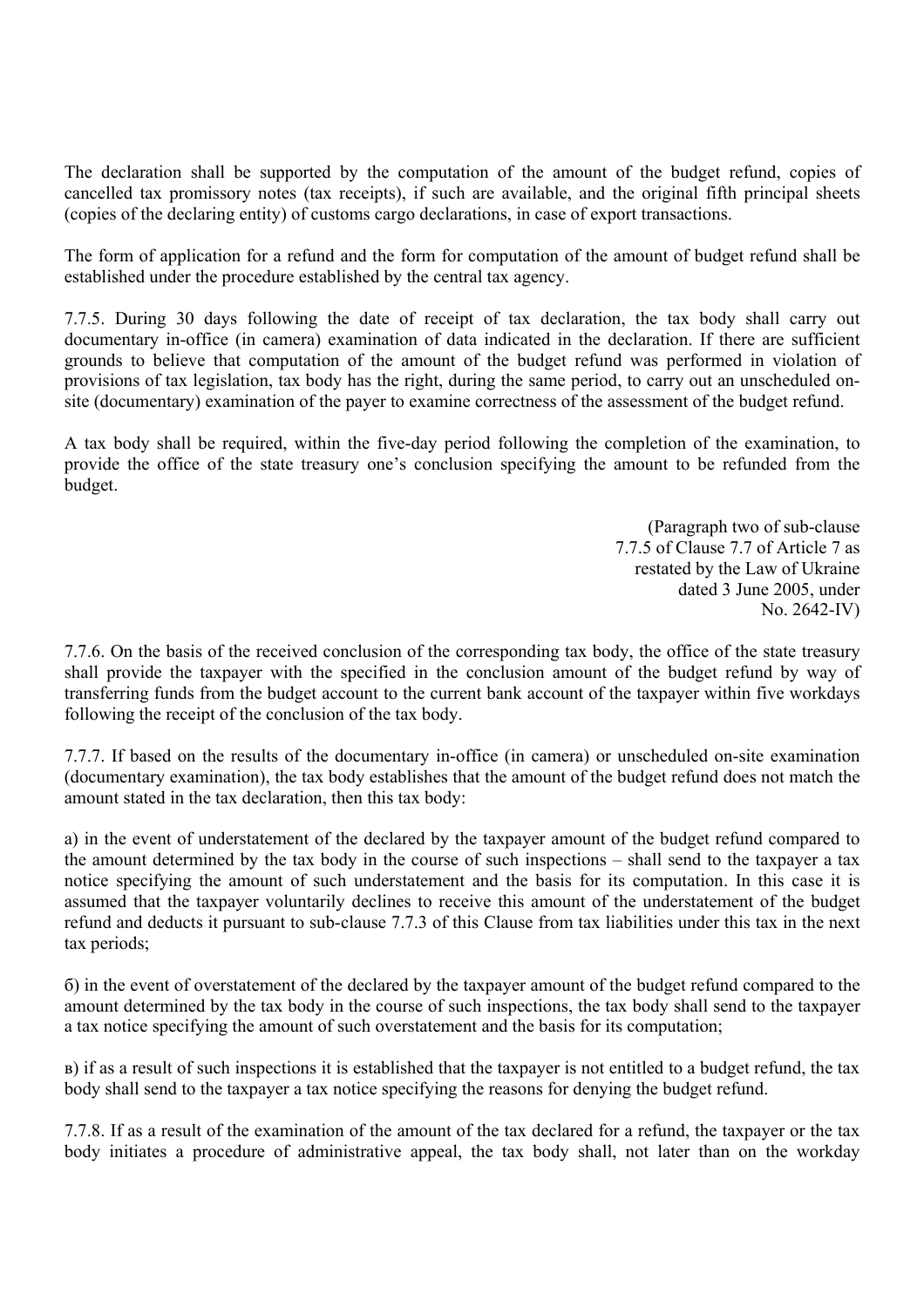The declaration shall be supported by the computation of the amount of the budget refund, copies of cancelled tax promissory notes (tax receipts), if such are available, and the original fifth principal sheets (copies of the declaring entity) of customs cargo declarations, in case of export transactions.

The form of application for a refund and the form for computation of the amount of budget refund shall be established under the procedure established by the central tax agency.

7.7.5. During 30 days following the date of receipt of tax declaration, the tax body shall carry out documentary in-office (in camera) examination of data indicated in the declaration. If there are sufficient grounds to believe that computation of the amount of the budget refund was performed in violation of provisions of tax legislation, tax body has the right, during the same period, to carry out an unscheduled on-site (documentary) examination of the payer to examine correctness of the assessment of the budget refund.

A tax body shall be required, within the five-day period following the completion of the examination, to provide the office of the state treasury one's conclusion specifying the amount to be refunded from the budget.

(Paragraph two of sub-clause 7.7.5 of Clause 7.7 of Article 7 as restated by the Law of Ukraine dated 3 June 2005, under No. 2642-IV)

7.7.6. On the basis of the received conclusion of the corresponding tax body, the office of the state treasury shall provide the taxpayer with the specified in the conclusion amount of the budget refund by way of transferring funds from the budget account to the current bank account of the taxpayer within five workdays following the receipt of the conclusion of the tax body.

7.7.7. If based on the results of the documentary in-office (in camera) or unscheduled on-site examination (documentary examination), the tax body establishes that the amount of the budget refund does not match the amount stated in the tax declaration, then this tax body:

а) in the event of understatement of the declared by the taxpayer amount of the budget refund compared to the amount determined by the tax body in the course of such inspections – shall send to the taxpayer a tax notice specifying the amount of such understatement and the basis for its computation. In this case it is assumed that the taxpayer voluntarily declines to receive this amount of the understatement of the budget refund and deducts it pursuant to sub-clause 7.7.3 of this Clause from tax liabilities under this tax in the next tax periods;

б) in the event of overstatement of the declared by the taxpayer amount of the budget refund compared to the amount determined by the tax body in the course of such inspections, the tax body shall send to the taxpayer a tax notice specifying the amount of such overstatement and the basis for its computation;

в) if as a result of such inspections it is established that the taxpayer is not entitled to a budget refund, the tax body shall send to the taxpayer a tax notice specifying the reasons for denying the budget refund.

7.7.8. If as a result of the examination of the amount of the tax declared for a refund, the taxpayer or the tax body initiates a procedure of administrative appeal, the tax body shall, not later than on the workday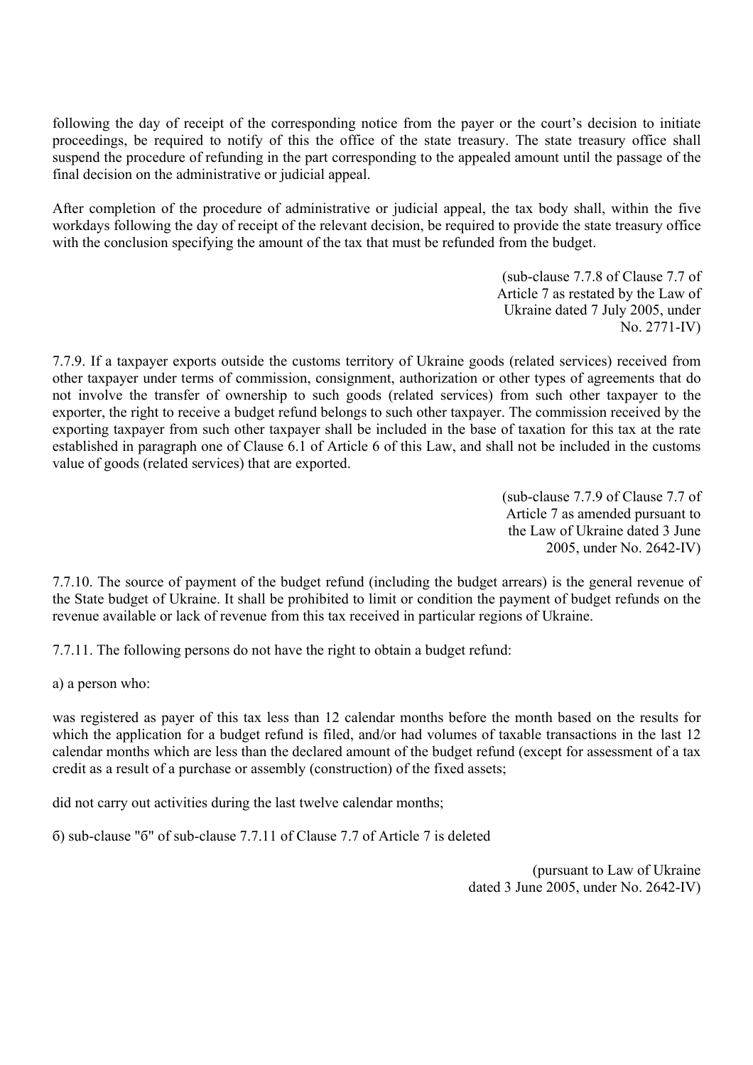following the day of receipt of the corresponding notice from the payer or the court's decision to initiate proceedings, be required to notify of this the office of the state treasury. The state treasury office shall suspend the procedure of refunding in the part corresponding to the appealed amount until the passage of the final decision on the administrative or judicial appeal.

After completion of the procedure of administrative or judicial appeal, the tax body shall, within the five workdays following the day of receipt of the relevant decision, be required to provide the state treasury office with the conclusion specifying the amount of the tax that must be refunded from the budget.

(sub-clause 7.7.8 of Clause 7.7 of Article 7 as restated by the Law of Ukraine dated 7 July 2005, under No. 2771-IV)

7.7.9. If a taxpayer exports outside the customs territory of Ukraine goods (related services) received from other taxpayer under terms of commission, consignment, authorization or other types of agreements that do not involve the transfer of ownership to such goods (related services) from such other taxpayer to the exporter, the right to receive a budget refund belongs to such other taxpayer. The commission received by the exporting taxpayer from such other taxpayer shall be included in the base of taxation for this tax at the rate established in paragraph one of Clause 6.1 of Article 6 of this Law, and shall not be included in the customs value of goods (related services) that are exported.

(sub-clause 7.7.9 of Clause 7.7 of Article 7 as amended pursuant to the Law of Ukraine dated 3 June 2005, under No. 2642-IV)

7.7.10. The source of payment of the budget refund (including the budget arrears) is the general revenue of the State budget of Ukraine. It shall be prohibited to limit or condition the payment of budget refunds on the revenue available or lack of revenue from this tax received in particular regions of Ukraine.

7.7.11. The following persons do not have the right to obtain a budget refund:

a) a person who:

was registered as payer of this tax less than 12 calendar months before the month based on the results for which the application for a budget refund is filed, and/or had volumes of taxable transactions in the last 12 calendar months which are less than the declared amount of the budget refund (except for assessment of a tax credit as a result of a purchase or assembly (construction) of the fixed assets;

did not carry out activities during the last twelve calendar months;

б) sub-clause "б" of sub-clause 7.7.11 of Clause 7.7 of Article 7 is deleted

(pursuant to Law of Ukraine dated 3 June 2005, under No. 2642-IV)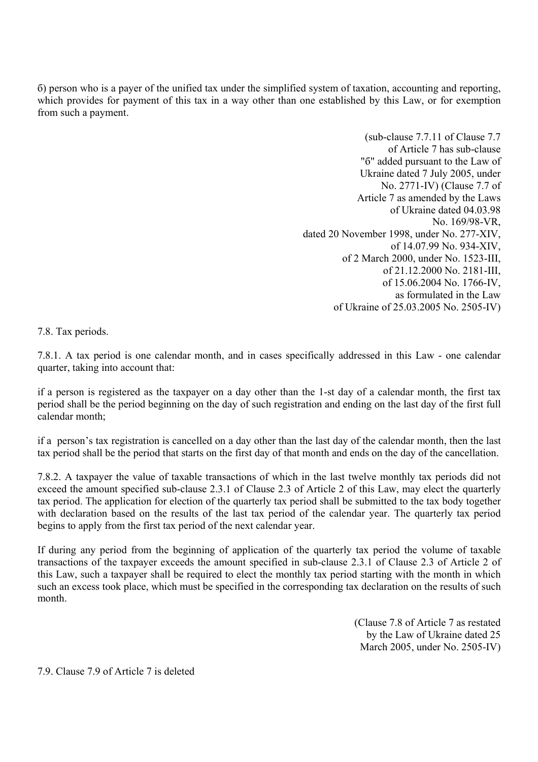б) person who is a payer of the unified tax under the simplified system of taxation, accounting and reporting, which provides for payment of this tax in a way other than one established by this Law, or for exemption from such a payment.

(sub-clause 7.7.11 of Clause 7.7 of Article 7 has sub-clause "б" added pursuant to the Law of Ukraine dated 7 July 2005, under No. 2771-IV) (Clause 7.7 of Article 7 as amended by the Laws of Ukraine dated 04.03.98 No. 169/98-VR, dated 20 November 1998, under No. 277-XIV, of 14.07.99 No. 934-XIV, of 2 March 2000, under No. 1523-III, of 21.12.2000 No. 2181-III, of 15.06.2004 No. 1766-IV, as formulated in the Law of Ukraine of 25.03.2005 No. 2505-IV)

7.8. Tax periods.

7.8.1. A tax period is one calendar month, and in cases specifically addressed in this Law - one calendar quarter, taking into account that:

if a person is registered as the taxpayer on a day other than the 1-st day of a calendar month, the first tax period shall be the period beginning on the day of such registration and ending on the last day of the first full calendar month;

if a person's tax registration is cancelled on a day other than the last day of the calendar month, then the last tax period shall be the period that starts on the first day of that month and ends on the day of the cancellation.

7.8.2. A taxpayer the value of taxable transactions of which in the last twelve monthly tax periods did not exceed the amount specified sub-clause 2.3.1 of Clause 2.3 of Article 2 of this Law, may elect the quarterly tax period. The application for election of the quarterly tax period shall be submitted to the tax body together with declaration based on the results of the last tax period of the calendar year. The quarterly tax period begins to apply from the first tax period of the next calendar year.

If during any period from the beginning of application of the quarterly tax period the volume of taxable transactions of the taxpayer exceeds the amount specified in sub-clause 2.3.1 of Clause 2.3 of Article 2 of this Law, such a taxpayer shall be required to elect the monthly tax period starting with the month in which such an excess took place, which must be specified in the corresponding tax declaration on the results of such month.

(Clause 7.8 of Article 7 as restated by the Law of Ukraine dated 25 March 2005, under No. 2505-IV)

7.9. Clause 7.9 of Article 7 is deleted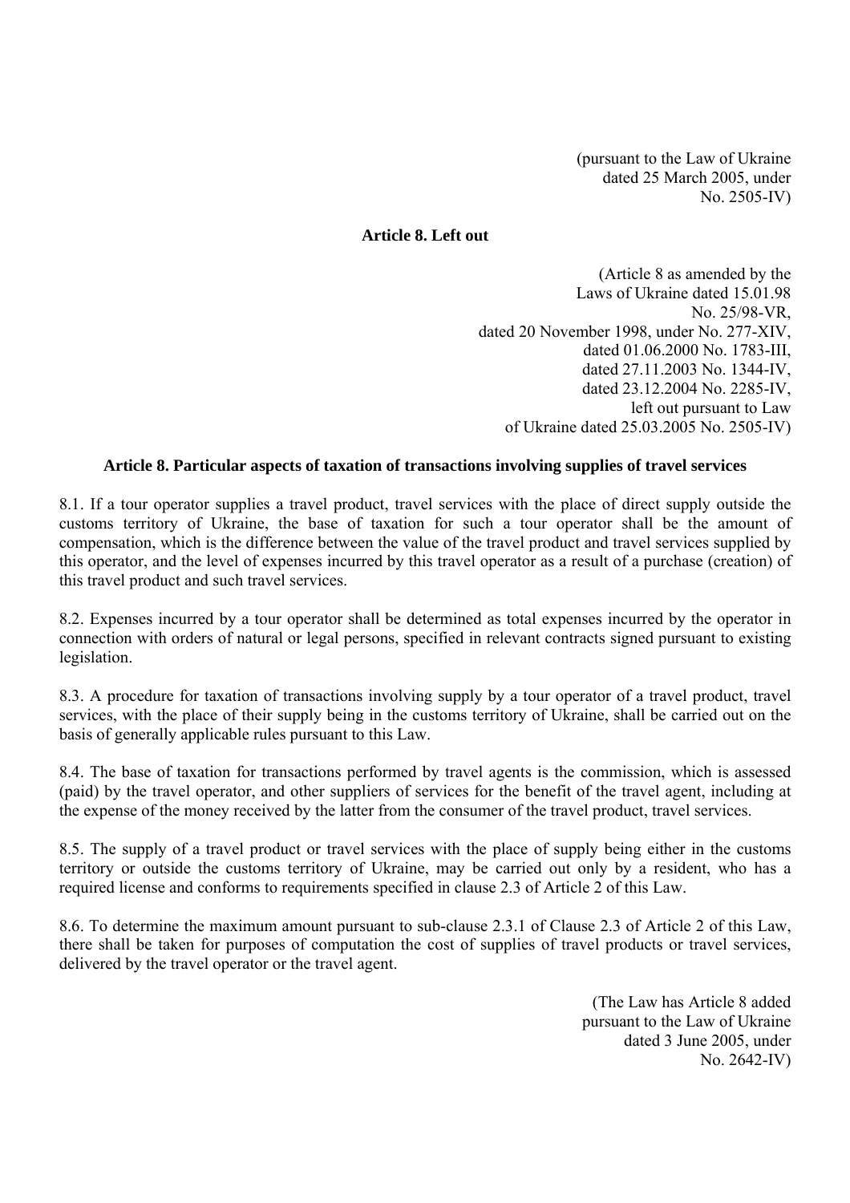(pursuant to the Law of Ukraine
dated 25 March 2005, under
No. 2505-IV)

**Article 8. Left out**

(Article 8 as amended by the
Laws of Ukraine dated 15.01.98
No. 25/98-VR,
dated 20 November 1998, under No. 277-XIV,
dated 01.06.2000 No. 1783-III,
dated 27.11.2003 No. 1344-IV,
dated 23.12.2004 No. 2285-IV,
left out pursuant to Law
of Ukraine dated 25.03.2005 No. 2505-IV)

**Article 8. Particular aspects of taxation of transactions involving supplies of travel services**

8.1. If a tour operator supplies a travel product, travel services with the place of direct supply outside the customs territory of Ukraine, the base of taxation for such a tour operator shall be the amount of compensation, which is the difference between the value of the travel product and travel services supplied by this operator, and the level of expenses incurred by this travel operator as a result of a purchase (creation) of this travel product and such travel services.

8.2. Expenses incurred by a tour operator shall be determined as total expenses incurred by the operator in connection with orders of natural or legal persons, specified in relevant contracts signed pursuant to existing legislation.

8.3. A procedure for taxation of transactions involving supply by a tour operator of a travel product, travel services, with the place of their supply being in the customs territory of Ukraine, shall be carried out on the basis of generally applicable rules pursuant to this Law.

8.4. The base of taxation for transactions performed by travel agents is the commission, which is assessed (paid) by the travel operator, and other suppliers of services for the benefit of the travel agent, including at the expense of the money received by the latter from the consumer of the travel product, travel services.

8.5. The supply of a travel product or travel services with the place of supply being either in the customs territory or outside the customs territory of Ukraine, may be carried out only by a resident, who has a required license and conforms to requirements specified in clause 2.3 of Article 2 of this Law.

8.6. To determine the maximum amount pursuant to sub-clause 2.3.1 of Clause 2.3 of Article 2 of this Law, there shall be taken for purposes of computation the cost of supplies of travel products or travel services, delivered by the travel operator or the travel agent.

(The Law has Article 8 added
pursuant to the Law of Ukraine
dated 3 June 2005, under
No. 2642-IV)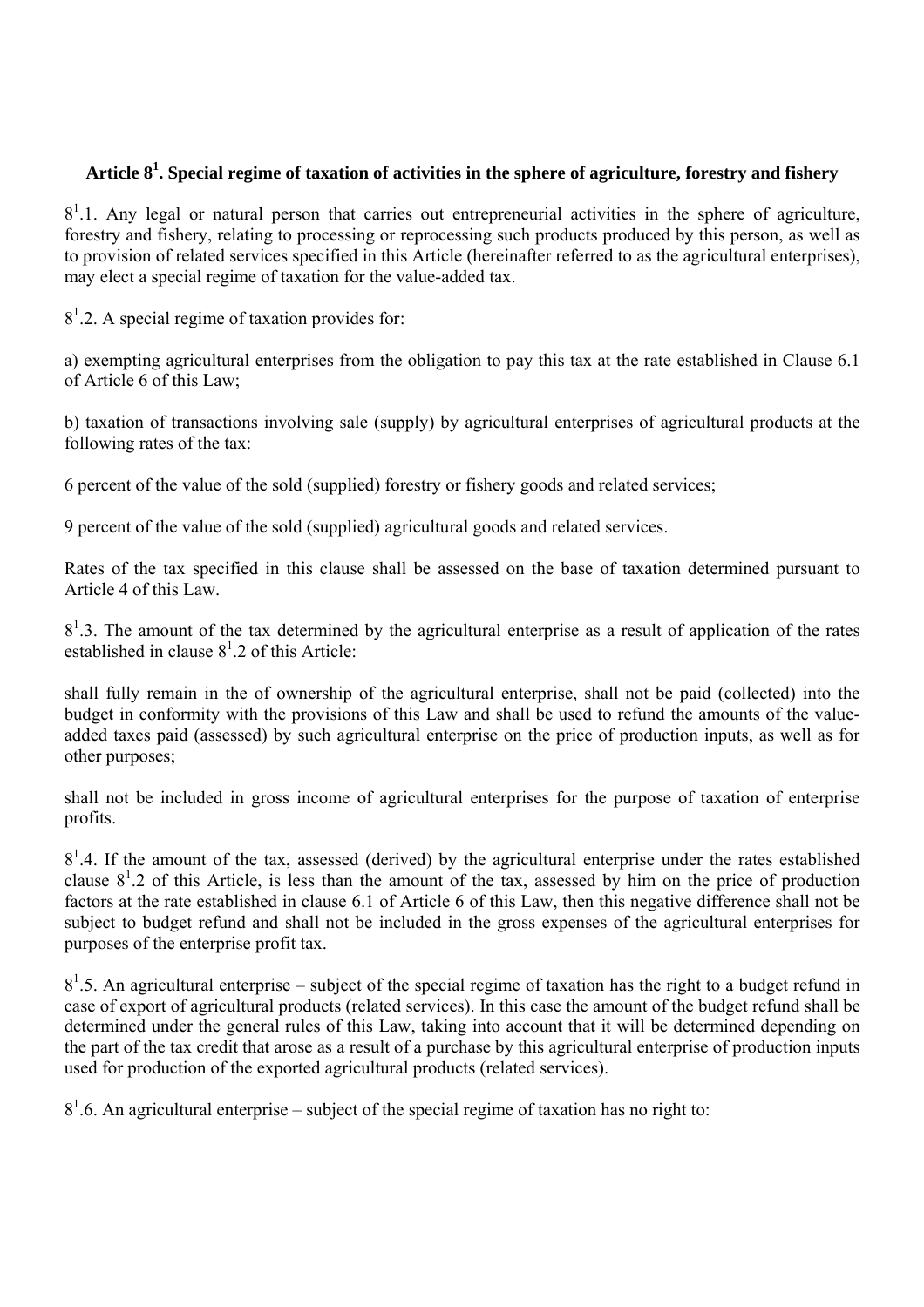### Article $8^1$. Special regime of taxation of activities in the sphere of agriculture, forestry and fishery

$8^1$.1. Any legal or natural person that carries out entrepreneurial activities in the sphere of agriculture, forestry and fishery, relating to processing or reprocessing such products produced by this person, as well as to provision of related services specified in this Article (hereinafter referred to as the agricultural enterprises), may elect a special regime of taxation for the value-added tax.

$8^1$.2. A special regime of taxation provides for:

a) exempting agricultural enterprises from the obligation to pay this tax at the rate established in Clause 6.1 of Article 6 of this Law;

b) taxation of transactions involving sale (supply) by agricultural enterprises of agricultural products at the following rates of the tax:

6 percent of the value of the sold (supplied) forestry or fishery goods and related services;

9 percent of the value of the sold (supplied) agricultural goods and related services.

Rates of the tax specified in this clause shall be assessed on the base of taxation determined pursuant to Article 4 of this Law.

$8^1$.3. The amount of the tax determined by the agricultural enterprise as a result of application of the rates established in clause $8^1$.2 of this Article:

shall fully remain in the of ownership of the agricultural enterprise, shall not be paid (collected) into the budget in conformity with the provisions of this Law and shall be used to refund the amounts of the value-added taxes paid (assessed) by such agricultural enterprise on the price of production inputs, as well as for other purposes;

shall not be included in gross income of agricultural enterprises for the purpose of taxation of enterprise profits.

$8^1$.4. If the amount of the tax, assessed (derived) by the agricultural enterprise under the rates established clause $8^1$.2 of this Article, is less than the amount of the tax, assessed by him on the price of production factors at the rate established in clause 6.1 of Article 6 of this Law, then this negative difference shall not be subject to budget refund and shall not be included in the gross expenses of the agricultural enterprises for purposes of the enterprise profit tax.

$8^1$.5. An agricultural enterprise – subject of the special regime of taxation has the right to a budget refund in case of export of agricultural products (related services). In this case the amount of the budget refund shall be determined under the general rules of this Law, taking into account that it will be determined depending on the part of the tax credit that arose as a result of a purchase by this agricultural enterprise of production inputs used for production of the exported agricultural products (related services).

$8^1$.6. An agricultural enterprise – subject of the special regime of taxation has no right to: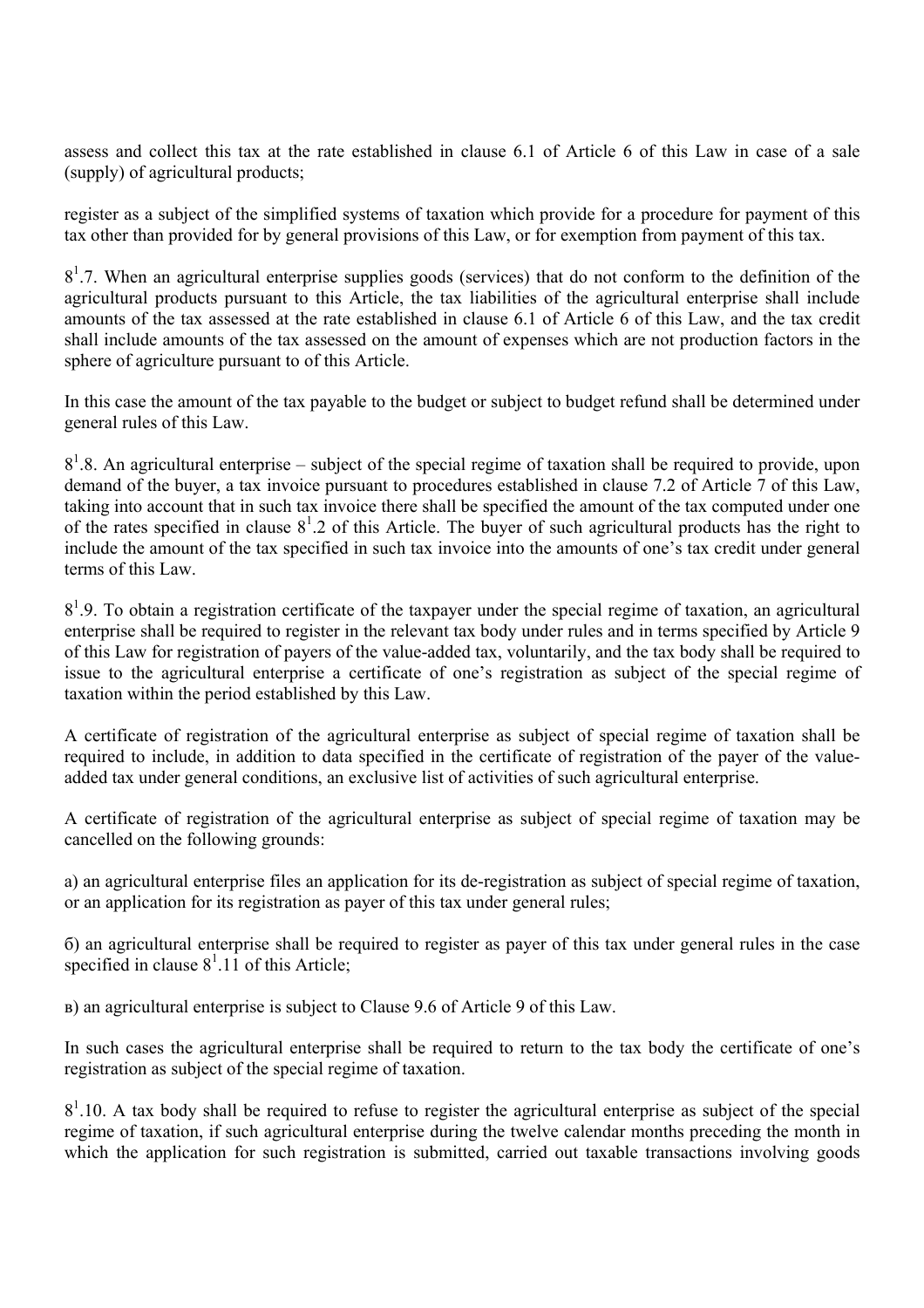assess and collect this tax at the rate established in clause 6.1 of Article 6 of this Law in case of a sale (supply) of agricultural products;

register as a subject of the simplified systems of taxation which provide for a procedure for payment of this tax other than provided for by general provisions of this Law, or for exemption from payment of this tax.

$8^1$.7. When an agricultural enterprise supplies goods (services) that do not conform to the definition of the agricultural products pursuant to this Article, the tax liabilities of the agricultural enterprise shall include amounts of the tax assessed at the rate established in clause 6.1 of Article 6 of this Law, and the tax credit shall include amounts of the tax assessed on the amount of expenses which are not production factors in the sphere of agriculture pursuant to of this Article.

In this case the amount of the tax payable to the budget or subject to budget refund shall be determined under general rules of this Law.

$8^1$.8. An agricultural enterprise – subject of the special regime of taxation shall be required to provide, upon demand of the buyer, a tax invoice pursuant to procedures established in clause 7.2 of Article 7 of this Law, taking into account that in such tax invoice there shall be specified the amount of the tax computed under one of the rates specified in clause $8^1$.2 of this Article. The buyer of such agricultural products has the right to include the amount of the tax specified in such tax invoice into the amounts of one's tax credit under general terms of this Law.

$8^1$.9. To obtain a registration certificate of the taxpayer under the special regime of taxation, an agricultural enterprise shall be required to register in the relevant tax body under rules and in terms specified by Article 9 of this Law for registration of payers of the value-added tax, voluntarily, and the tax body shall be required to issue to the agricultural enterprise a certificate of one's registration as subject of the special regime of taxation within the period established by this Law.

A certificate of registration of the agricultural enterprise as subject of special regime of taxation shall be required to include, in addition to data specified in the certificate of registration of the payer of the value-added tax under general conditions, an exclusive list of activities of such agricultural enterprise.

A certificate of registration of the agricultural enterprise as subject of special regime of taxation may be cancelled on the following grounds:

а) an agricultural enterprise files an application for its de-registration as subject of special regime of taxation, or an application for its registration as payer of this tax under general rules;

б) an agricultural enterprise shall be required to register as payer of this tax under general rules in the case specified in clause $8^1$.11 of this Article;

в) an agricultural enterprise is subject to Clause 9.6 of Article 9 of this Law.

In such cases the agricultural enterprise shall be required to return to the tax body the certificate of one's registration as subject of the special regime of taxation.

$8^1$.10. A tax body shall be required to refuse to register the agricultural enterprise as subject of the special regime of taxation, if such agricultural enterprise during the twelve calendar months preceding the month in which the application for such registration is submitted, carried out taxable transactions involving goods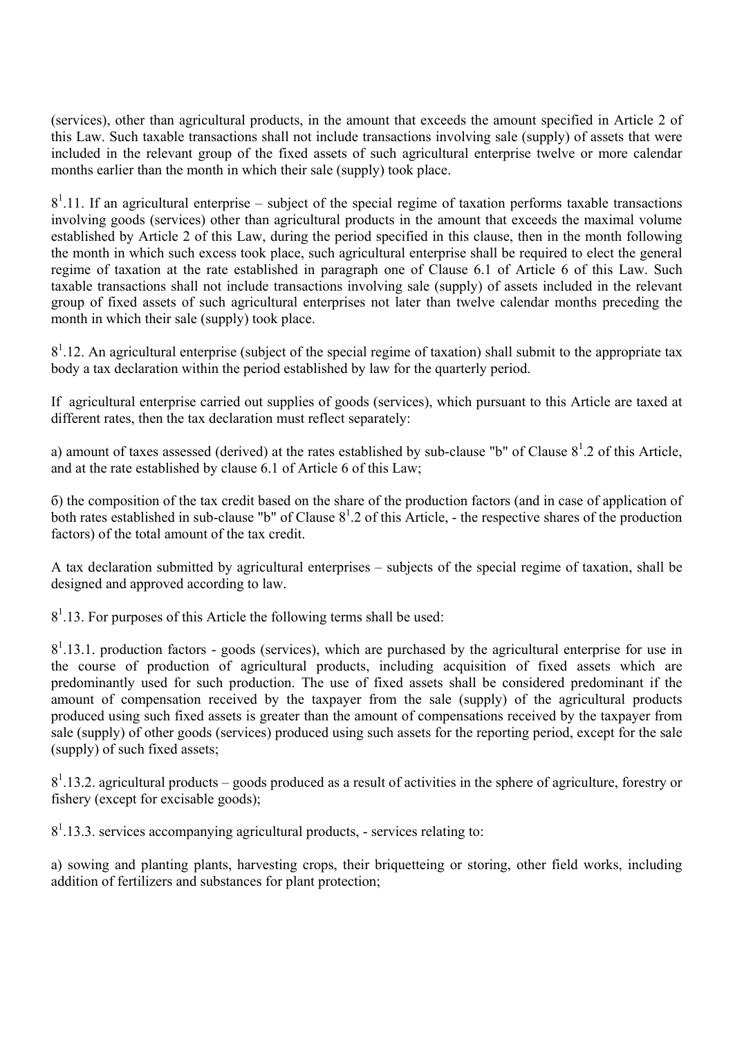(services), other than agricultural products, in the amount that exceeds the amount specified in Article 2 of this Law. Such taxable transactions shall not include transactions involving sale (supply) of assets that were included in the relevant group of the fixed assets of such agricultural enterprise twelve or more calendar months earlier than the month in which their sale (supply) took place.

$8^1$.11. If an agricultural enterprise – subject of the special regime of taxation performs taxable transactions involving goods (services) other than agricultural products in the amount that exceeds the maximal volume established by Article 2 of this Law, during the period specified in this clause, then in the month following the month in which such excess took place, such agricultural enterprise shall be required to elect the general regime of taxation at the rate established in paragraph one of Clause 6.1 of Article 6 of this Law. Such taxable transactions shall not include transactions involving sale (supply) of assets included in the relevant group of fixed assets of such agricultural enterprises not later than twelve calendar months preceding the month in which their sale (supply) took place.

$8^1$.12. An agricultural enterprise (subject of the special regime of taxation) shall submit to the appropriate tax body a tax declaration within the period established by law for the quarterly period.

If agricultural enterprise carried out supplies of goods (services), which pursuant to this Article are taxed at different rates, then the tax declaration must reflect separately:

a) amount of taxes assessed (derived) at the rates established by sub-clause "b" of Clause $8^1$.2 of this Article, and at the rate established by clause 6.1 of Article 6 of this Law;

б) the composition of the tax credit based on the share of the production factors (and in case of application of both rates established in sub-clause "b" of Clause $8^1$.2 of this Article, - the respective shares of the production factors) of the total amount of the tax credit.

A tax declaration submitted by agricultural enterprises – subjects of the special regime of taxation, shall be designed and approved according to law.

$8^1$.13. For purposes of this Article the following terms shall be used:

$8^1$.13.1. production factors - goods (services), which are purchased by the agricultural enterprise for use in the course of production of agricultural products, including acquisition of fixed assets which are predominantly used for such production. The use of fixed assets shall be considered predominant if the amount of compensation received by the taxpayer from the sale (supply) of the agricultural products produced using such fixed assets is greater than the amount of compensations received by the taxpayer from sale (supply) of other goods (services) produced using such assets for the reporting period, except for the sale (supply) of such fixed assets;

$8^1$.13.2. agricultural products – goods produced as a result of activities in the sphere of agriculture, forestry or fishery (except for excisable goods);

$8^1$.13.3. services accompanying agricultural products, - services relating to:

a) sowing and planting plants, harvesting crops, their briquetteing or storing, other field works, including addition of fertilizers and substances for plant protection;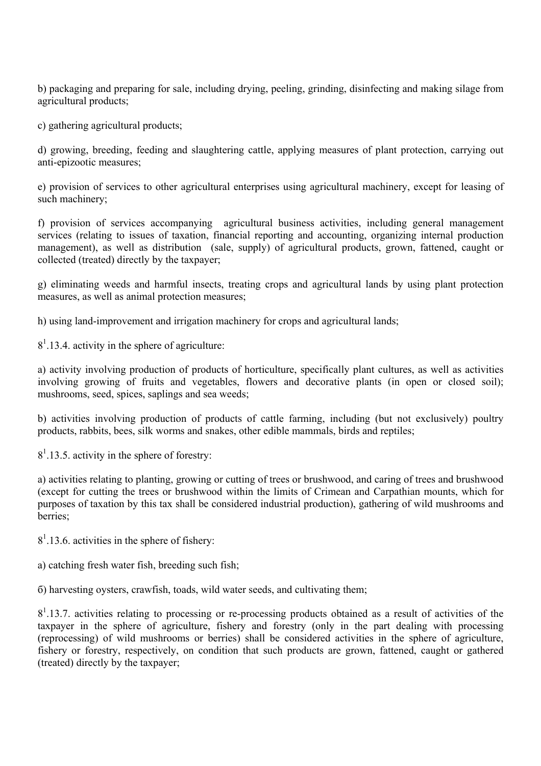b) packaging and preparing for sale, including drying, peeling, grinding, disinfecting and making silage from agricultural products;

c) gathering agricultural products;

d) growing, breeding, feeding and slaughtering cattle, applying measures of plant protection, carrying out anti-epizootic measures;

e) provision of services to other agricultural enterprises using agricultural machinery, except for leasing of such machinery;

f) provision of services accompanying agricultural business activities, including general management services (relating to issues of taxation, financial reporting and accounting, organizing internal production management), as well as distribution (sale, supply) of agricultural products, grown, fattened, caught or collected (treated) directly by the taxpayer;

g) eliminating weeds and harmful insects, treating crops and agricultural lands by using plant protection measures, as well as animal protection measures;

h) using land-improvement and irrigation machinery for crops and agricultural lands;

$8^1$.13.4. activity in the sphere of agriculture:

a) activity involving production of products of horticulture, specifically plant cultures, as well as activities involving growing of fruits and vegetables, flowers and decorative plants (in open or closed soil); mushrooms, seed, spices, saplings and sea weeds;

b) activities involving production of products of cattle farming, including (but not exclusively) poultry products, rabbits, bees, silk worms and snakes, other edible mammals, birds and reptiles;

$8^1$.13.5. activity in the sphere of forestry:

a) activities relating to planting, growing or cutting of trees or brushwood, and caring of trees and brushwood (except for cutting the trees or brushwood within the limits of Crimean and Carpathian mounts, which for purposes of taxation by this tax shall be considered industrial production), gathering of wild mushrooms and berries;

$8^1$.13.6. activities in the sphere of fishery:

a) catching fresh water fish, breeding such fish;

б) harvesting oysters, crawfish, toads, wild water seeds, and cultivating them;

$8^1$.13.7. activities relating to processing or re-processing products obtained as a result of activities of the taxpayer in the sphere of agriculture, fishery and forestry (only in the part dealing with processing (reprocessing) of wild mushrooms or berries) shall be considered activities in the sphere of agriculture, fishery or forestry, respectively, on condition that such products are grown, fattened, caught or gathered (treated) directly by the taxpayer;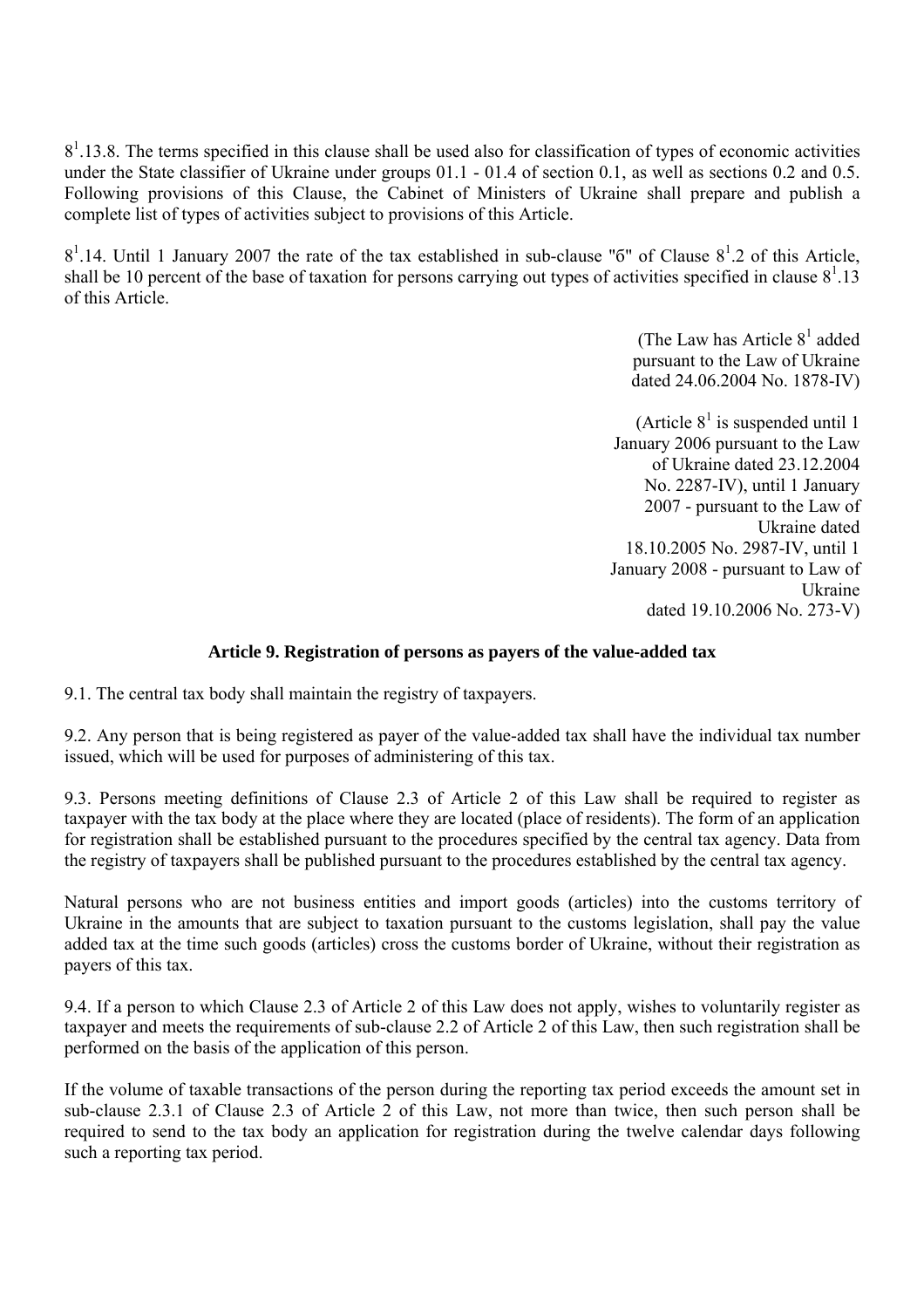$8^1$.13.8. The terms specified in this clause shall be used also for classification of types of economic activities under the State classifier of Ukraine under groups 01.1 - 01.4 of section 0.1, as well as sections 0.2 and 0.5. Following provisions of this Clause, the Cabinet of Ministers of Ukraine shall prepare and publish a complete list of types of activities subject to provisions of this Article.

$8^1$.14. Until 1 January 2007 the rate of the tax established in sub-clause "б" of Clause $8^1$.2 of this Article, shall be 10 percent of the base of taxation for persons carrying out types of activities specified in clause $8^1$.13 of this Article.

(The Law has Article $8^1$ added pursuant to the Law of Ukraine dated 24.06.2004 No. 1878-IV)

(Article $8^1$ is suspended until 1 January 2006 pursuant to the Law of Ukraine dated 23.12.2004 No. 2287-IV), until 1 January 2007 - pursuant to the Law of Ukraine dated 18.10.2005 No. 2987-IV, until 1 January 2008 - pursuant to Law of Ukraine dated 19.10.2006 No. 273-V)

### Article 9. Registration of persons as payers of the value-added tax

9.1. The central tax body shall maintain the registry of taxpayers.

9.2. Any person that is being registered as payer of the value-added tax shall have the individual tax number issued, which will be used for purposes of administering of this tax.

9.3. Persons meeting definitions of Clause 2.3 of Article 2 of this Law shall be required to register as taxpayer with the tax body at the place where they are located (place of residents). The form of an application for registration shall be established pursuant to the procedures specified by the central tax agency. Data from the registry of taxpayers shall be published pursuant to the procedures established by the central tax agency.

Natural persons who are not business entities and import goods (articles) into the customs territory of Ukraine in the amounts that are subject to taxation pursuant to the customs legislation, shall pay the value added tax at the time such goods (articles) cross the customs border of Ukraine, without their registration as payers of this tax.

9.4. If a person to which Clause 2.3 of Article 2 of this Law does not apply, wishes to voluntarily register as taxpayer and meets the requirements of sub-clause 2.2 of Article 2 of this Law, then such registration shall be performed on the basis of the application of this person.

If the volume of taxable transactions of the person during the reporting tax period exceeds the amount set in sub-clause 2.3.1 of Clause 2.3 of Article 2 of this Law, not more than twice, then such person shall be required to send to the tax body an application for registration during the twelve calendar days following such a reporting tax period.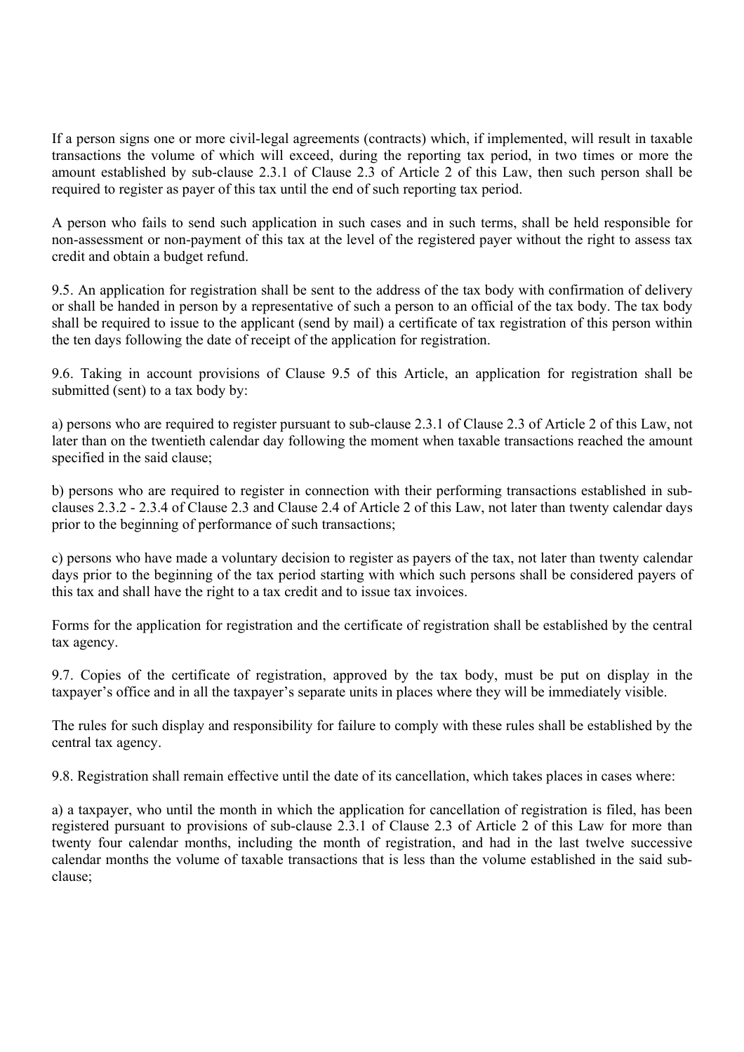If a person signs one or more civil-legal agreements (contracts) which, if implemented, will result in taxable transactions the volume of which will exceed, during the reporting tax period, in two times or more the amount established by sub-clause 2.3.1 of Clause 2.3 of Article 2 of this Law, then such person shall be required to register as payer of this tax until the end of such reporting tax period.

A person who fails to send such application in such cases and in such terms, shall be held responsible for non-assessment or non-payment of this tax at the level of the registered payer without the right to assess tax credit and obtain a budget refund.

9.5. An application for registration shall be sent to the address of the tax body with confirmation of delivery or shall be handed in person by a representative of such a person to an official of the tax body. The tax body shall be required to issue to the applicant (send by mail) a certificate of tax registration of this person within the ten days following the date of receipt of the application for registration.

9.6. Taking in account provisions of Clause 9.5 of this Article, an application for registration shall be submitted (sent) to a tax body by:

a) persons who are required to register pursuant to sub-clause 2.3.1 of Clause 2.3 of Article 2 of this Law, not later than on the twentieth calendar day following the moment when taxable transactions reached the amount specified in the said clause;

b) persons who are required to register in connection with their performing transactions established in sub-clauses 2.3.2 - 2.3.4 of Clause 2.3 and Clause 2.4 of Article 2 of this Law, not later than twenty calendar days prior to the beginning of performance of such transactions;

c) persons who have made a voluntary decision to register as payers of the tax, not later than twenty calendar days prior to the beginning of the tax period starting with which such persons shall be considered payers of this tax and shall have the right to a tax credit and to issue tax invoices.

Forms for the application for registration and the certificate of registration shall be established by the central tax agency.

9.7. Copies of the certificate of registration, approved by the tax body, must be put on display in the taxpayer's office and in all the taxpayer's separate units in places where they will be immediately visible.

The rules for such display and responsibility for failure to comply with these rules shall be established by the central tax agency.

9.8. Registration shall remain effective until the date of its cancellation, which takes places in cases where:

a) a taxpayer, who until the month in which the application for cancellation of registration is filed, has been registered pursuant to provisions of sub-clause 2.3.1 of Clause 2.3 of Article 2 of this Law for more than twenty four calendar months, including the month of registration, and had in the last twelve successive calendar months the volume of taxable transactions that is less than the volume established in the said sub-clause;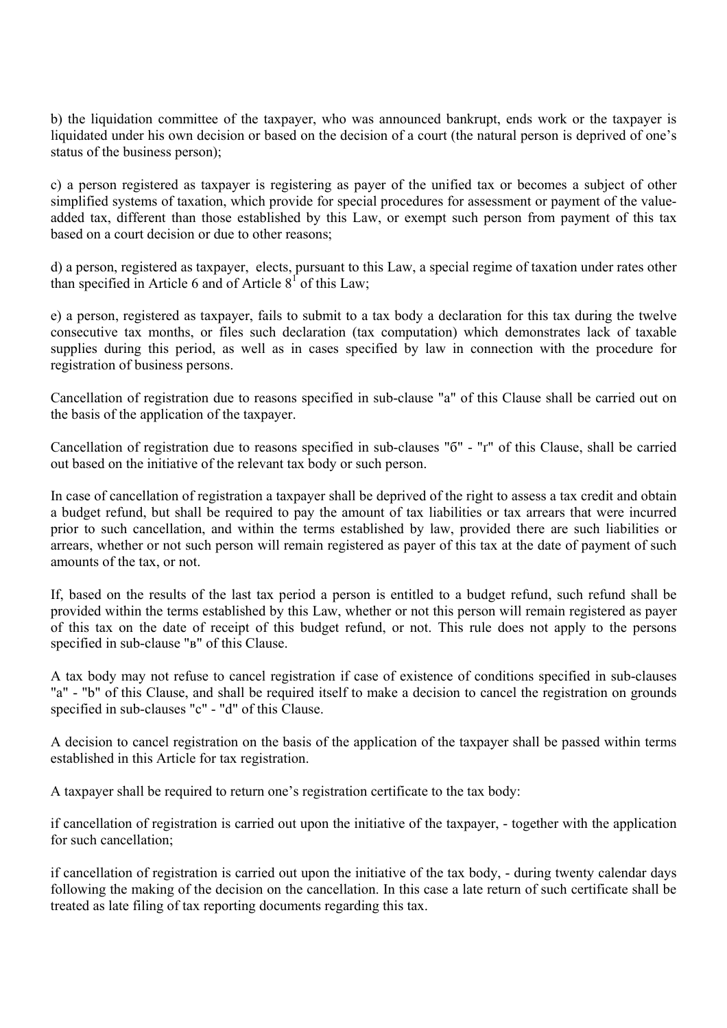b) the liquidation committee of the taxpayer, who was announced bankrupt, ends work or the taxpayer is liquidated under his own decision or based on the decision of a court (the natural person is deprived of one's status of the business person);

c) a person registered as taxpayer is registering as payer of the unified tax or becomes a subject of other simplified systems of taxation, which provide for special procedures for assessment or payment of the value-added tax, different than those established by this Law, or exempt such person from payment of this tax based on a court decision or due to other reasons;

d) a person, registered as taxpayer, elects, pursuant to this Law, a special regime of taxation under rates other than specified in Article 6 and of Article $8^1$ of this Law;

e) a person, registered as taxpayer, fails to submit to a tax body a declaration for this tax during the twelve consecutive tax months, or files such declaration (tax computation) which demonstrates lack of taxable supplies during this period, as well as in cases specified by law in connection with the procedure for registration of business persons.

Cancellation of registration due to reasons specified in sub-clause "a" of this Clause shall be carried out on the basis of the application of the taxpayer.

Cancellation of registration due to reasons specified in sub-clauses "б" - "г" of this Clause, shall be carried out based on the initiative of the relevant tax body or such person.

In case of cancellation of registration a taxpayer shall be deprived of the right to assess a tax credit and obtain a budget refund, but shall be required to pay the amount of tax liabilities or tax arrears that were incurred prior to such cancellation, and within the terms established by law, provided there are such liabilities or arrears, whether or not such person will remain registered as payer of this tax at the date of payment of such amounts of the tax, or not.

If, based on the results of the last tax period a person is entitled to a budget refund, such refund shall be provided within the terms established by this Law, whether or not this person will remain registered as payer of this tax on the date of receipt of this budget refund, or not. This rule does not apply to the persons specified in sub-clause "в" of this Clause.

A tax body may not refuse to cancel registration if case of existence of conditions specified in sub-clauses "a" - "b" of this Clause, and shall be required itself to make a decision to cancel the registration on grounds specified in sub-clauses "c" - "d" of this Clause.

A decision to cancel registration on the basis of the application of the taxpayer shall be passed within terms established in this Article for tax registration.

A taxpayer shall be required to return one's registration certificate to the tax body:

if cancellation of registration is carried out upon the initiative of the taxpayer, - together with the application for such cancellation;

if cancellation of registration is carried out upon the initiative of the tax body, - during twenty calendar days following the making of the decision on the cancellation. In this case a late return of such certificate shall be treated as late filing of tax reporting documents regarding this tax.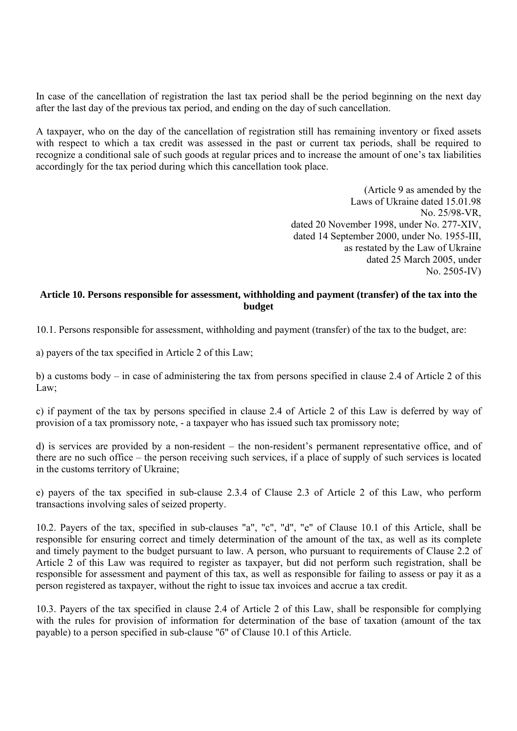In case of the cancellation of registration the last tax period shall be the period beginning on the next day after the last day of the previous tax period, and ending on the day of such cancellation.

A taxpayer, who on the day of the cancellation of registration still has remaining inventory or fixed assets with respect to which a tax credit was assessed in the past or current tax periods, shall be required to recognize a conditional sale of such goods at regular prices and to increase the amount of one's tax liabilities accordingly for the tax period during which this cancellation took place.

(Article 9 as amended by the Laws of Ukraine dated 15.01.98 No. 25/98-VR, dated 20 November 1998, under No. 277-XIV, dated 14 September 2000, under No. 1955-III, as restated by the Law of Ukraine dated 25 March 2005, under No. 2505-IV)

### Article 10. Persons responsible for assessment, withholding and payment (transfer) of the tax into the budget

10.1. Persons responsible for assessment, withholding and payment (transfer) of the tax to the budget, are:

a) payers of the tax specified in Article 2 of this Law;

b) a customs body – in case of administering the tax from persons specified in clause 2.4 of Article 2 of this Law;

c) if payment of the tax by persons specified in clause 2.4 of Article 2 of this Law is deferred by way of provision of a tax promissory note, - a taxpayer who has issued such tax promissory note;

d) is services are provided by a non-resident – the non-resident's permanent representative office, and of there are no such office – the person receiving such services, if a place of supply of such services is located in the customs territory of Ukraine;

e) payers of the tax specified in sub-clause 2.3.4 of Clause 2.3 of Article 2 of this Law, who perform transactions involving sales of seized property.

10.2. Payers of the tax, specified in sub-clauses "a", "c", "d", "e" of Clause 10.1 of this Article, shall be responsible for ensuring correct and timely determination of the amount of the tax, as well as its complete and timely payment to the budget pursuant to law. A person, who pursuant to requirements of Clause 2.2 of Article 2 of this Law was required to register as taxpayer, but did not perform such registration, shall be responsible for assessment and payment of this tax, as well as responsible for failing to assess or pay it as a person registered as taxpayer, without the right to issue tax invoices and accrue a tax credit.

10.3. Payers of the tax specified in clause 2.4 of Article 2 of this Law, shall be responsible for complying with the rules for provision of information for determination of the base of taxation (amount of the tax payable) to a person specified in sub-clause "б" of Clause 10.1 of this Article.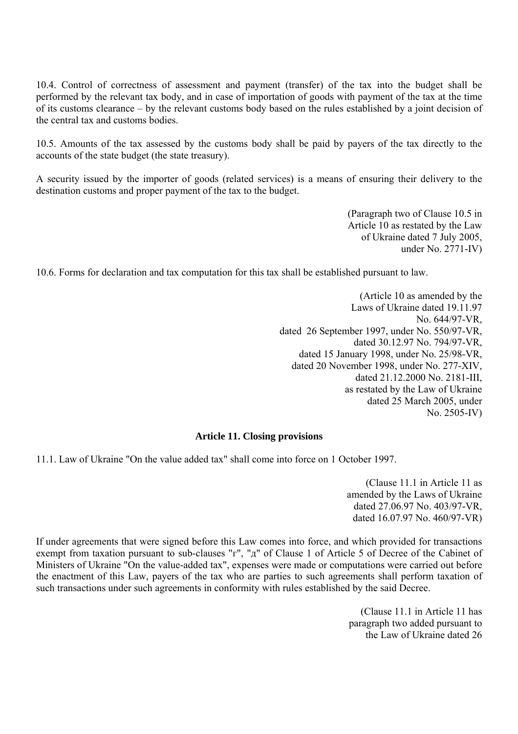10.4. Control of correctness of assessment and payment (transfer) of the tax into the budget shall be performed by the relevant tax body, and in case of importation of goods with payment of the tax at the time of its customs clearance – by the relevant customs body based on the rules established by a joint decision of the central tax and customs bodies.

10.5. Amounts of the tax assessed by the customs body shall be paid by payers of the tax directly to the accounts of the state budget (the state treasury).

A security issued by the importer of goods (related services) is a means of ensuring their delivery to the destination customs and proper payment of the tax to the budget.

(Paragraph two of Clause 10.5 in Article 10 as restated by the Law of Ukraine dated 7 July 2005, under No. 2771-IV)

10.6. Forms for declaration and tax computation for this tax shall be established pursuant to law.

(Article 10 as amended by the Laws of Ukraine dated 19.11.97 No. 644/97-VR, dated 26 September 1997, under No. 550/97-VR, dated 30.12.97 No. 794/97-VR, dated 15 January 1998, under No. 25/98-VR, dated 20 November 1998, under No. 277-XIV, dated 21.12.2000 No. 2181-III, as restated by the Law of Ukraine dated 25 March 2005, under No. 2505-IV)

#### Article 11. Closing provisions

11.1. Law of Ukraine "On the value added tax" shall come into force on 1 October 1997.

(Clause 11.1 in Article 11 as amended by the Laws of Ukraine dated 27.06.97 No. 403/97-VR, dated 16.07.97 No. 460/97-VR)

If under agreements that were signed before this Law comes into force, and which provided for transactions exempt from taxation pursuant to sub-clauses "г", "д" of Clause 1 of Article 5 of Decree of the Cabinet of Ministers of Ukraine "On the value-added tax", expenses were made or computations were carried out before the enactment of this Law, payers of the tax who are parties to such agreements shall perform taxation of such transactions under such agreements in conformity with rules established by the said Decree.

(Clause 11.1 in Article 11 has paragraph two added pursuant to the Law of Ukraine dated 26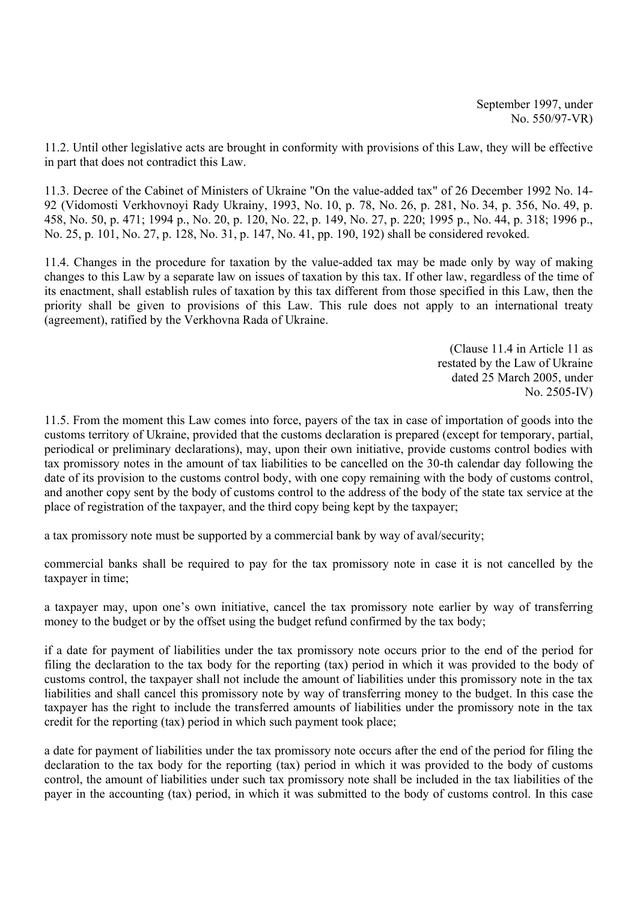September 1997, under No. 550/97-VR)

11.2. Until other legislative acts are brought in conformity with provisions of this Law, they will be effective in part that does not contradict this Law.

11.3. Decree of the Cabinet of Ministers of Ukraine "On the value-added tax" of 26 December 1992 No. 14-92 (Vidomosti Verkhovnoyi Rady Ukrainy, 1993, No. 10, p. 78, No. 26, p. 281, No. 34, p. 356, No. 49, p. 458, No. 50, p. 471; 1994 p., No. 20, p. 120, No. 22, p. 149, No. 27, p. 220; 1995 p., No. 44, p. 318; 1996 p., No. 25, p. 101, No. 27, p. 128, No. 31, p. 147, No. 41, pp. 190, 192) shall be considered revoked.

11.4. Changes in the procedure for taxation by the value-added tax may be made only by way of making changes to this Law by a separate law on issues of taxation by this tax. If other law, regardless of the time of its enactment, shall establish rules of taxation by this tax different from those specified in this Law, then the priority shall be given to provisions of this Law. This rule does not apply to an international treaty (agreement), ratified by the Verkhovna Rada of Ukraine.

(Clause 11.4 in Article 11 as restated by the Law of Ukraine dated 25 March 2005, under No. 2505-IV)

11.5. From the moment this Law comes into force, payers of the tax in case of importation of goods into the customs territory of Ukraine, provided that the customs declaration is prepared (except for temporary, partial, periodical or preliminary declarations), may, upon their own initiative, provide customs control bodies with tax promissory notes in the amount of tax liabilities to be cancelled on the 30-th calendar day following the date of its provision to the customs control body, with one copy remaining with the body of customs control, and another copy sent by the body of customs control to the address of the body of the state tax service at the place of registration of the taxpayer, and the third copy being kept by the taxpayer;

a tax promissory note must be supported by a commercial bank by way of aval/security;

commercial banks shall be required to pay for the tax promissory note in case it is not cancelled by the taxpayer in time;

a taxpayer may, upon one's own initiative, cancel the tax promissory note earlier by way of transferring money to the budget or by the offset using the budget refund confirmed by the tax body;

if a date for payment of liabilities under the tax promissory note occurs prior to the end of the period for filing the declaration to the tax body for the reporting (tax) period in which it was provided to the body of customs control, the taxpayer shall not include the amount of liabilities under this promissory note in the tax liabilities and shall cancel this promissory note by way of transferring money to the budget. In this case the taxpayer has the right to include the transferred amounts of liabilities under the promissory note in the tax credit for the reporting (tax) period in which such payment took place;

a date for payment of liabilities under the tax promissory note occurs after the end of the period for filing the declaration to the tax body for the reporting (tax) period in which it was provided to the body of customs control, the amount of liabilities under such tax promissory note shall be included in the tax liabilities of the payer in the accounting (tax) period, in which it was submitted to the body of customs control. In this case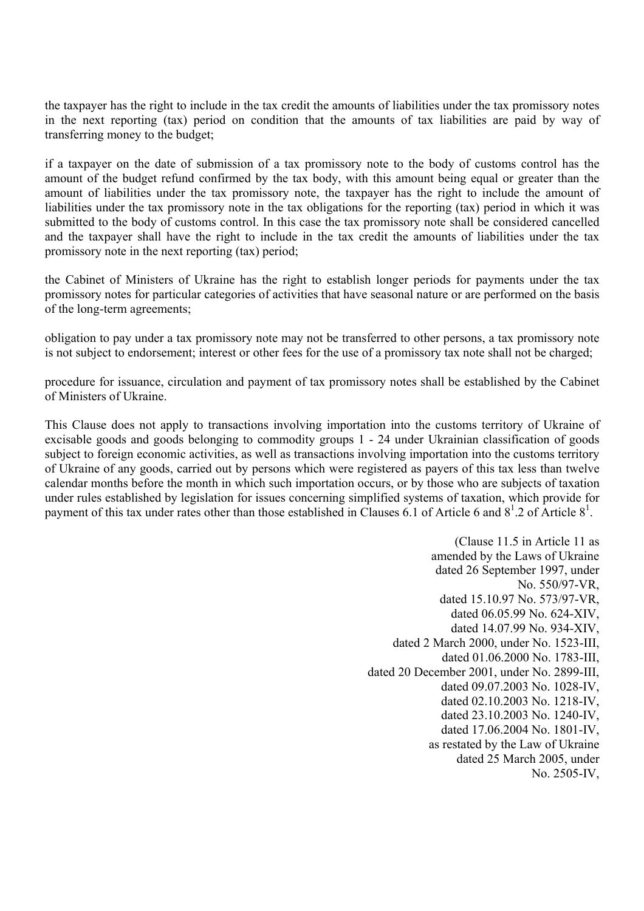the taxpayer has the right to include in the tax credit the amounts of liabilities under the tax promissory notes in the next reporting (tax) period on condition that the amounts of tax liabilities are paid by way of transferring money to the budget;

if a taxpayer on the date of submission of a tax promissory note to the body of customs control has the amount of the budget refund confirmed by the tax body, with this amount being equal or greater than the amount of liabilities under the tax promissory note, the taxpayer has the right to include the amount of liabilities under the tax promissory note in the tax obligations for the reporting (tax) period in which it was submitted to the body of customs control. In this case the tax promissory note shall be considered cancelled and the taxpayer shall have the right to include in the tax credit the amounts of liabilities under the tax promissory note in the next reporting (tax) period;

the Cabinet of Ministers of Ukraine has the right to establish longer periods for payments under the tax promissory notes for particular categories of activities that have seasonal nature or are performed on the basis of the long-term agreements;

obligation to pay under a tax promissory note may not be transferred to other persons, a tax promissory note is not subject to endorsement; interest or other fees for the use of a promissory tax note shall not be charged;

procedure for issuance, circulation and payment of tax promissory notes shall be established by the Cabinet of Ministers of Ukraine.

This Clause does not apply to transactions involving importation into the customs territory of Ukraine of excisable goods and goods belonging to commodity groups 1 - 24 under Ukrainian classification of goods subject to foreign economic activities, as well as transactions involving importation into the customs territory of Ukraine of any goods, carried out by persons which were registered as payers of this tax less than twelve calendar months before the month in which such importation occurs, or by those who are subjects of taxation under rules established by legislation for issues concerning simplified systems of taxation, which provide for payment of this tax under rates other than those established in Clauses 6.1 of Article 6 and $8^1$.2 of Article $8^1$.

(Clause 11.5 in Article 11 as amended by the Laws of Ukraine dated 26 September 1997, under No. 550/97-VR, dated 15.10.97 No. 573/97-VR, dated 06.05.99 No. 624-XIV, dated 14.07.99 No. 934-XIV, dated 2 March 2000, under No. 1523-III, dated 01.06.2000 No. 1783-III, dated 20 December 2001, under No. 2899-III, dated 09.07.2003 No. 1028-IV, dated 02.10.2003 No. 1218-IV, dated 23.10.2003 No. 1240-IV, dated 17.06.2004 No. 1801-IV, as restated by the Law of Ukraine dated 25 March 2005, under No. 2505-IV,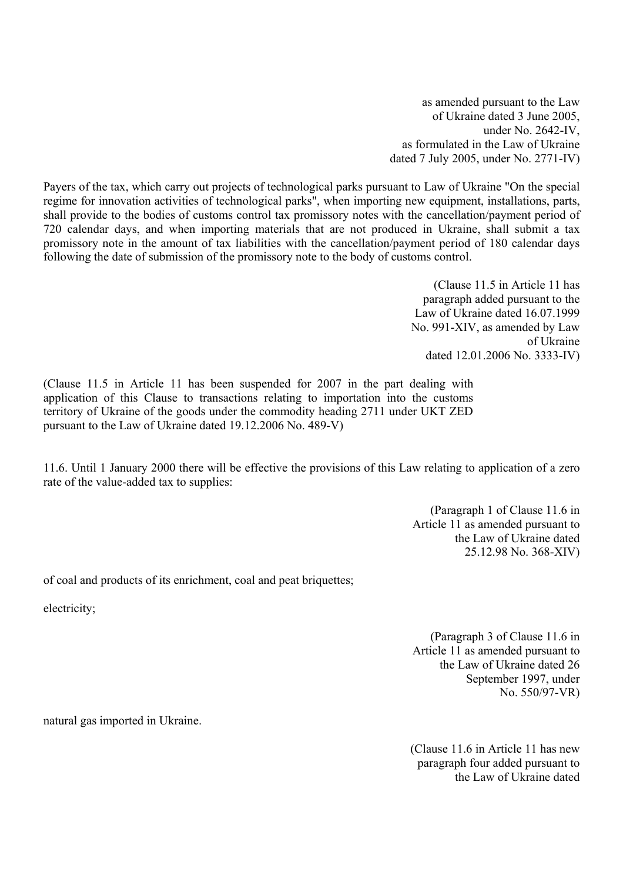as amended pursuant to the Law of Ukraine dated 3 June 2005, under No. 2642-IV, as formulated in the Law of Ukraine dated 7 July 2005, under No. 2771-IV)

Payers of the tax, which carry out projects of technological parks pursuant to Law of Ukraine "On the special regime for innovation activities of technological parks", when importing new equipment, installations, parts, shall provide to the bodies of customs control tax promissory notes with the cancellation/payment period of 720 calendar days, and when importing materials that are not produced in Ukraine, shall submit a tax promissory note in the amount of tax liabilities with the cancellation/payment period of 180 calendar days following the date of submission of the promissory note to the body of customs control.

(Clause 11.5 in Article 11 has paragraph added pursuant to the Law of Ukraine dated 16.07.1999 No. 991-XIV, as amended by Law of Ukraine dated 12.01.2006 No. 3333-IV)

(Clause 11.5 in Article 11 has been suspended for 2007 in the part dealing with application of this Clause to transactions relating to importation into the customs territory of Ukraine of the goods under the commodity heading 2711 under UKT ZED pursuant to the Law of Ukraine dated 19.12.2006 No. 489-V)

11.6. Until 1 January 2000 there will be effective the provisions of this Law relating to application of a zero rate of the value-added tax to supplies:

(Paragraph 1 of Clause 11.6 in Article 11 as amended pursuant to the Law of Ukraine dated 25.12.98 No. 368-XIV)

of coal and products of its enrichment, coal and peat briquettes;

electricity;

(Paragraph 3 of Clause 11.6 in Article 11 as amended pursuant to the Law of Ukraine dated 26 September 1997, under No. 550/97-VR)

natural gas imported in Ukraine.

(Clause 11.6 in Article 11 has new paragraph four added pursuant to the Law of Ukraine dated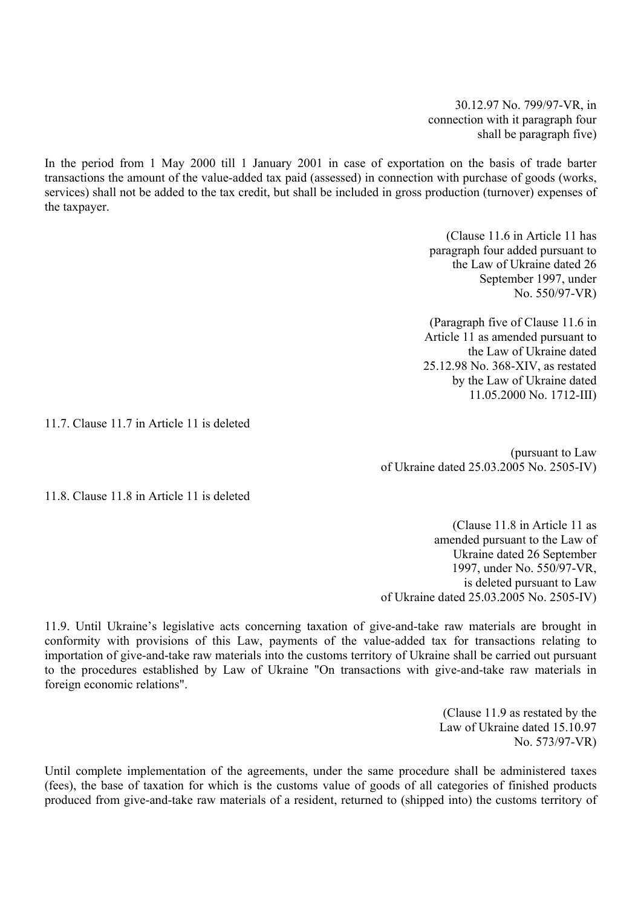30.12.97 No. 799/97-VR, in connection with it paragraph four shall be paragraph five)

In the period from 1 May 2000 till 1 January 2001 in case of exportation on the basis of trade barter transactions the amount of the value-added tax paid (assessed) in connection with purchase of goods (works, services) shall not be added to the tax credit, but shall be included in gross production (turnover) expenses of the taxpayer.

(Clause 11.6 in Article 11 has paragraph four added pursuant to the Law of Ukraine dated 26 September 1997, under No. 550/97-VR)

(Paragraph five of Clause 11.6 in Article 11 as amended pursuant to the Law of Ukraine dated 25.12.98 No. 368-XIV, as restated by the Law of Ukraine dated 11.05.2000 No. 1712-III)

11.7. Clause 11.7 in Article 11 is deleted

(pursuant to Law of Ukraine dated 25.03.2005 No. 2505-IV)

11.8. Clause 11.8 in Article 11 is deleted

(Clause 11.8 in Article 11 as amended pursuant to the Law of Ukraine dated 26 September 1997, under No. 550/97-VR, is deleted pursuant to Law of Ukraine dated 25.03.2005 No. 2505-IV)

11.9. Until Ukraine's legislative acts concerning taxation of give-and-take raw materials are brought in conformity with provisions of this Law, payments of the value-added tax for transactions relating to importation of give-and-take raw materials into the customs territory of Ukraine shall be carried out pursuant to the procedures established by Law of Ukraine "On transactions with give-and-take raw materials in foreign economic relations".

(Clause 11.9 as restated by the Law of Ukraine dated 15.10.97 No. 573/97-VR)

Until complete implementation of the agreements, under the same procedure shall be administered taxes (fees), the base of taxation for which is the customs value of goods of all categories of finished products produced from give-and-take raw materials of a resident, returned to (shipped into) the customs territory of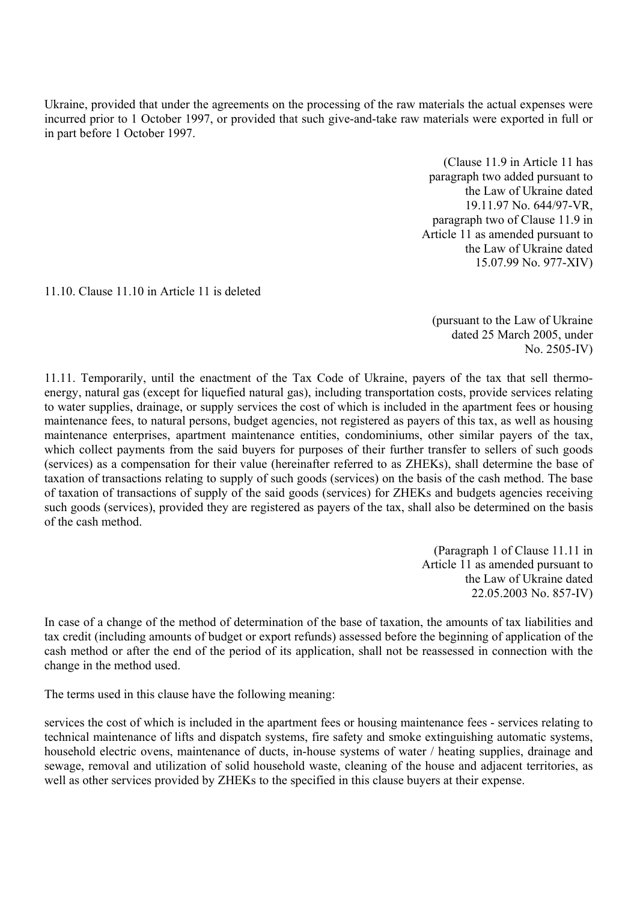Ukraine, provided that under the agreements on the processing of the raw materials the actual expenses were incurred prior to 1 October 1997, or provided that such give-and-take raw materials were exported in full or in part before 1 October 1997.

(Clause 11.9 in Article 11 has paragraph two added pursuant to the Law of Ukraine dated 19.11.97 No. 644/97-VR, paragraph two of Clause 11.9 in Article 11 as amended pursuant to the Law of Ukraine dated 15.07.99 No. 977-XIV)

11.10. Clause 11.10 in Article 11 is deleted

(pursuant to the Law of Ukraine dated 25 March 2005, under No. 2505-IV)

11.11. Temporarily, until the enactment of the Tax Code of Ukraine, payers of the tax that sell thermo-energy, natural gas (except for liquefied natural gas), including transportation costs, provide services relating to water supplies, drainage, or supply services the cost of which is included in the apartment fees or housing maintenance fees, to natural persons, budget agencies, not registered as payers of this tax, as well as housing maintenance enterprises, apartment maintenance entities, condominiums, other similar payers of the tax, which collect payments from the said buyers for purposes of their further transfer to sellers of such goods (services) as a compensation for their value (hereinafter referred to as ZHEKs), shall determine the base of taxation of transactions relating to supply of such goods (services) on the basis of the cash method. The base of taxation of transactions of supply of the said goods (services) for ZHEKs and budgets agencies receiving such goods (services), provided they are registered as payers of the tax, shall also be determined on the basis of the cash method.

(Paragraph 1 of Clause 11.11 in Article 11 as amended pursuant to the Law of Ukraine dated 22.05.2003 No. 857-IV)

In case of a change of the method of determination of the base of taxation, the amounts of tax liabilities and tax credit (including amounts of budget or export refunds) assessed before the beginning of application of the cash method or after the end of the period of its application, shall not be reassessed in connection with the change in the method used.

The terms used in this clause have the following meaning:

services the cost of which is included in the apartment fees or housing maintenance fees - services relating to technical maintenance of lifts and dispatch systems, fire safety and smoke extinguishing automatic systems, household electric ovens, maintenance of ducts, in-house systems of water / heating supplies, drainage and sewage, removal and utilization of solid household waste, cleaning of the house and adjacent territories, as well as other services provided by ZHEKs to the specified in this clause buyers at their expense.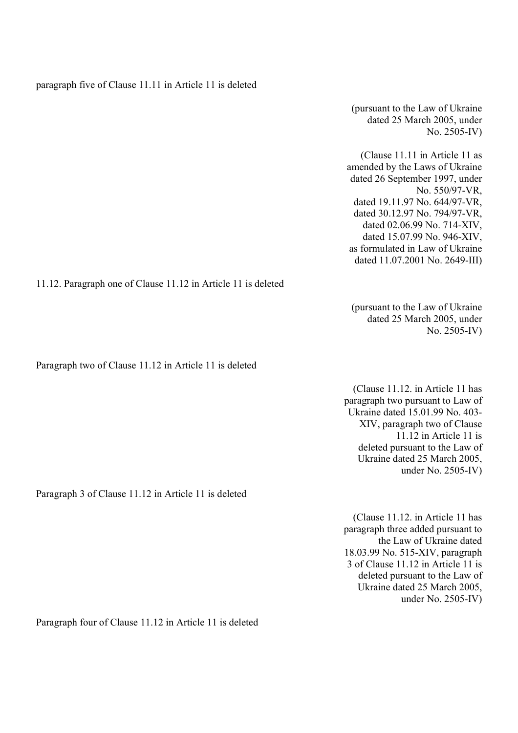paragraph five of Clause 11.11 in Article 11 is deleted

(pursuant to the Law of Ukraine dated 25 March 2005, under No. 2505-IV)

(Clause 11.11 in Article 11 as amended by the Laws of Ukraine dated 26 September 1997, under No. 550/97-VR, dated 19.11.97 No. 644/97-VR, dated 30.12.97 No. 794/97-VR, dated 02.06.99 No. 714-XIV, dated 15.07.99 No. 946-XIV, as formulated in Law of Ukraine dated 11.07.2001 No. 2649-III)

11.12. Paragraph one of Clause 11.12 in Article 11 is deleted

(pursuant to the Law of Ukraine dated 25 March 2005, under No. 2505-IV)

Paragraph two of Clause 11.12 in Article 11 is deleted

(Clause 11.12. in Article 11 has paragraph two pursuant to Law of Ukraine dated 15.01.99 No. 403-XIV, paragraph two of Clause 11.12 in Article 11 is deleted pursuant to the Law of Ukraine dated 25 March 2005, under No. 2505-IV)

Paragraph 3 of Clause 11.12 in Article 11 is deleted

(Clause 11.12. in Article 11 has paragraph three added pursuant to the Law of Ukraine dated 18.03.99 No. 515-XIV, paragraph 3 of Clause 11.12 in Article 11 is deleted pursuant to the Law of Ukraine dated 25 March 2005, under No. 2505-IV)

Paragraph four of Clause 11.12 in Article 11 is deleted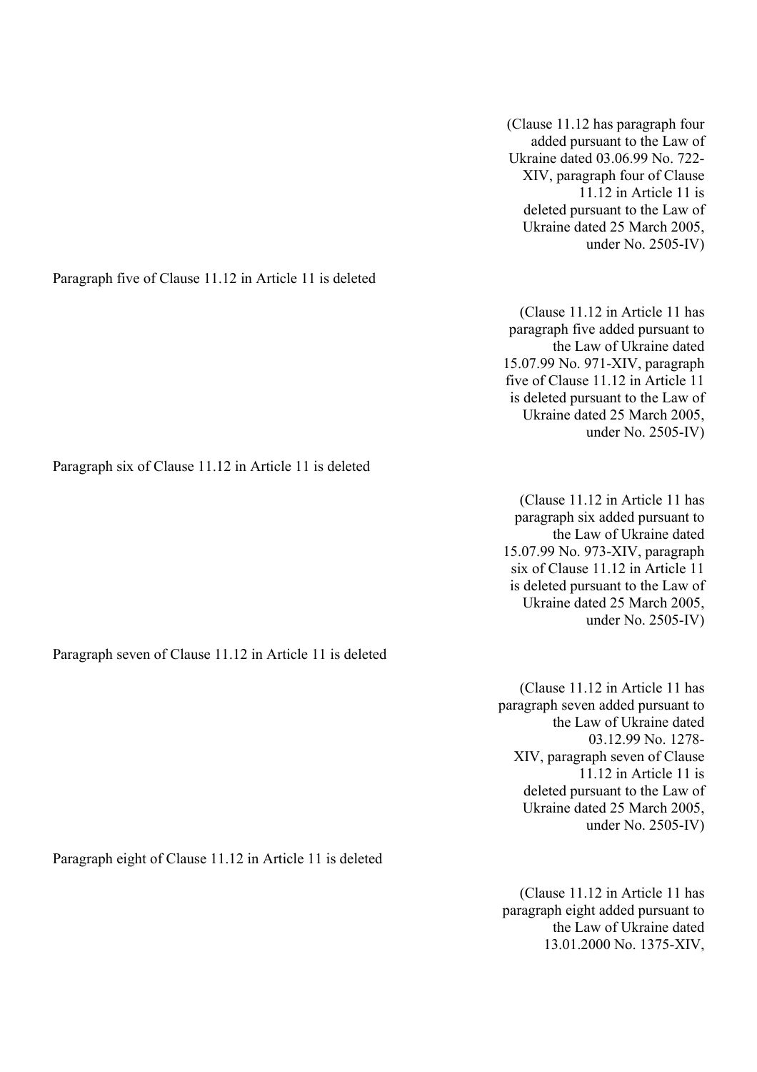(Clause 11.12 has paragraph four added pursuant to the Law of Ukraine dated 03.06.99 No. 722-XIV, paragraph four of Clause 11.12 in Article 11 is deleted pursuant to the Law of Ukraine dated 25 March 2005, under No. 2505-IV)

Paragraph five of Clause 11.12 in Article 11 is deleted

(Clause 11.12 in Article 11 has paragraph five added pursuant to the Law of Ukraine dated 15.07.99 No. 971-XIV, paragraph five of Clause 11.12 in Article 11 is deleted pursuant to the Law of Ukraine dated 25 March 2005, under No. 2505-IV)

Paragraph six of Clause 11.12 in Article 11 is deleted

(Clause 11.12 in Article 11 has paragraph six added pursuant to the Law of Ukraine dated 15.07.99 No. 973-XIV, paragraph six of Clause 11.12 in Article 11 is deleted pursuant to the Law of Ukraine dated 25 March 2005, under No. 2505-IV)

Paragraph seven of Clause 11.12 in Article 11 is deleted

(Clause 11.12 in Article 11 has paragraph seven added pursuant to the Law of Ukraine dated 03.12.99 No. 1278-XIV, paragraph seven of Clause 11.12 in Article 11 is deleted pursuant to the Law of Ukraine dated 25 March 2005, under No. 2505-IV)

Paragraph eight of Clause 11.12 in Article 11 is deleted

(Clause 11.12 in Article 11 has paragraph eight added pursuant to the Law of Ukraine dated 13.01.2000 No. 1375-XIV,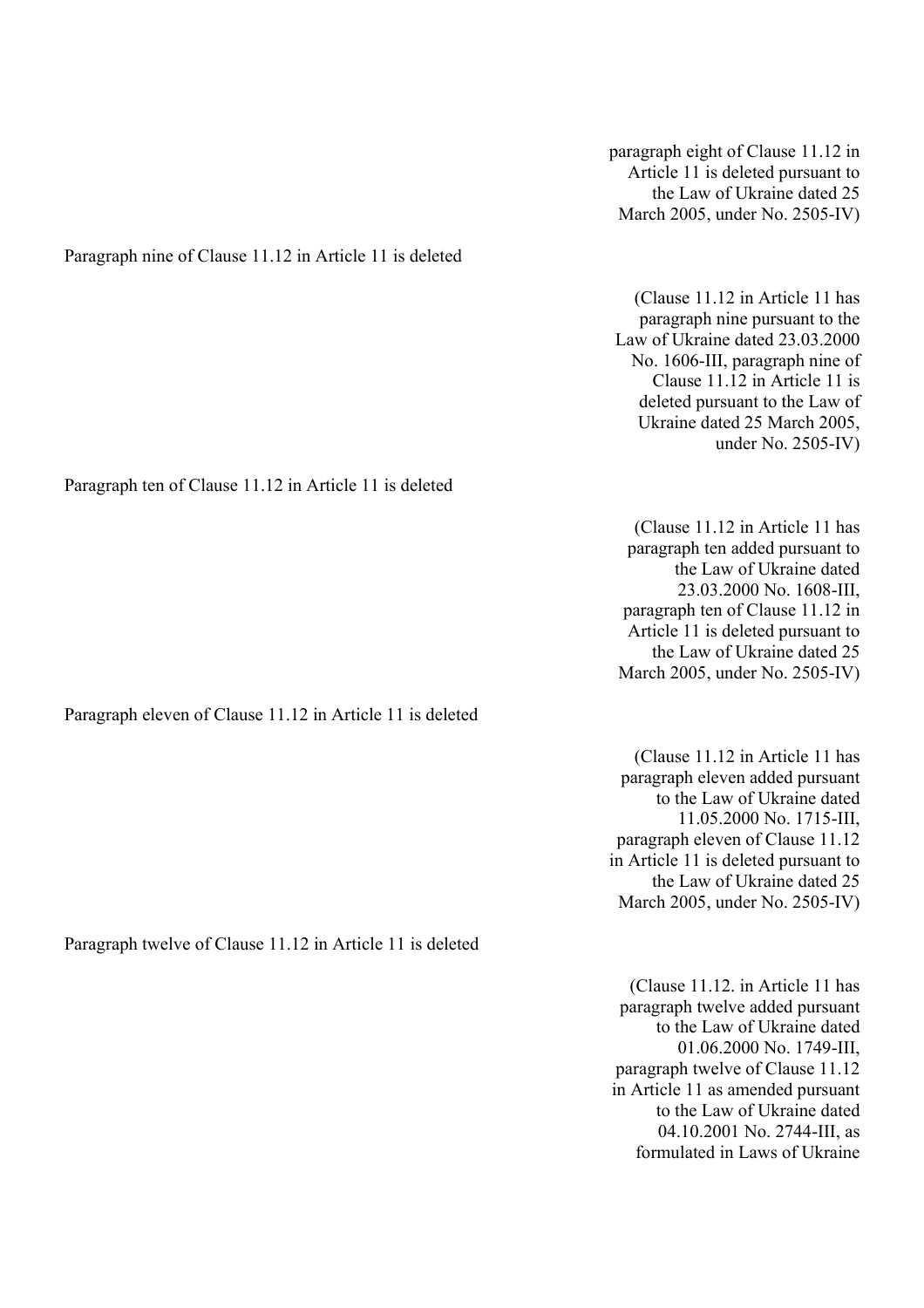paragraph eight of Clause 11.12 in Article 11 is deleted pursuant to the Law of Ukraine dated 25 March 2005, under No. 2505-IV)

Paragraph nine of Clause 11.12 in Article 11 is deleted

(Clause 11.12 in Article 11 has paragraph nine pursuant to the Law of Ukraine dated 23.03.2000 No. 1606-III, paragraph nine of Clause 11.12 in Article 11 is deleted pursuant to the Law of Ukraine dated 25 March 2005, under No. 2505-IV)

Paragraph ten of Clause 11.12 in Article 11 is deleted

(Clause 11.12 in Article 11 has paragraph ten added pursuant to the Law of Ukraine dated 23.03.2000 No. 1608-III, paragraph ten of Clause 11.12 in Article 11 is deleted pursuant to the Law of Ukraine dated 25 March 2005, under No. 2505-IV)

Paragraph eleven of Clause 11.12 in Article 11 is deleted

(Clause 11.12 in Article 11 has paragraph eleven added pursuant to the Law of Ukraine dated 11.05.2000 No. 1715-III, paragraph eleven of Clause 11.12 in Article 11 is deleted pursuant to the Law of Ukraine dated 25 March 2005, under No. 2505-IV)

Paragraph twelve of Clause 11.12 in Article 11 is deleted

(Clause 11.12. in Article 11 has paragraph twelve added pursuant to the Law of Ukraine dated 01.06.2000 No. 1749-III, paragraph twelve of Clause 11.12 in Article 11 as amended pursuant to the Law of Ukraine dated 04.10.2001 No. 2744-III, as formulated in Laws of Ukraine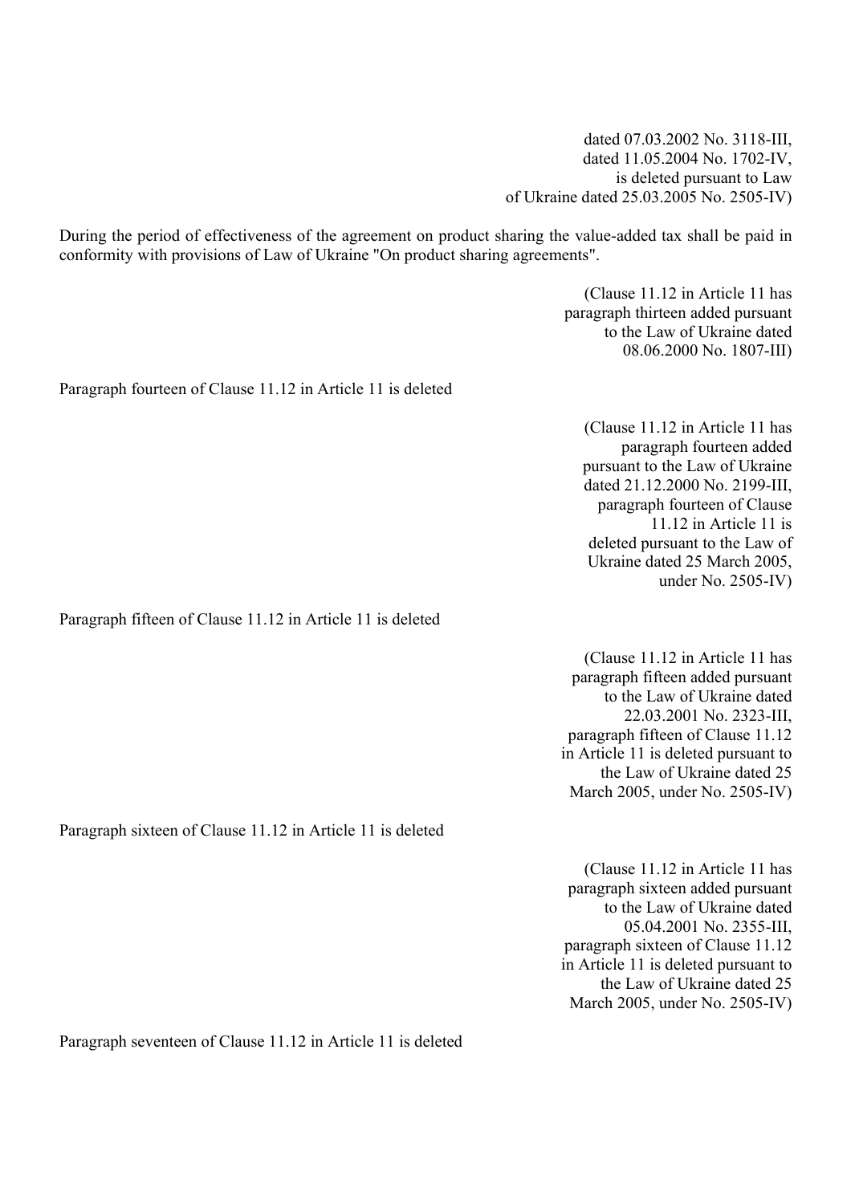dated 07.03.2002 No. 3118-III,
dated 11.05.2004 No. 1702-IV,
is deleted pursuant to Law
of Ukraine dated 25.03.2005 No. 2505-IV)

During the period of effectiveness of the agreement on product sharing the value-added tax shall be paid in conformity with provisions of Law of Ukraine "On product sharing agreements".

(Clause 11.12 in Article 11 has
paragraph thirteen added pursuant
to the Law of Ukraine dated
08.06.2000 No. 1807-III)

Paragraph fourteen of Clause 11.12 in Article 11 is deleted

(Clause 11.12 in Article 11 has
paragraph fourteen added
pursuant to the Law of Ukraine
dated 21.12.2000 No. 2199-III,
paragraph fourteen of Clause
11.12 in Article 11 is
deleted pursuant to the Law of
Ukraine dated 25 March 2005,
under No. 2505-IV)

Paragraph fifteen of Clause 11.12 in Article 11 is deleted

(Clause 11.12 in Article 11 has
paragraph fifteen added pursuant
to the Law of Ukraine dated
22.03.2001 No. 2323-III,
paragraph fifteen of Clause 11.12
in Article 11 is deleted pursuant to
the Law of Ukraine dated 25
March 2005, under No. 2505-IV)

Paragraph sixteen of Clause 11.12 in Article 11 is deleted

(Clause 11.12 in Article 11 has
paragraph sixteen added pursuant
to the Law of Ukraine dated
05.04.2001 No. 2355-III,
paragraph sixteen of Clause 11.12
in Article 11 is deleted pursuant to
the Law of Ukraine dated 25
March 2005, under No. 2505-IV)

Paragraph seventeen of Clause 11.12 in Article 11 is deleted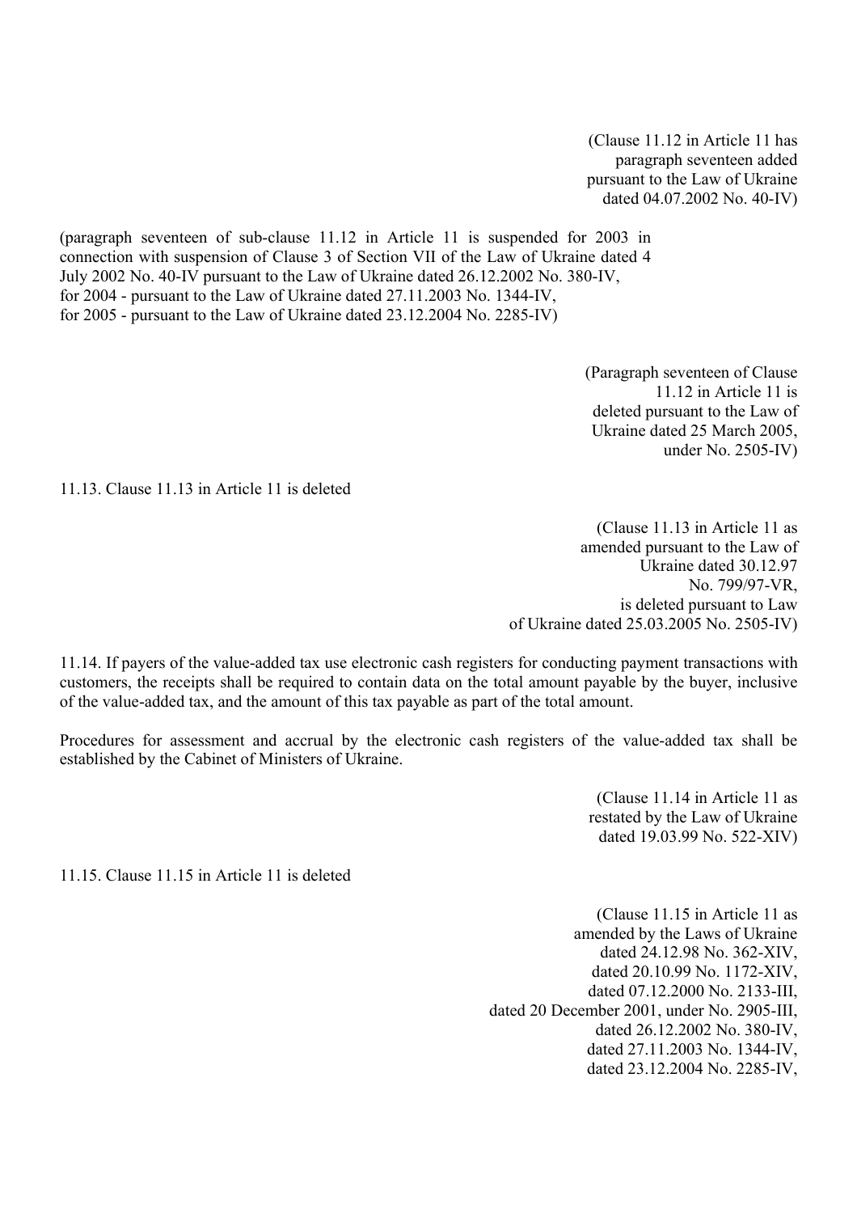(Clause 11.12 in Article 11 has paragraph seventeen added pursuant to the Law of Ukraine dated 04.07.2002 No. 40-IV)

(paragraph seventeen of sub-clause 11.12 in Article 11 is suspended for 2003 in connection with suspension of Clause 3 of Section VII of the Law of Ukraine dated 4 July 2002 No. 40-IV pursuant to the Law of Ukraine dated 26.12.2002 No. 380-IV, for 2004 - pursuant to the Law of Ukraine dated 27.11.2003 No. 1344-IV, for 2005 - pursuant to the Law of Ukraine dated 23.12.2004 No. 2285-IV)

(Paragraph seventeen of Clause 11.12 in Article 11 is deleted pursuant to the Law of Ukraine dated 25 March 2005, under No. 2505-IV)

11.13. Clause 11.13 in Article 11 is deleted

(Clause 11.13 in Article 11 as amended pursuant to the Law of Ukraine dated 30.12.97 No. 799/97-VR, is deleted pursuant to Law of Ukraine dated 25.03.2005 No. 2505-IV)

11.14. If payers of the value-added tax use electronic cash registers for conducting payment transactions with customers, the receipts shall be required to contain data on the total amount payable by the buyer, inclusive of the value-added tax, and the amount of this tax payable as part of the total amount.

Procedures for assessment and accrual by the electronic cash registers of the value-added tax shall be established by the Cabinet of Ministers of Ukraine.

(Clause 11.14 in Article 11 as restated by the Law of Ukraine dated 19.03.99 No. 522-XIV)

11.15. Clause 11.15 in Article 11 is deleted

(Clause 11.15 in Article 11 as amended by the Laws of Ukraine dated 24.12.98 No. 362-XIV, dated 20.10.99 No. 1172-XIV, dated 07.12.2000 No. 2133-III, dated 20 December 2001, under No. 2905-III, dated 26.12.2002 No. 380-IV, dated 27.11.2003 No. 1344-IV, dated 23.12.2004 No. 2285-IV,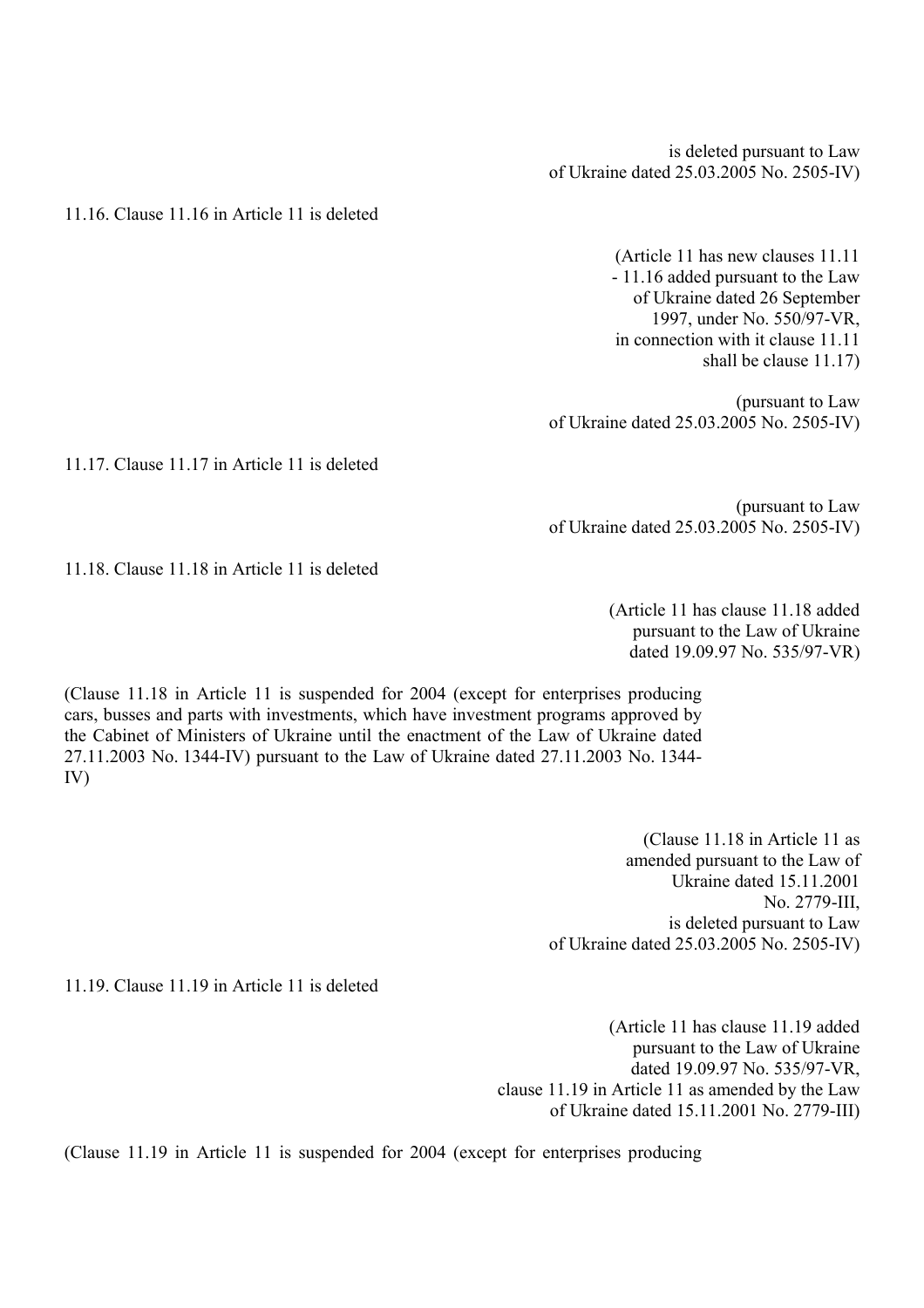is deleted pursuant to Law of Ukraine dated 25.03.2005 No. 2505-IV)

11.16. Clause 11.16 in Article 11 is deleted

(Article 11 has new clauses 11.11 - 11.16 added pursuant to the Law of Ukraine dated 26 September 1997, under No. 550/97-VR, in connection with it clause 11.11 shall be clause 11.17)

(pursuant to Law of Ukraine dated 25.03.2005 No. 2505-IV)

11.17. Clause 11.17 in Article 11 is deleted

(pursuant to Law of Ukraine dated 25.03.2005 No. 2505-IV)

11.18. Clause 11.18 in Article 11 is deleted

(Article 11 has clause 11.18 added pursuant to the Law of Ukraine dated 19.09.97 No. 535/97-VR)

(Clause 11.18 in Article 11 is suspended for 2004 (except for enterprises producing cars, busses and parts with investments, which have investment programs approved by the Cabinet of Ministers of Ukraine until the enactment of the Law of Ukraine dated 27.11.2003 No. 1344-IV) pursuant to the Law of Ukraine dated 27.11.2003 No. 1344-IV)

(Clause 11.18 in Article 11 as amended pursuant to the Law of Ukraine dated 15.11.2001 No. 2779-III, is deleted pursuant to Law of Ukraine dated 25.03.2005 No. 2505-IV)

11.19. Clause 11.19 in Article 11 is deleted

(Article 11 has clause 11.19 added pursuant to the Law of Ukraine dated 19.09.97 No. 535/97-VR, clause 11.19 in Article 11 as amended by the Law of Ukraine dated 15.11.2001 No. 2779-III)

(Clause 11.19 in Article 11 is suspended for 2004 (except for enterprises producing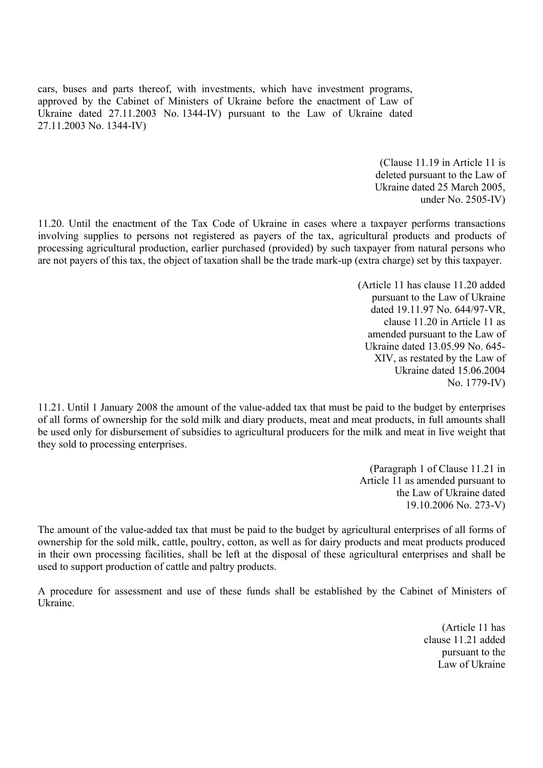cars, buses and parts thereof, with investments, which have investment programs, approved by the Cabinet of Ministers of Ukraine before the enactment of Law of Ukraine dated 27.11.2003 No. 1344-IV) pursuant to the Law of Ukraine dated 27.11.2003 No. 1344-IV)

(Clause 11.19 in Article 11 is deleted pursuant to the Law of Ukraine dated 25 March 2005, under No. 2505-IV)

11.20. Until the enactment of the Tax Code of Ukraine in cases where a taxpayer performs transactions involving supplies to persons not registered as payers of the tax, agricultural products and products of processing agricultural production, earlier purchased (provided) by such taxpayer from natural persons who are not payers of this tax, the object of taxation shall be the trade mark-up (extra charge) set by this taxpayer.

(Article 11 has clause 11.20 added pursuant to the Law of Ukraine dated 19.11.97 No. 644/97-VR, clause 11.20 in Article 11 as amended pursuant to the Law of Ukraine dated 13.05.99 No. 645-XIV, as restated by the Law of Ukraine dated 15.06.2004 No. 1779-IV)

11.21. Until 1 January 2008 the amount of the value-added tax that must be paid to the budget by enterprises of all forms of ownership for the sold milk and diary products, meat and meat products, in full amounts shall be used only for disbursement of subsidies to agricultural producers for the milk and meat in live weight that they sold to processing enterprises.

(Paragraph 1 of Clause 11.21 in Article 11 as amended pursuant to the Law of Ukraine dated 19.10.2006 No. 273-V)

The amount of the value-added tax that must be paid to the budget by agricultural enterprises of all forms of ownership for the sold milk, cattle, poultry, cotton, as well as for dairy products and meat products produced in their own processing facilities, shall be left at the disposal of these agricultural enterprises and shall be used to support production of cattle and paltry products.

A procedure for assessment and use of these funds shall be established by the Cabinet of Ministers of Ukraine.

(Article 11 has clause 11.21 added pursuant to the Law of Ukraine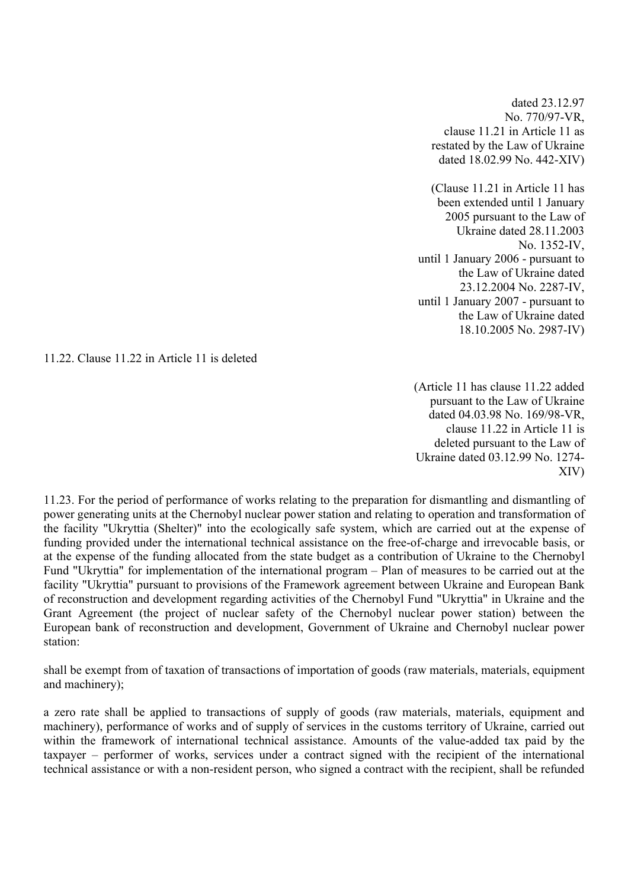dated 23.12.97 No. 770/97-VR, clause 11.21 in Article 11 as restated by the Law of Ukraine dated 18.02.99 No. 442-XIV)

(Clause 11.21 in Article 11 has been extended until 1 January 2005 pursuant to the Law of Ukraine dated 28.11.2003 No. 1352-IV, until 1 January 2006 - pursuant to the Law of Ukraine dated 23.12.2004 No. 2287-IV, until 1 January 2007 - pursuant to the Law of Ukraine dated 18.10.2005 No. 2987-IV)

11.22. Clause 11.22 in Article 11 is deleted

(Article 11 has clause 11.22 added pursuant to the Law of Ukraine dated 04.03.98 No. 169/98-VR, clause 11.22 in Article 11 is deleted pursuant to the Law of Ukraine dated 03.12.99 No. 1274-XIV)

11.23. For the period of performance of works relating to the preparation for dismantling and dismantling of power generating units at the Chernobyl nuclear power station and relating to operation and transformation of the facility "Ukryttia (Shelter)" into the ecologically safe system, which are carried out at the expense of funding provided under the international technical assistance on the free-of-charge and irrevocable basis, or at the expense of the funding allocated from the state budget as a contribution of Ukraine to the Chernobyl Fund "Ukryttia" for implementation of the international program – Plan of measures to be carried out at the facility "Ukryttia" pursuant to provisions of the Framework agreement between Ukraine and European Bank of reconstruction and development regarding activities of the Chernobyl Fund "Ukryttia" in Ukraine and the Grant Agreement (the project of nuclear safety of the Chernobyl nuclear power station) between the European bank of reconstruction and development, Government of Ukraine and Chernobyl nuclear power station:

shall be exempt from of taxation of transactions of importation of goods (raw materials, materials, equipment and machinery);

a zero rate shall be applied to transactions of supply of goods (raw materials, materials, equipment and machinery), performance of works and of supply of services in the customs territory of Ukraine, carried out within the framework of international technical assistance. Amounts of the value-added tax paid by the taxpayer – performer of works, services under a contract signed with the recipient of the international technical assistance or with a non-resident person, who signed a contract with the recipient, shall be refunded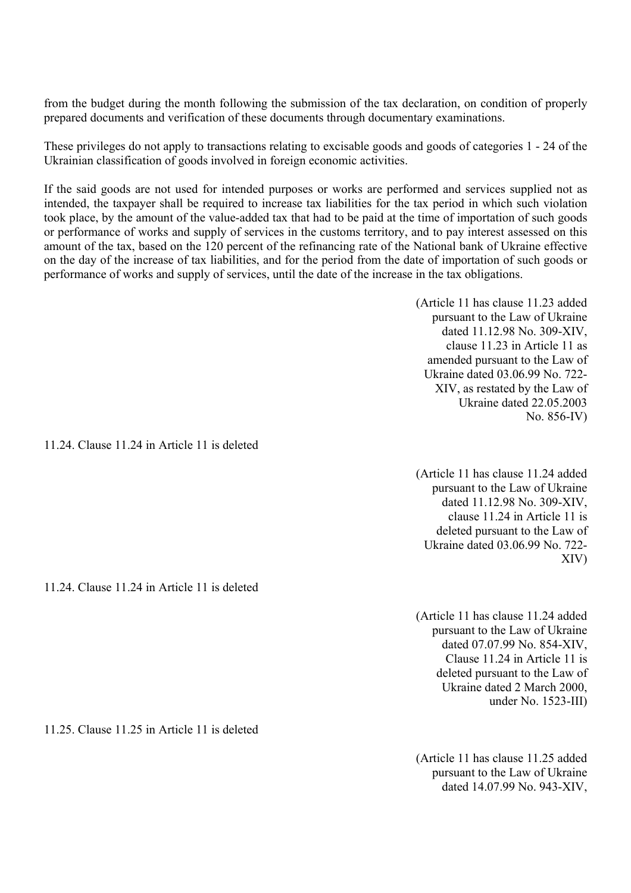from the budget during the month following the submission of the tax declaration, on condition of properly prepared documents and verification of these documents through documentary examinations.

These privileges do not apply to transactions relating to excisable goods and goods of categories 1 - 24 of the Ukrainian classification of goods involved in foreign economic activities.

If the said goods are not used for intended purposes or works are performed and services supplied not as intended, the taxpayer shall be required to increase tax liabilities for the tax period in which such violation took place, by the amount of the value-added tax that had to be paid at the time of importation of such goods or performance of works and supply of services in the customs territory, and to pay interest assessed on this amount of the tax, based on the 120 percent of the refinancing rate of the National bank of Ukraine effective on the day of the increase of tax liabilities, and for the period from the date of importation of such goods or performance of works and supply of services, until the date of the increase in the tax obligations.

(Article 11 has clause 11.23 added pursuant to the Law of Ukraine dated 11.12.98 No. 309-XIV, clause 11.23 in Article 11 as amended pursuant to the Law of Ukraine dated 03.06.99 No. 722-XIV, as restated by the Law of Ukraine dated 22.05.2003 No. 856-IV)

11.24. Clause 11.24 in Article 11 is deleted

(Article 11 has clause 11.24 added pursuant to the Law of Ukraine dated 11.12.98 No. 309-XIV, clause 11.24 in Article 11 is deleted pursuant to the Law of Ukraine dated 03.06.99 No. 722-XIV)

11.24. Clause 11.24 in Article 11 is deleted

(Article 11 has clause 11.24 added pursuant to the Law of Ukraine dated 07.07.99 No. 854-XIV, Clause 11.24 in Article 11 is deleted pursuant to the Law of Ukraine dated 2 March 2000, under No. 1523-III)

11.25. Clause 11.25 in Article 11 is deleted

(Article 11 has clause 11.25 added pursuant to the Law of Ukraine dated 14.07.99 No. 943-XIV,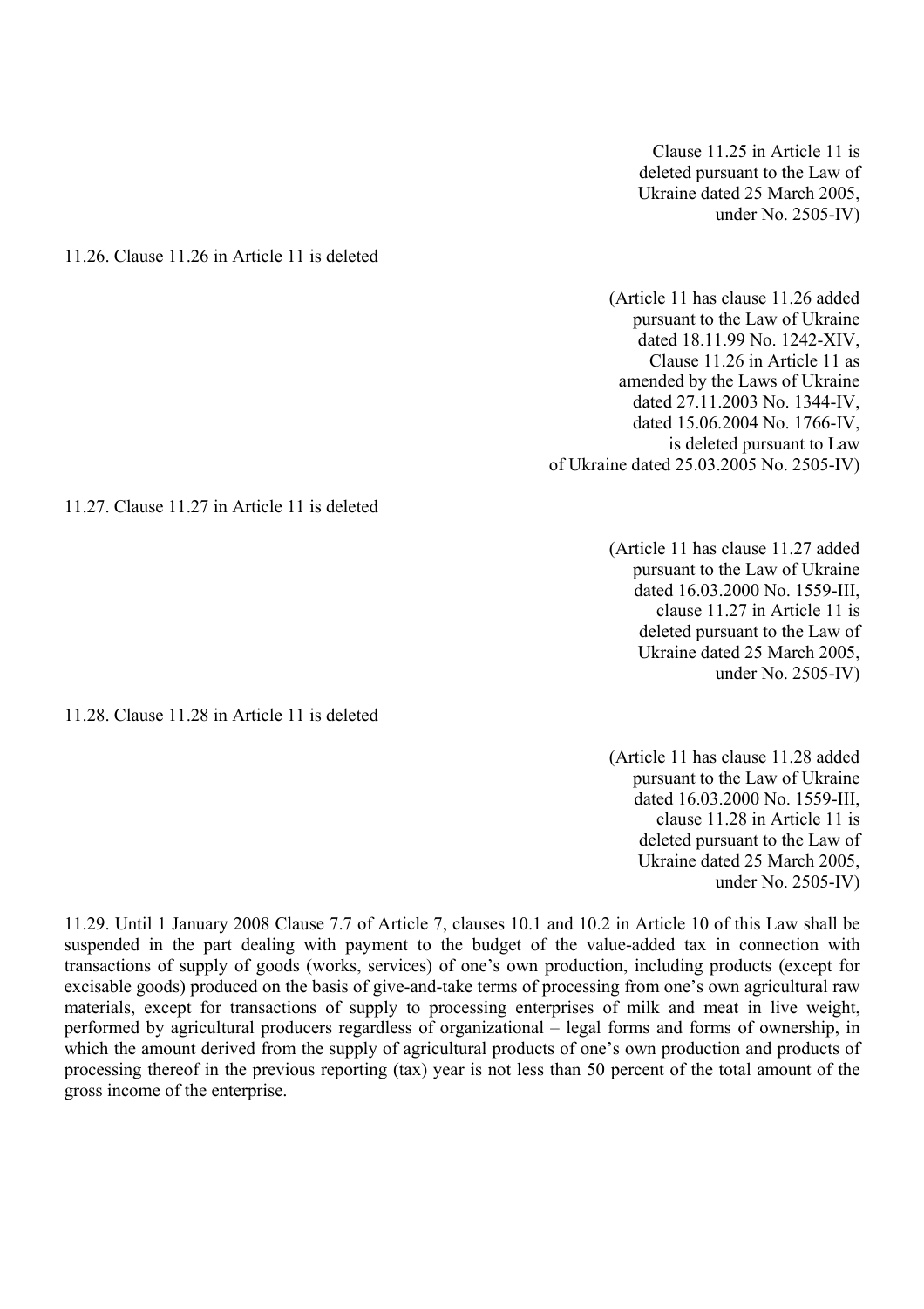Clause 11.25 in Article 11 is deleted pursuant to the Law of Ukraine dated 25 March 2005, under No. 2505-IV)

11.26. Clause 11.26 in Article 11 is deleted

(Article 11 has clause 11.26 added pursuant to the Law of Ukraine dated 18.11.99 No. 1242-XIV, Clause 11.26 in Article 11 as amended by the Laws of Ukraine dated 27.11.2003 No. 1344-IV, dated 15.06.2004 No. 1766-IV, is deleted pursuant to Law of Ukraine dated 25.03.2005 No. 2505-IV)

11.27. Clause 11.27 in Article 11 is deleted

(Article 11 has clause 11.27 added pursuant to the Law of Ukraine dated 16.03.2000 No. 1559-III, clause 11.27 in Article 11 is deleted pursuant to the Law of Ukraine dated 25 March 2005, under No. 2505-IV)

11.28. Clause 11.28 in Article 11 is deleted

(Article 11 has clause 11.28 added pursuant to the Law of Ukraine dated 16.03.2000 No. 1559-III, clause 11.28 in Article 11 is deleted pursuant to the Law of Ukraine dated 25 March 2005, under No. 2505-IV)

11.29. Until 1 January 2008 Clause 7.7 of Article 7, clauses 10.1 and 10.2 in Article 10 of this Law shall be suspended in the part dealing with payment to the budget of the value-added tax in connection with transactions of supply of goods (works, services) of one's own production, including products (except for excisable goods) produced on the basis of give-and-take terms of processing from one's own agricultural raw materials, except for transactions of supply to processing enterprises of milk and meat in live weight, performed by agricultural producers regardless of organizational – legal forms and forms of ownership, in which the amount derived from the supply of agricultural products of one's own production and products of processing thereof in the previous reporting (tax) year is not less than 50 percent of the total amount of the gross income of the enterprise.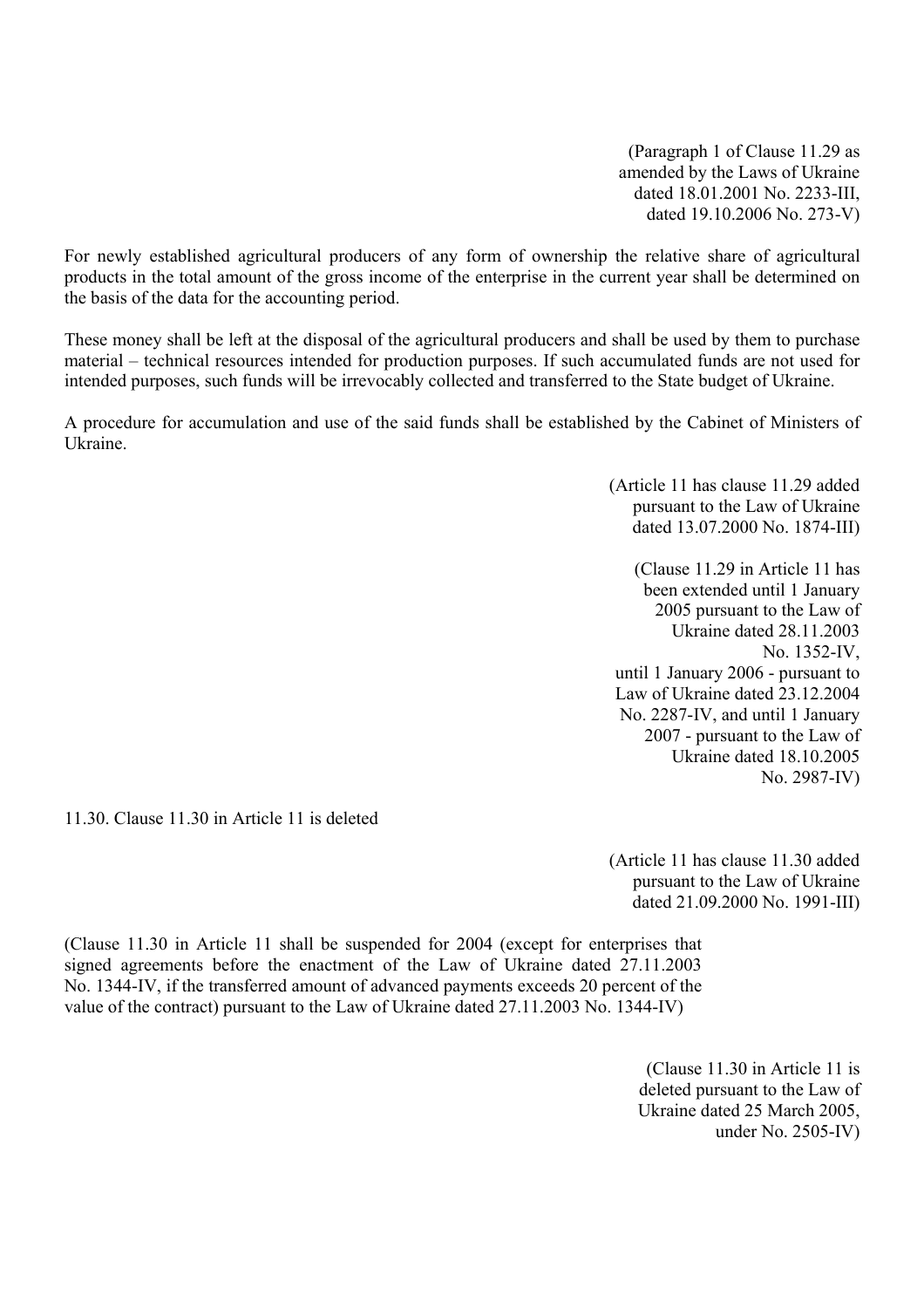(Paragraph 1 of Clause 11.29 as amended by the Laws of Ukraine dated 18.01.2001 No. 2233-III, dated 19.10.2006 No. 273-V)

For newly established agricultural producers of any form of ownership the relative share of agricultural products in the total amount of the gross income of the enterprise in the current year shall be determined on the basis of the data for the accounting period.

These money shall be left at the disposal of the agricultural producers and shall be used by them to purchase material – technical resources intended for production purposes. If such accumulated funds are not used for intended purposes, such funds will be irrevocably collected and transferred to the State budget of Ukraine.

A procedure for accumulation and use of the said funds shall be established by the Cabinet of Ministers of Ukraine.

(Article 11 has clause 11.29 added pursuant to the Law of Ukraine dated 13.07.2000 No. 1874-III)

(Clause 11.29 in Article 11 has been extended until 1 January 2005 pursuant to the Law of Ukraine dated 28.11.2003 No. 1352-IV, until 1 January 2006 - pursuant to Law of Ukraine dated 23.12.2004 No. 2287-IV, and until 1 January 2007 - pursuant to the Law of Ukraine dated 18.10.2005 No. 2987-IV)

11.30. Clause 11.30 in Article 11 is deleted

(Article 11 has clause 11.30 added pursuant to the Law of Ukraine dated 21.09.2000 No. 1991-III)

(Clause 11.30 in Article 11 shall be suspended for 2004 (except for enterprises that signed agreements before the enactment of the Law of Ukraine dated 27.11.2003 No. 1344-IV, if the transferred amount of advanced payments exceeds 20 percent of the value of the contract) pursuant to the Law of Ukraine dated 27.11.2003 No. 1344-IV)

(Clause 11.30 in Article 11 is deleted pursuant to the Law of Ukraine dated 25 March 2005, under No. 2505-IV)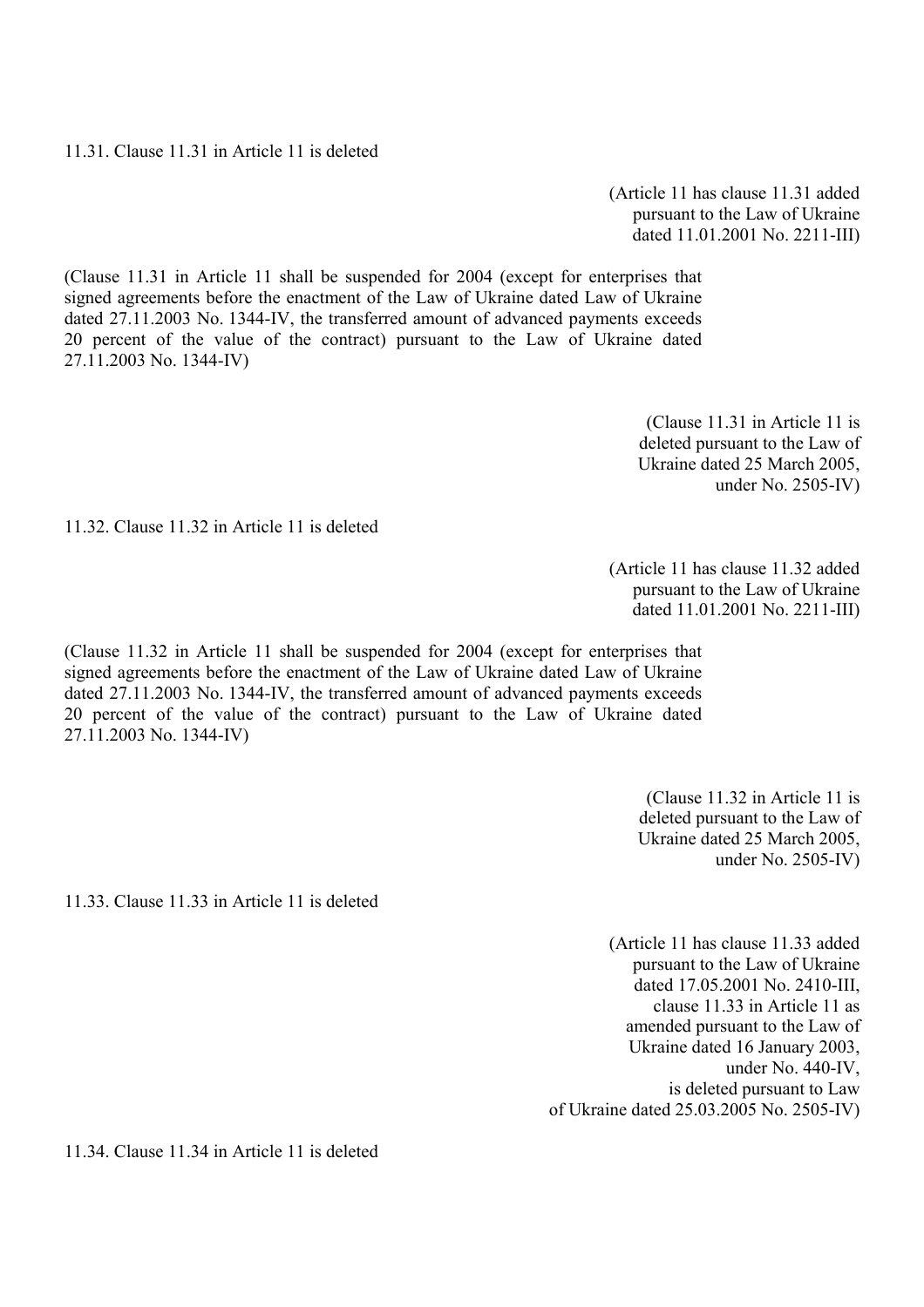11.31. Clause 11.31 in Article 11 is deleted

(Article 11 has clause 11.31 added pursuant to the Law of Ukraine dated 11.01.2001 No. 2211-III)

(Clause 11.31 in Article 11 shall be suspended for 2004 (except for enterprises that signed agreements before the enactment of the Law of Ukraine dated Law of Ukraine dated 27.11.2003 No. 1344-IV, the transferred amount of advanced payments exceeds 20 percent of the value of the contract) pursuant to the Law of Ukraine dated 27.11.2003 No. 1344-IV)

(Clause 11.31 in Article 11 is deleted pursuant to the Law of Ukraine dated 25 March 2005, under No. 2505-IV)

11.32. Clause 11.32 in Article 11 is deleted

(Article 11 has clause 11.32 added pursuant to the Law of Ukraine dated 11.01.2001 No. 2211-III)

(Clause 11.32 in Article 11 shall be suspended for 2004 (except for enterprises that signed agreements before the enactment of the Law of Ukraine dated Law of Ukraine dated 27.11.2003 No. 1344-IV, the transferred amount of advanced payments exceeds 20 percent of the value of the contract) pursuant to the Law of Ukraine dated 27.11.2003 No. 1344-IV)

(Clause 11.32 in Article 11 is deleted pursuant to the Law of Ukraine dated 25 March 2005, under No. 2505-IV)

11.33. Clause 11.33 in Article 11 is deleted

(Article 11 has clause 11.33 added pursuant to the Law of Ukraine dated 17.05.2001 No. 2410-III, clause 11.33 in Article 11 as amended pursuant to the Law of Ukraine dated 16 January 2003, under No. 440-IV, is deleted pursuant to Law of Ukraine dated 25.03.2005 No. 2505-IV)

11.34. Clause 11.34 in Article 11 is deleted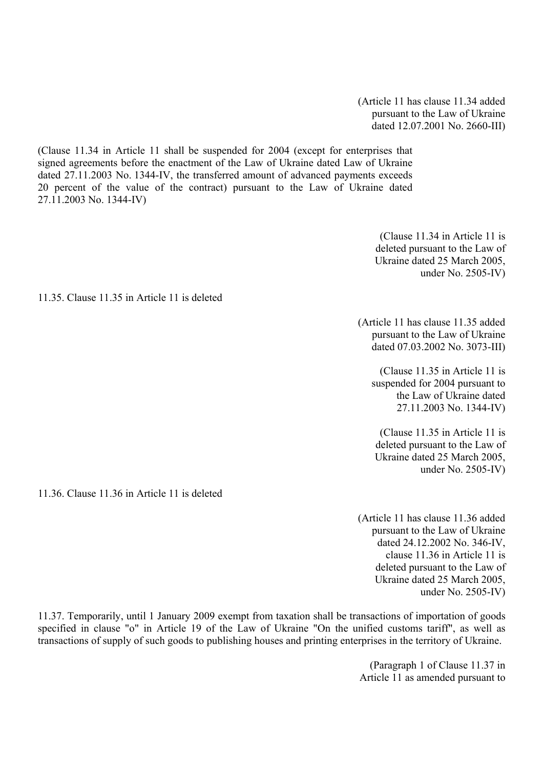(Article 11 has clause 11.34 added pursuant to the Law of Ukraine dated 12.07.2001 No. 2660-III)

(Clause 11.34 in Article 11 shall be suspended for 2004 (except for enterprises that signed agreements before the enactment of the Law of Ukraine dated Law of Ukraine dated 27.11.2003 No. 1344-IV, the transferred amount of advanced payments exceeds 20 percent of the value of the contract) pursuant to the Law of Ukraine dated 27.11.2003 No. 1344-IV)

(Clause 11.34 in Article 11 is deleted pursuant to the Law of Ukraine dated 25 March 2005, under No. 2505-IV)

11.35. Clause 11.35 in Article 11 is deleted

(Article 11 has clause 11.35 added pursuant to the Law of Ukraine dated 07.03.2002 No. 3073-III)

(Clause 11.35 in Article 11 is suspended for 2004 pursuant to the Law of Ukraine dated 27.11.2003 No. 1344-IV)

(Clause 11.35 in Article 11 is deleted pursuant to the Law of Ukraine dated 25 March 2005, under No. 2505-IV)

11.36. Clause 11.36 in Article 11 is deleted

(Article 11 has clause 11.36 added pursuant to the Law of Ukraine dated 24.12.2002 No. 346-IV, clause 11.36 in Article 11 is deleted pursuant to the Law of Ukraine dated 25 March 2005, under No. 2505-IV)

11.37. Temporarily, until 1 January 2009 exempt from taxation shall be transactions of importation of goods specified in clause "o" in Article 19 of the Law of Ukraine "On the unified customs tariff", as well as transactions of supply of such goods to publishing houses and printing enterprises in the territory of Ukraine.

(Paragraph 1 of Clause 11.37 in Article 11 as amended pursuant to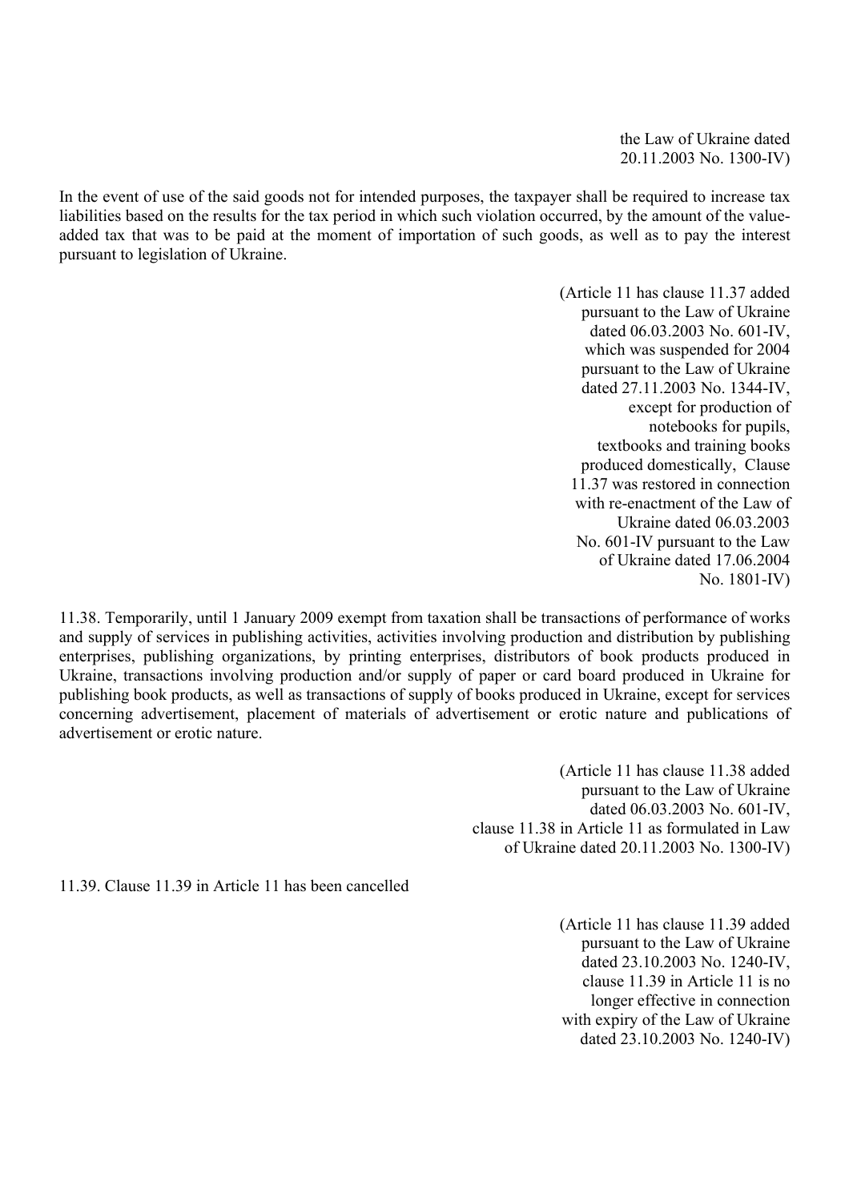the Law of Ukraine dated 20.11.2003 No. 1300-IV)

In the event of use of the said goods not for intended purposes, the taxpayer shall be required to increase tax liabilities based on the results for the tax period in which such violation occurred, by the amount of the value-added tax that was to be paid at the moment of importation of such goods, as well as to pay the interest pursuant to legislation of Ukraine.

(Article 11 has clause 11.37 added pursuant to the Law of Ukraine dated 06.03.2003 No. 601-IV, which was suspended for 2004 pursuant to the Law of Ukraine dated 27.11.2003 No. 1344-IV, except for production of notebooks for pupils, textbooks and training books produced domestically, Clause 11.37 was restored in connection with re-enactment of the Law of Ukraine dated 06.03.2003 No. 601-IV pursuant to the Law of Ukraine dated 17.06.2004 No. 1801-IV)

11.38. Temporarily, until 1 January 2009 exempt from taxation shall be transactions of performance of works and supply of services in publishing activities, activities involving production and distribution by publishing enterprises, publishing organizations, by printing enterprises, distributors of book products produced in Ukraine, transactions involving production and/or supply of paper or card board produced in Ukraine for publishing book products, as well as transactions of supply of books produced in Ukraine, except for services concerning advertisement, placement of materials of advertisement or erotic nature and publications of advertisement or erotic nature.

(Article 11 has clause 11.38 added pursuant to the Law of Ukraine dated 06.03.2003 No. 601-IV, clause 11.38 in Article 11 as formulated in Law of Ukraine dated 20.11.2003 No. 1300-IV)

11.39. Clause 11.39 in Article 11 has been cancelled

(Article 11 has clause 11.39 added pursuant to the Law of Ukraine dated 23.10.2003 No. 1240-IV, clause 11.39 in Article 11 is no longer effective in connection with expiry of the Law of Ukraine dated 23.10.2003 No. 1240-IV)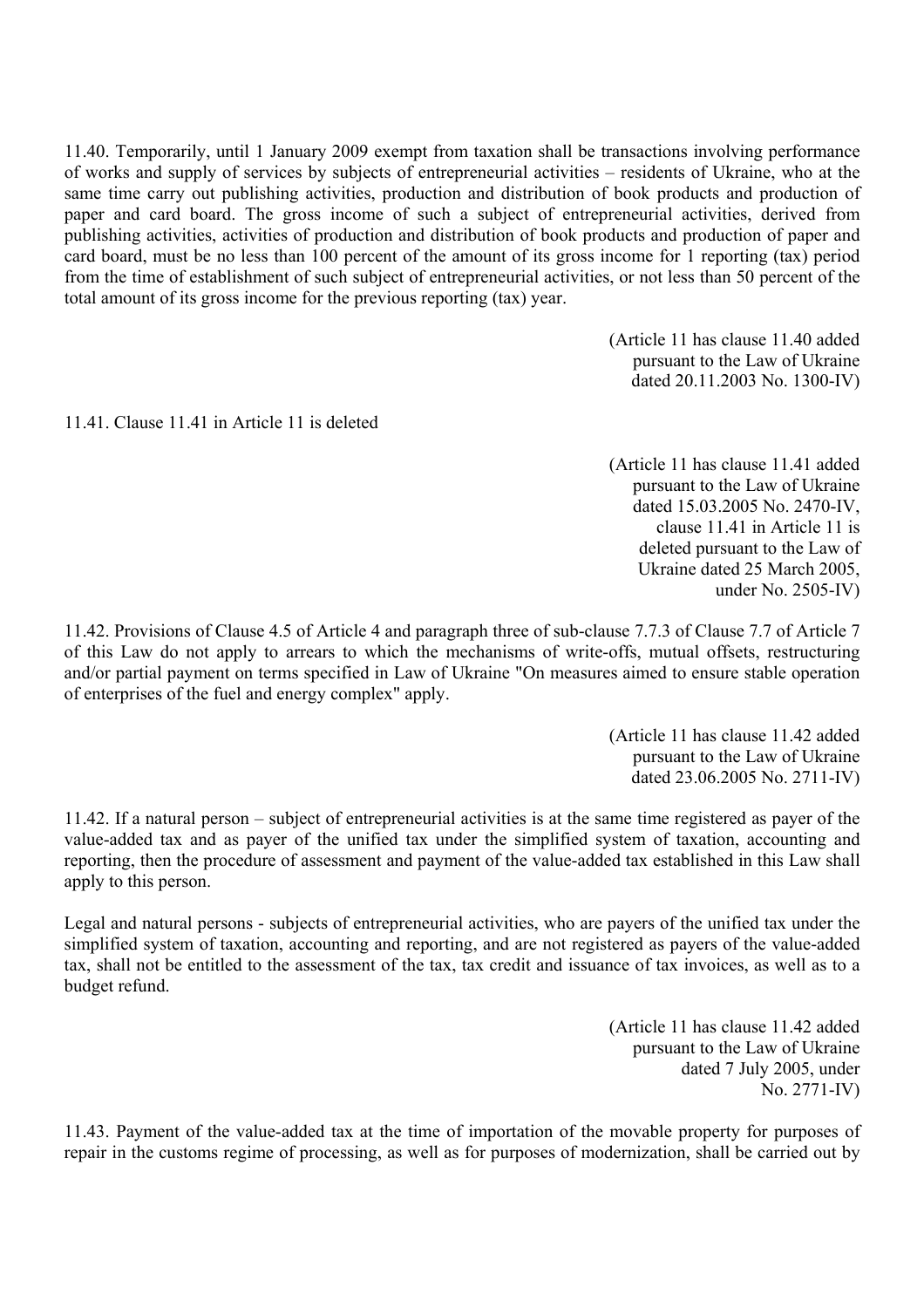11.40. Temporarily, until 1 January 2009 exempt from taxation shall be transactions involving performance of works and supply of services by subjects of entrepreneurial activities – residents of Ukraine, who at the same time carry out publishing activities, production and distribution of book products and production of paper and card board. The gross income of such a subject of entrepreneurial activities, derived from publishing activities, activities of production and distribution of book products and production of paper and card board, must be no less than 100 percent of the amount of its gross income for 1 reporting (tax) period from the time of establishment of such subject of entrepreneurial activities, or not less than 50 percent of the total amount of its gross income for the previous reporting (tax) year.

(Article 11 has clause 11.40 added pursuant to the Law of Ukraine dated 20.11.2003 No. 1300-IV)

11.41. Clause 11.41 in Article 11 is deleted

(Article 11 has clause 11.41 added pursuant to the Law of Ukraine dated 15.03.2005 No. 2470-IV, clause 11.41 in Article 11 is deleted pursuant to the Law of Ukraine dated 25 March 2005, under No. 2505-IV)

11.42. Provisions of Clause 4.5 of Article 4 and paragraph three of sub-clause 7.7.3 of Clause 7.7 of Article 7 of this Law do not apply to arrears to which the mechanisms of write-offs, mutual offsets, restructuring and/or partial payment on terms specified in Law of Ukraine "On measures aimed to ensure stable operation of enterprises of the fuel and energy complex" apply.

(Article 11 has clause 11.42 added pursuant to the Law of Ukraine dated 23.06.2005 No. 2711-IV)

11.42. If a natural person – subject of entrepreneurial activities is at the same time registered as payer of the value-added tax and as payer of the unified tax under the simplified system of taxation, accounting and reporting, then the procedure of assessment and payment of the value-added tax established in this Law shall apply to this person.

Legal and natural persons - subjects of entrepreneurial activities, who are payers of the unified tax under the simplified system of taxation, accounting and reporting, and are not registered as payers of the value-added tax, shall not be entitled to the assessment of the tax, tax credit and issuance of tax invoices, as well as to a budget refund.

(Article 11 has clause 11.42 added pursuant to the Law of Ukraine dated 7 July 2005, under No. 2771-IV)

11.43. Payment of the value-added tax at the time of importation of the movable property for purposes of repair in the customs regime of processing, as well as for purposes of modernization, shall be carried out by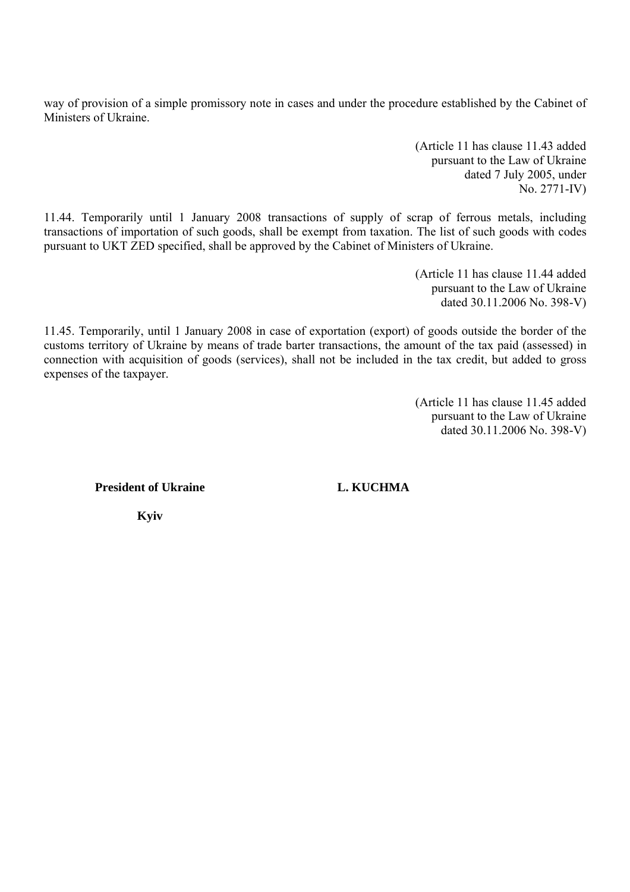way of provision of a simple promissory note in cases and under the procedure established by the Cabinet of Ministers of Ukraine.

(Article 11 has clause 11.43 added pursuant to the Law of Ukraine dated 7 July 2005, under No. 2771-IV)

11.44. Temporarily until 1 January 2008 transactions of supply of scrap of ferrous metals, including transactions of importation of such goods, shall be exempt from taxation. The list of such goods with codes pursuant to UKT ZED specified, shall be approved by the Cabinet of Ministers of Ukraine.

(Article 11 has clause 11.44 added pursuant to the Law of Ukraine dated 30.11.2006 No. 398-V)

11.45. Temporarily, until 1 January 2008 in case of exportation (export) of goods outside the border of the customs territory of Ukraine by means of trade barter transactions, the amount of the tax paid (assessed) in connection with acquisition of goods (services), shall not be included in the tax credit, but added to gross expenses of the taxpayer.

(Article 11 has clause 11.45 added pursuant to the Law of Ukraine dated 30.11.2006 No. 398-V)

**President of Ukraine** **L. KUCHMA**

**Kyiv**